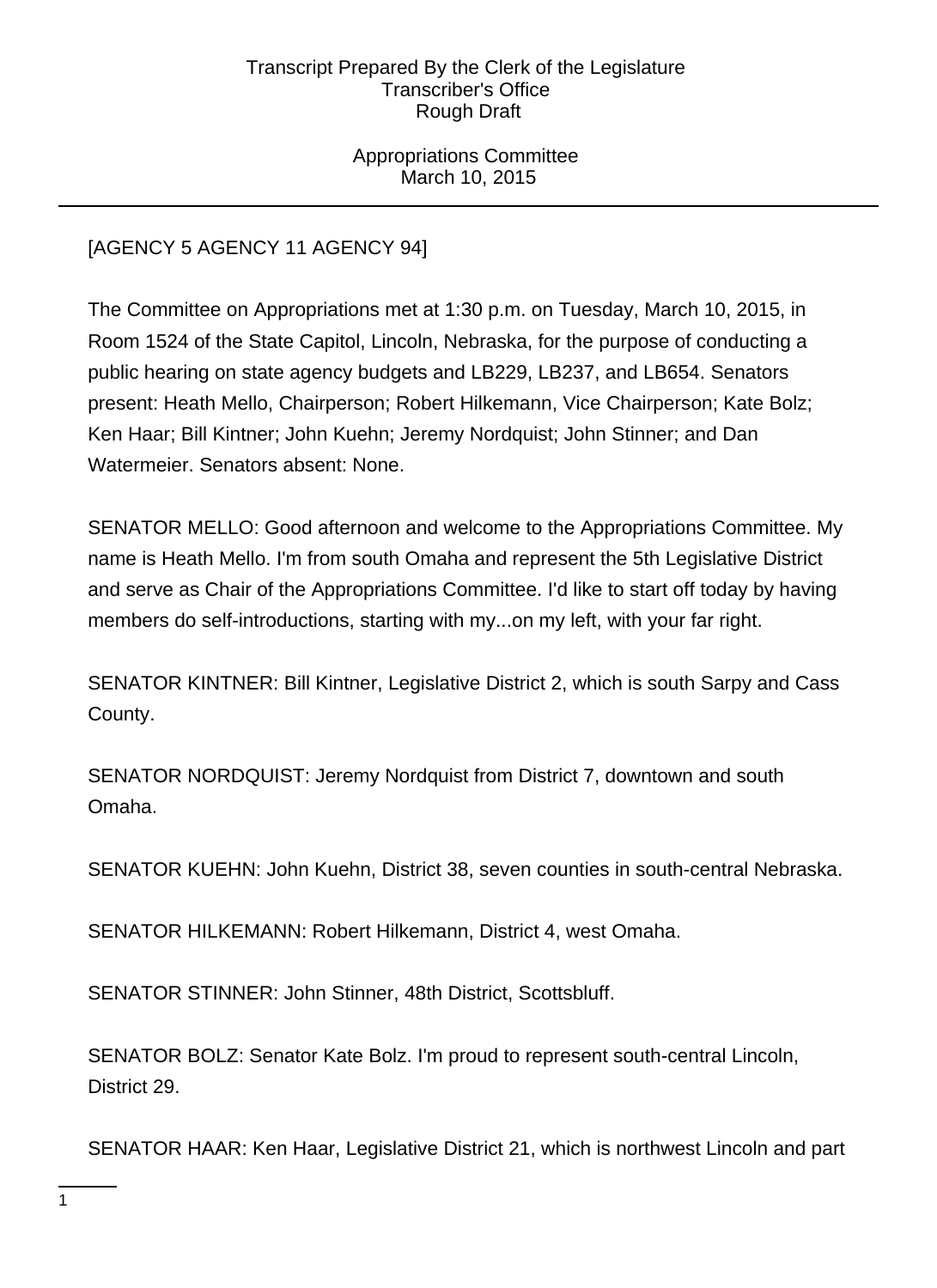[AGENCY 5 AGENCY 11 AGENCY 94]

The Committee on Appropriations met at 1:30 p.m. on Tuesday, March 10, 2015, in Room 1524 of the State Capitol, Lincoln, Nebraska, for the purpose of conducting a public hearing on state agency budgets and LB229, LB237, and LB654. Senators present: Heath Mello, Chairperson; Robert Hilkemann, Vice Chairperson; Kate Bolz; Ken Haar; Bill Kintner; John Kuehn; Jeremy Nordquist; John Stinner; and Dan Watermeier. Senators absent: None.

SENATOR MELLO: Good afternoon and welcome to the Appropriations Committee. My name is Heath Mello. I'm from south Omaha and represent the 5th Legislative District and serve as Chair of the Appropriations Committee. I'd like to start off today by having members do self-introductions, starting with my...on my left, with your far right.

SENATOR KINTNER: Bill Kintner, Legislative District 2, which is south Sarpy and Cass County.

SENATOR NORDQUIST: Jeremy Nordquist from District 7, downtown and south Omaha.

SENATOR KUEHN: John Kuehn, District 38, seven counties in south-central Nebraska.

SENATOR HILKEMANN: Robert Hilkemann, District 4, west Omaha.

SENATOR STINNER: John Stinner, 48th District, Scottsbluff.

SENATOR BOLZ: Senator Kate Bolz. I'm proud to represent south-central Lincoln, District 29.

SENATOR HAAR: Ken Haar, Legislative District 21, which is northwest Lincoln and part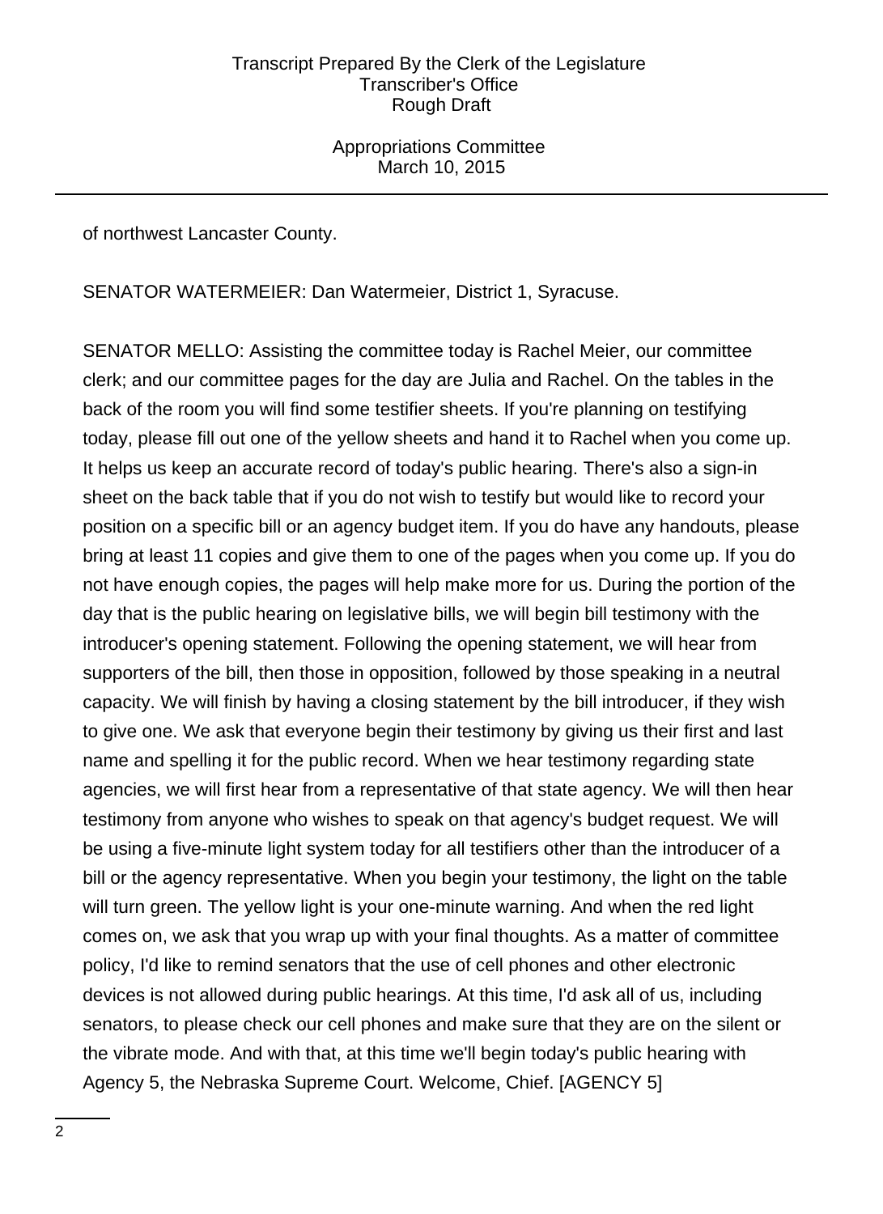of northwest Lancaster County.

SENATOR WATERMEIER: Dan Watermeier, District 1, Syracuse.

SENATOR MELLO: Assisting the committee today is Rachel Meier, our committee clerk; and our committee pages for the day are Julia and Rachel. On the tables in the back of the room you will find some testifier sheets. If you're planning on testifying today, please fill out one of the yellow sheets and hand it to Rachel when you come up. It helps us keep an accurate record of today's public hearing. There's also a sign-in sheet on the back table that if you do not wish to testify but would like to record your position on a specific bill or an agency budget item. If you do have any handouts, please bring at least 11 copies and give them to one of the pages when you come up. If you do not have enough copies, the pages will help make more for us. During the portion of the day that is the public hearing on legislative bills, we will begin bill testimony with the introducer's opening statement. Following the opening statement, we will hear from supporters of the bill, then those in opposition, followed by those speaking in a neutral capacity. We will finish by having a closing statement by the bill introducer, if they wish to give one. We ask that everyone begin their testimony by giving us their first and last name and spelling it for the public record. When we hear testimony regarding state agencies, we will first hear from a representative of that state agency. We will then hear testimony from anyone who wishes to speak on that agency's budget request. We will be using a five-minute light system today for all testifiers other than the introducer of a bill or the agency representative. When you begin your testimony, the light on the table will turn green. The yellow light is your one-minute warning. And when the red light comes on, we ask that you wrap up with your final thoughts. As a matter of committee policy, I'd like to remind senators that the use of cell phones and other electronic devices is not allowed during public hearings. At this time, I'd ask all of us, including senators, to please check our cell phones and make sure that they are on the silent or the vibrate mode. And with that, at this time we'll begin today's public hearing with Agency 5, the Nebraska Supreme Court. Welcome, Chief. [AGENCY 5]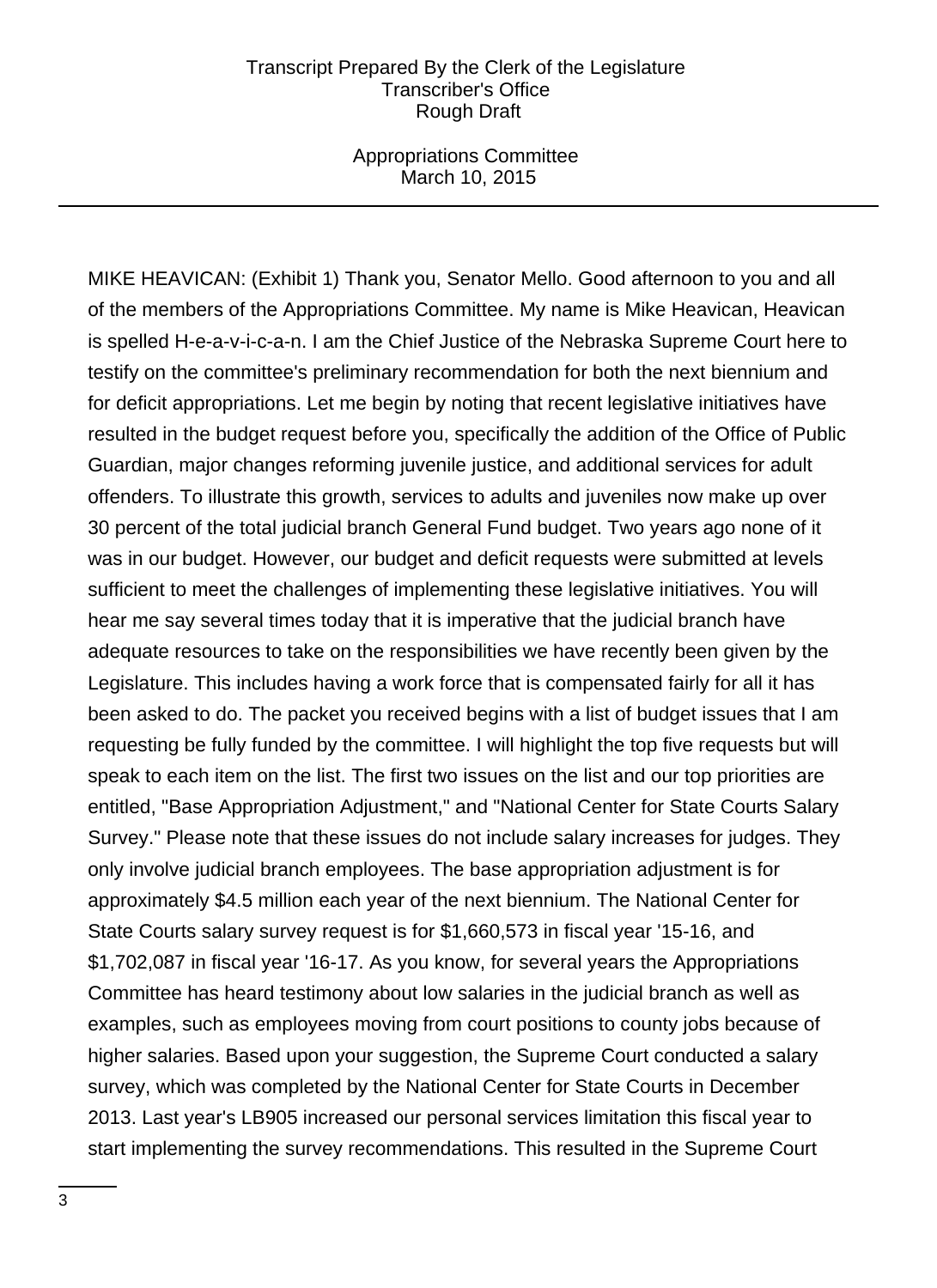MIKE HEAVICAN: (Exhibit 1) Thank you, Senator Mello. Good afternoon to you and all of the members of the Appropriations Committee. My name is Mike Heavican, Heavican is spelled H-e-a-v-i-c-a-n. I am the Chief Justice of the Nebraska Supreme Court here to testify on the committee's preliminary recommendation for both the next biennium and for deficit appropriations. Let me begin by noting that recent legislative initiatives have resulted in the budget request before you, specifically the addition of the Office of Public Guardian, major changes reforming juvenile justice, and additional services for adult offenders. To illustrate this growth, services to adults and juveniles now make up over 30 percent of the total judicial branch General Fund budget. Two years ago none of it was in our budget. However, our budget and deficit requests were submitted at levels sufficient to meet the challenges of implementing these legislative initiatives. You will hear me say several times today that it is imperative that the judicial branch have adequate resources to take on the responsibilities we have recently been given by the Legislature. This includes having a work force that is compensated fairly for all it has been asked to do. The packet you received begins with a list of budget issues that I am requesting be fully funded by the committee. I will highlight the top five requests but will speak to each item on the list. The first two issues on the list and our top priorities are entitled, "Base Appropriation Adjustment," and "National Center for State Courts Salary Survey." Please note that these issues do not include salary increases for judges. They only involve judicial branch employees. The base appropriation adjustment is for approximately $4.5 million each year of the next biennium. The National Center for State Courts salary survey request is for $1,660,573 in fiscal year '15-16, and $1,702,087 in fiscal year '16-17. As you know, for several years the Appropriations Committee has heard testimony about low salaries in the judicial branch as well as examples, such as employees moving from court positions to county jobs because of higher salaries. Based upon your suggestion, the Supreme Court conducted a salary survey, which was completed by the National Center for State Courts in December 2013. Last year's LB905 increased our personal services limitation this fiscal year to start implementing the survey recommendations. This resulted in the Supreme Court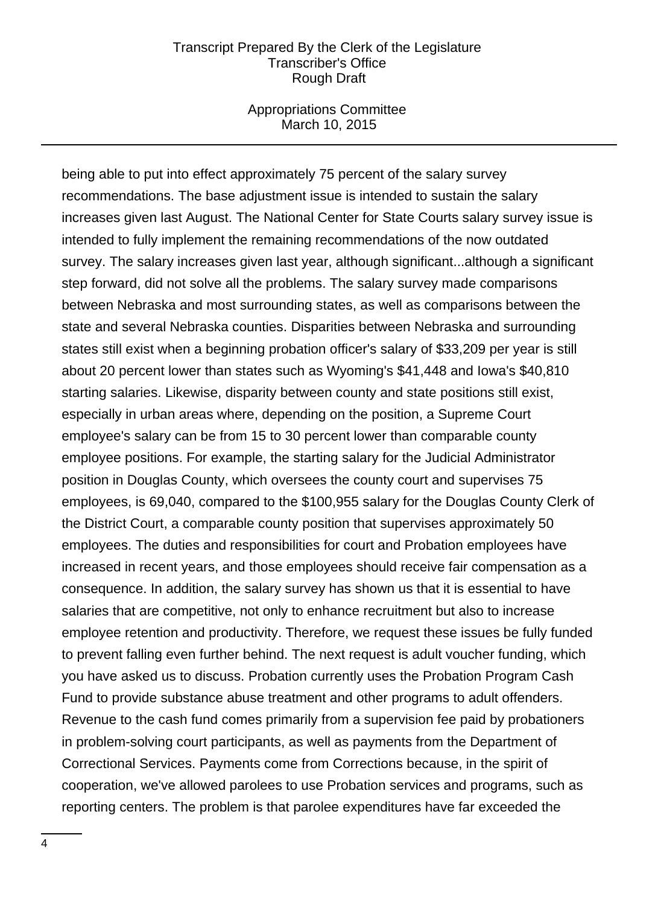being able to put into effect approximately 75 percent of the salary survey recommendations. The base adjustment issue is intended to sustain the salary increases given last August. The National Center for State Courts salary survey issue is intended to fully implement the remaining recommendations of the now outdated survey. The salary increases given last year, although significant...although a significant step forward, did not solve all the problems. The salary survey made comparisons between Nebraska and most surrounding states, as well as comparisons between the state and several Nebraska counties. Disparities between Nebraska and surrounding states still exist when a beginning probation officer's salary of $33,209 per year is still about 20 percent lower than states such as Wyoming's $41,448 and Iowa's $40,810 starting salaries. Likewise, disparity between county and state positions still exist, especially in urban areas where, depending on the position, a Supreme Court employee's salary can be from 15 to 30 percent lower than comparable county employee positions. For example, the starting salary for the Judicial Administrator position in Douglas County, which oversees the county court and supervises 75 employees, is 69,040, compared to the $100,955 salary for the Douglas County Clerk of the District Court, a comparable county position that supervises approximately 50 employees. The duties and responsibilities for court and Probation employees have increased in recent years, and those employees should receive fair compensation as a consequence. In addition, the salary survey has shown us that it is essential to have salaries that are competitive, not only to enhance recruitment but also to increase employee retention and productivity. Therefore, we request these issues be fully funded to prevent falling even further behind. The next request is adult voucher funding, which you have asked us to discuss. Probation currently uses the Probation Program Cash Fund to provide substance abuse treatment and other programs to adult offenders. Revenue to the cash fund comes primarily from a supervision fee paid by probationers in problem-solving court participants, as well as payments from the Department of Correctional Services. Payments come from Corrections because, in the spirit of cooperation, we've allowed parolees to use Probation services and programs, such as reporting centers. The problem is that parolee expenditures have far exceeded the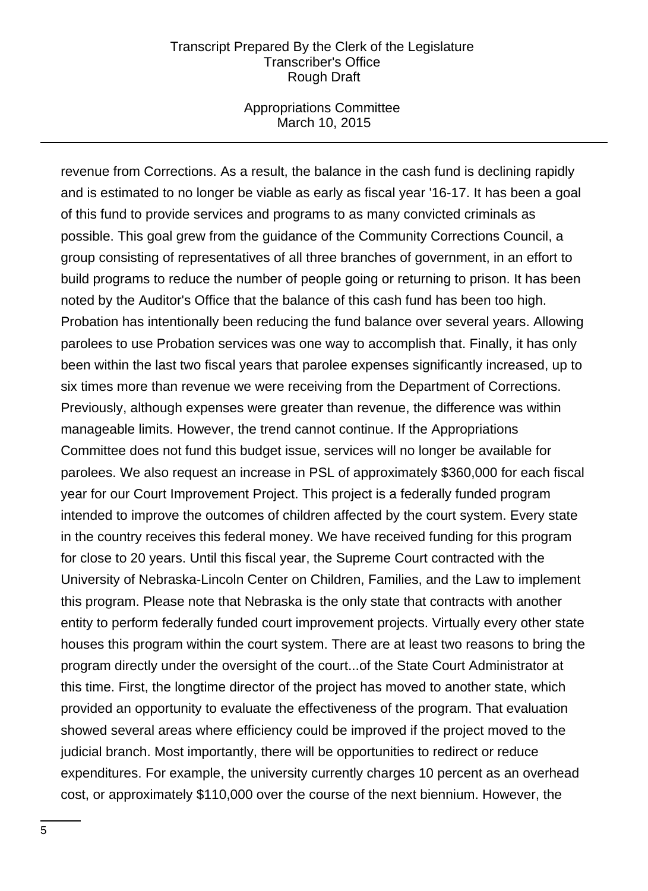revenue from Corrections. As a result, the balance in the cash fund is declining rapidly and is estimated to no longer be viable as early as fiscal year '16-17. It has been a goal of this fund to provide services and programs to as many convicted criminals as possible. This goal grew from the guidance of the Community Corrections Council, a group consisting of representatives of all three branches of government, in an effort to build programs to reduce the number of people going or returning to prison. It has been noted by the Auditor's Office that the balance of this cash fund has been too high. Probation has intentionally been reducing the fund balance over several years. Allowing parolees to use Probation services was one way to accomplish that. Finally, it has only been within the last two fiscal years that parolee expenses significantly increased, up to six times more than revenue we were receiving from the Department of Corrections. Previously, although expenses were greater than revenue, the difference was within manageable limits. However, the trend cannot continue. If the Appropriations Committee does not fund this budget issue, services will no longer be available for parolees. We also request an increase in PSL of approximately $360,000 for each fiscal year for our Court Improvement Project. This project is a federally funded program intended to improve the outcomes of children affected by the court system. Every state in the country receives this federal money. We have received funding for this program for close to 20 years. Until this fiscal year, the Supreme Court contracted with the University of Nebraska-Lincoln Center on Children, Families, and the Law to implement this program. Please note that Nebraska is the only state that contracts with another entity to perform federally funded court improvement projects. Virtually every other state houses this program within the court system. There are at least two reasons to bring the program directly under the oversight of the court...of the State Court Administrator at this time. First, the longtime director of the project has moved to another state, which provided an opportunity to evaluate the effectiveness of the program. That evaluation showed several areas where efficiency could be improved if the project moved to the judicial branch. Most importantly, there will be opportunities to redirect or reduce expenditures. For example, the university currently charges 10 percent as an overhead cost, or approximately $110,000 over the course of the next biennium. However, the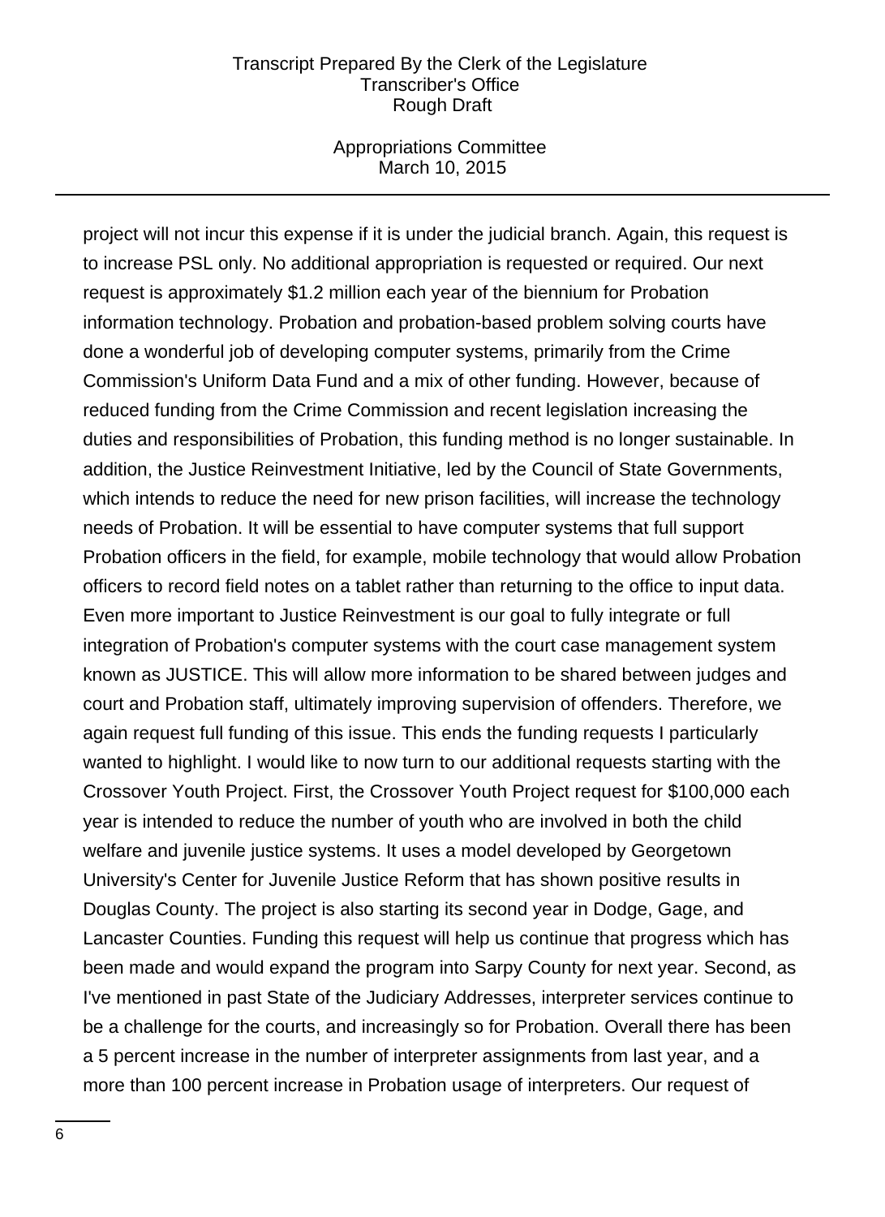project will not incur this expense if it is under the judicial branch. Again, this request is to increase PSL only. No additional appropriation is requested or required. Our next request is approximately $1.2 million each year of the biennium for Probation information technology. Probation and probation-based problem solving courts have done a wonderful job of developing computer systems, primarily from the Crime Commission's Uniform Data Fund and a mix of other funding. However, because of reduced funding from the Crime Commission and recent legislation increasing the duties and responsibilities of Probation, this funding method is no longer sustainable. In addition, the Justice Reinvestment Initiative, led by the Council of State Governments, which intends to reduce the need for new prison facilities, will increase the technology needs of Probation. It will be essential to have computer systems that full support Probation officers in the field, for example, mobile technology that would allow Probation officers to record field notes on a tablet rather than returning to the office to input data. Even more important to Justice Reinvestment is our goal to fully integrate or full integration of Probation's computer systems with the court case management system known as JUSTICE. This will allow more information to be shared between judges and court and Probation staff, ultimately improving supervision of offenders. Therefore, we again request full funding of this issue. This ends the funding requests I particularly wanted to highlight. I would like to now turn to our additional requests starting with the Crossover Youth Project. First, the Crossover Youth Project request for $100,000 each year is intended to reduce the number of youth who are involved in both the child welfare and juvenile justice systems. It uses a model developed by Georgetown University's Center for Juvenile Justice Reform that has shown positive results in Douglas County. The project is also starting its second year in Dodge, Gage, and Lancaster Counties. Funding this request will help us continue that progress which has been made and would expand the program into Sarpy County for next year. Second, as I've mentioned in past State of the Judiciary Addresses, interpreter services continue to be a challenge for the courts, and increasingly so for Probation. Overall there has been a 5 percent increase in the number of interpreter assignments from last year, and a more than 100 percent increase in Probation usage of interpreters. Our request of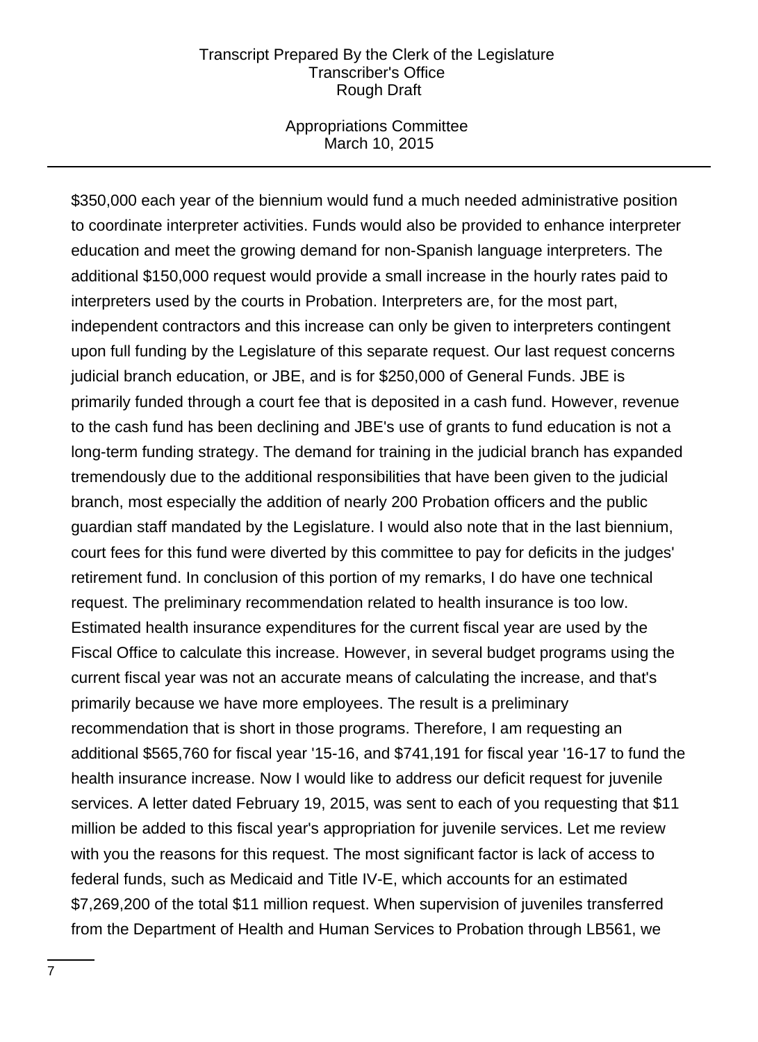$350,000 each year of the biennium would fund a much needed administrative position to coordinate interpreter activities. Funds would also be provided to enhance interpreter education and meet the growing demand for non-Spanish language interpreters. The additional $150,000 request would provide a small increase in the hourly rates paid to interpreters used by the courts in Probation. Interpreters are, for the most part, independent contractors and this increase can only be given to interpreters contingent upon full funding by the Legislature of this separate request. Our last request concerns judicial branch education, or JBE, and is for $250,000 of General Funds. JBE is primarily funded through a court fee that is deposited in a cash fund. However, revenue to the cash fund has been declining and JBE's use of grants to fund education is not a long-term funding strategy. The demand for training in the judicial branch has expanded tremendously due to the additional responsibilities that have been given to the judicial branch, most especially the addition of nearly 200 Probation officers and the public guardian staff mandated by the Legislature. I would also note that in the last biennium, court fees for this fund were diverted by this committee to pay for deficits in the judges' retirement fund. In conclusion of this portion of my remarks, I do have one technical request. The preliminary recommendation related to health insurance is too low. Estimated health insurance expenditures for the current fiscal year are used by the Fiscal Office to calculate this increase. However, in several budget programs using the current fiscal year was not an accurate means of calculating the increase, and that's primarily because we have more employees. The result is a preliminary recommendation that is short in those programs. Therefore, I am requesting an additional $565,760 for fiscal year '15-16, and $741,191 for fiscal year '16-17 to fund the health insurance increase. Now I would like to address our deficit request for juvenile services. A letter dated February 19, 2015, was sent to each of you requesting that $11 million be added to this fiscal year's appropriation for juvenile services. Let me review with you the reasons for this request. The most significant factor is lack of access to federal funds, such as Medicaid and Title IV-E, which accounts for an estimated $7,269,200 of the total $11 million request. When supervision of juveniles transferred from the Department of Health and Human Services to Probation through LB561, we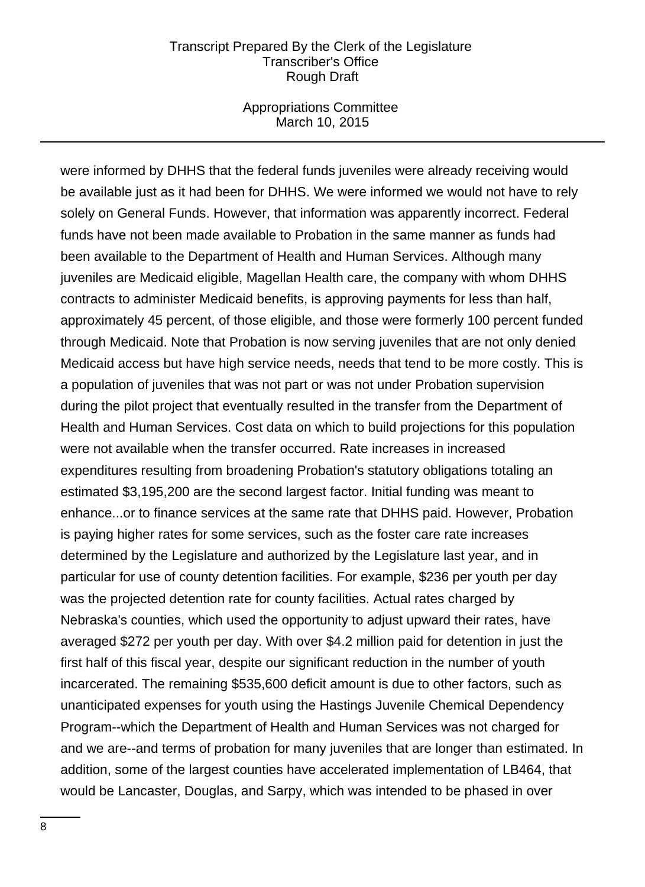were informed by DHHS that the federal funds juveniles were already receiving would be available just as it had been for DHHS. We were informed we would not have to rely solely on General Funds. However, that information was apparently incorrect. Federal funds have not been made available to Probation in the same manner as funds had been available to the Department of Health and Human Services. Although many juveniles are Medicaid eligible, Magellan Health care, the company with whom DHHS contracts to administer Medicaid benefits, is approving payments for less than half, approximately 45 percent, of those eligible, and those were formerly 100 percent funded through Medicaid. Note that Probation is now serving juveniles that are not only denied Medicaid access but have high service needs, needs that tend to be more costly. This is a population of juveniles that was not part or was not under Probation supervision during the pilot project that eventually resulted in the transfer from the Department of Health and Human Services. Cost data on which to build projections for this population were not available when the transfer occurred. Rate increases in increased expenditures resulting from broadening Probation's statutory obligations totaling an estimated $3,195,200 are the second largest factor. Initial funding was meant to enhance...or to finance services at the same rate that DHHS paid. However, Probation is paying higher rates for some services, such as the foster care rate increases determined by the Legislature and authorized by the Legislature last year, and in particular for use of county detention facilities. For example, $236 per youth per day was the projected detention rate for county facilities. Actual rates charged by Nebraska's counties, which used the opportunity to adjust upward their rates, have averaged $272 per youth per day. With over $4.2 million paid for detention in just the first half of this fiscal year, despite our significant reduction in the number of youth incarcerated. The remaining $535,600 deficit amount is due to other factors, such as unanticipated expenses for youth using the Hastings Juvenile Chemical Dependency Program--which the Department of Health and Human Services was not charged for and we are--and terms of probation for many juveniles that are longer than estimated. In addition, some of the largest counties have accelerated implementation of LB464, that would be Lancaster, Douglas, and Sarpy, which was intended to be phased in over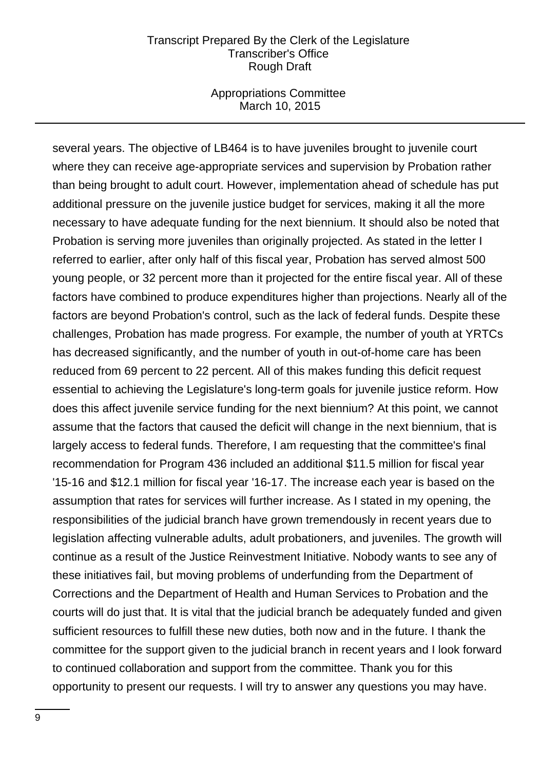several years. The objective of LB464 is to have juveniles brought to juvenile court where they can receive age-appropriate services and supervision by Probation rather than being brought to adult court. However, implementation ahead of schedule has put additional pressure on the juvenile justice budget for services, making it all the more necessary to have adequate funding for the next biennium. It should also be noted that Probation is serving more juveniles than originally projected. As stated in the letter I referred to earlier, after only half of this fiscal year, Probation has served almost 500 young people, or 32 percent more than it projected for the entire fiscal year. All of these factors have combined to produce expenditures higher than projections. Nearly all of the factors are beyond Probation's control, such as the lack of federal funds. Despite these challenges, Probation has made progress. For example, the number of youth at YRTCs has decreased significantly, and the number of youth in out-of-home care has been reduced from 69 percent to 22 percent. All of this makes funding this deficit request essential to achieving the Legislature's long-term goals for juvenile justice reform. How does this affect juvenile service funding for the next biennium? At this point, we cannot assume that the factors that caused the deficit will change in the next biennium, that is largely access to federal funds. Therefore, I am requesting that the committee's final recommendation for Program 436 included an additional $11.5 million for fiscal year '15-16 and $12.1 million for fiscal year '16-17. The increase each year is based on the assumption that rates for services will further increase. As I stated in my opening, the responsibilities of the judicial branch have grown tremendously in recent years due to legislation affecting vulnerable adults, adult probationers, and juveniles. The growth will continue as a result of the Justice Reinvestment Initiative. Nobody wants to see any of these initiatives fail, but moving problems of underfunding from the Department of Corrections and the Department of Health and Human Services to Probation and the courts will do just that. It is vital that the judicial branch be adequately funded and given sufficient resources to fulfill these new duties, both now and in the future. I thank the committee for the support given to the judicial branch in recent years and I look forward to continued collaboration and support from the committee. Thank you for this opportunity to present our requests. I will try to answer any questions you may have.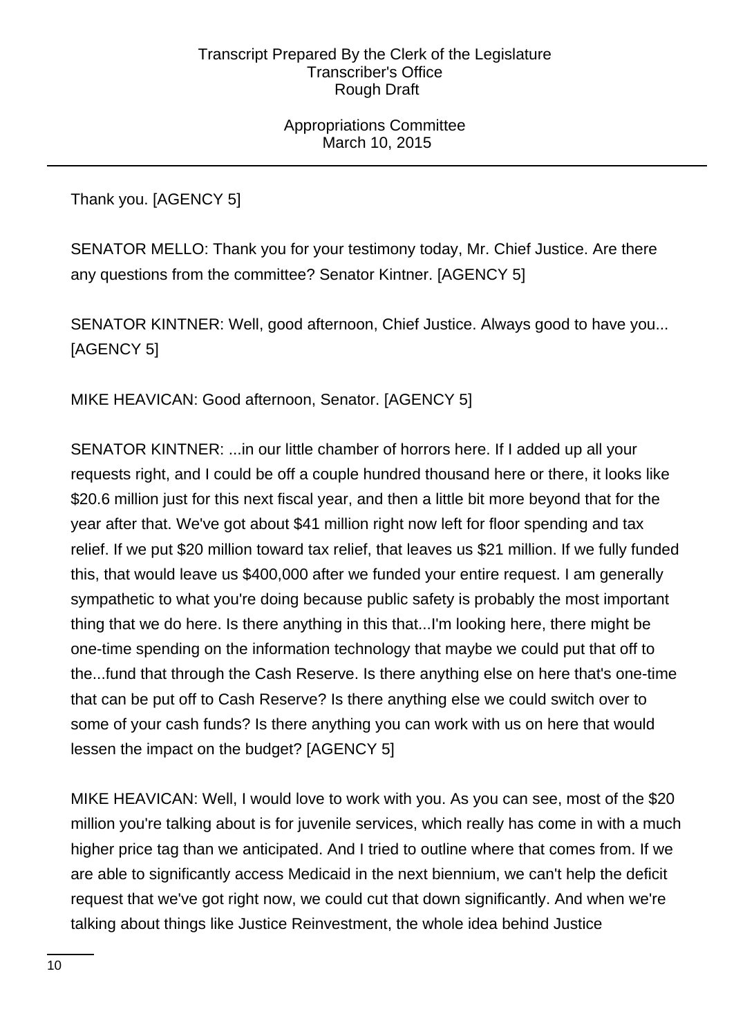Thank you. [AGENCY 5]

SENATOR MELLO: Thank you for your testimony today, Mr. Chief Justice. Are there any questions from the committee? Senator Kintner. [AGENCY 5]

SENATOR KINTNER: Well, good afternoon, Chief Justice. Always good to have you... [AGENCY 5]

MIKE HEAVICAN: Good afternoon, Senator. [AGENCY 5]

SENATOR KINTNER: ...in our little chamber of horrors here. If I added up all your requests right, and I could be off a couple hundred thousand here or there, it looks like $20.6 million just for this next fiscal year, and then a little bit more beyond that for the year after that. We've got about $41 million right now left for floor spending and tax relief. If we put $20 million toward tax relief, that leaves us $21 million. If we fully funded this, that would leave us $400,000 after we funded your entire request. I am generally sympathetic to what you're doing because public safety is probably the most important thing that we do here. Is there anything in this that...I'm looking here, there might be one-time spending on the information technology that maybe we could put that off to the...fund that through the Cash Reserve. Is there anything else on here that's one-time that can be put off to Cash Reserve? Is there anything else we could switch over to some of your cash funds? Is there anything you can work with us on here that would lessen the impact on the budget? [AGENCY 5]

MIKE HEAVICAN: Well, I would love to work with you. As you can see, most of the $20 million you're talking about is for juvenile services, which really has come in with a much higher price tag than we anticipated. And I tried to outline where that comes from. If we are able to significantly access Medicaid in the next biennium, we can't help the deficit request that we've got right now, we could cut that down significantly. And when we're talking about things like Justice Reinvestment, the whole idea behind Justice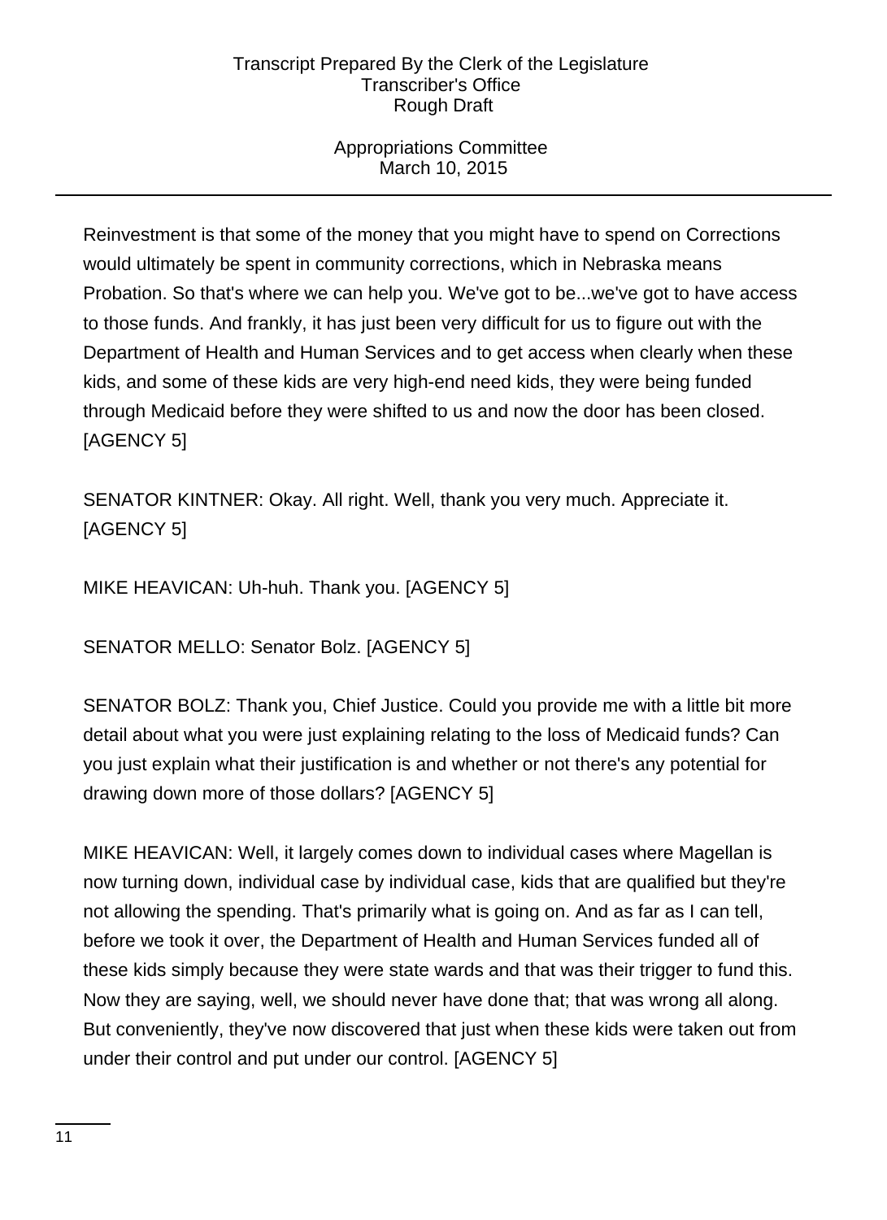Reinvestment is that some of the money that you might have to spend on Corrections would ultimately be spent in community corrections, which in Nebraska means Probation. So that's where we can help you. We've got to be...we've got to have access to those funds. And frankly, it has just been very difficult for us to figure out with the Department of Health and Human Services and to get access when clearly when these kids, and some of these kids are very high-end need kids, they were being funded through Medicaid before they were shifted to us and now the door has been closed. [AGENCY 5]

SENATOR KINTNER: Okay. All right. Well, thank you very much. Appreciate it. [AGENCY 5]

MIKE HEAVICAN: Uh-huh. Thank you. [AGENCY 5]

SENATOR MELLO: Senator Bolz. [AGENCY 5]

SENATOR BOLZ: Thank you, Chief Justice. Could you provide me with a little bit more detail about what you were just explaining relating to the loss of Medicaid funds? Can you just explain what their justification is and whether or not there's any potential for drawing down more of those dollars? [AGENCY 5]

MIKE HEAVICAN: Well, it largely comes down to individual cases where Magellan is now turning down, individual case by individual case, kids that are qualified but they're not allowing the spending. That's primarily what is going on. And as far as I can tell, before we took it over, the Department of Health and Human Services funded all of these kids simply because they were state wards and that was their trigger to fund this. Now they are saying, well, we should never have done that; that was wrong all along. But conveniently, they've now discovered that just when these kids were taken out from under their control and put under our control. [AGENCY 5]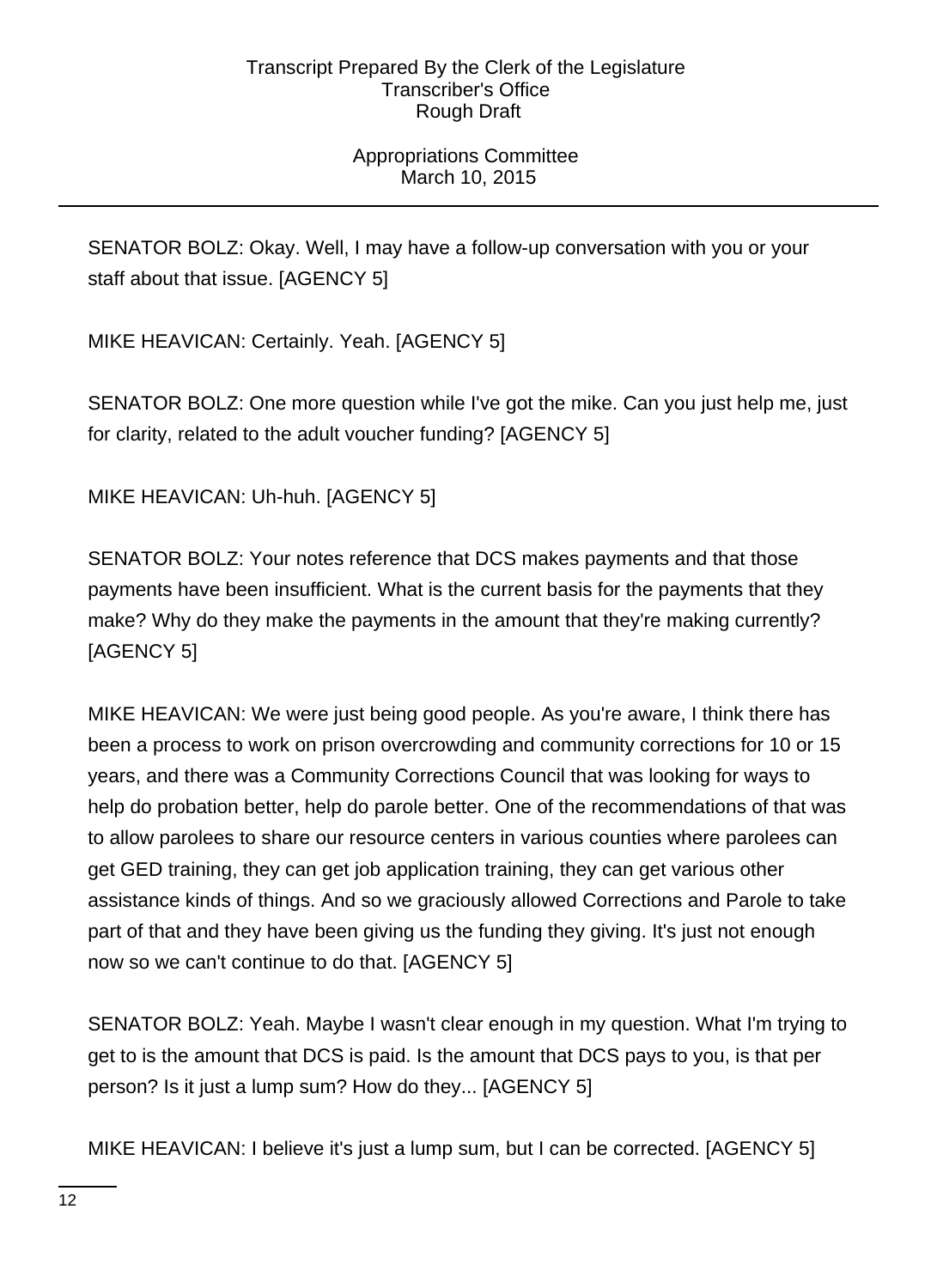SENATOR BOLZ: Okay. Well, I may have a follow-up conversation with you or your staff about that issue. [AGENCY 5]

MIKE HEAVICAN: Certainly. Yeah. [AGENCY 5]

SENATOR BOLZ: One more question while I've got the mike. Can you just help me, just for clarity, related to the adult voucher funding? [AGENCY 5]

MIKE HEAVICAN: Uh-huh. [AGENCY 5]

SENATOR BOLZ: Your notes reference that DCS makes payments and that those payments have been insufficient. What is the current basis for the payments that they make? Why do they make the payments in the amount that they're making currently? [AGENCY 5]

MIKE HEAVICAN: We were just being good people. As you're aware, I think there has been a process to work on prison overcrowding and community corrections for 10 or 15 years, and there was a Community Corrections Council that was looking for ways to help do probation better, help do parole better. One of the recommendations of that was to allow parolees to share our resource centers in various counties where parolees can get GED training, they can get job application training, they can get various other assistance kinds of things. And so we graciously allowed Corrections and Parole to take part of that and they have been giving us the funding they giving. It's just not enough now so we can't continue to do that. [AGENCY 5]

SENATOR BOLZ: Yeah. Maybe I wasn't clear enough in my question. What I'm trying to get to is the amount that DCS is paid. Is the amount that DCS pays to you, is that per person? Is it just a lump sum? How do they... [AGENCY 5]

MIKE HEAVICAN: I believe it's just a lump sum, but I can be corrected. [AGENCY 5]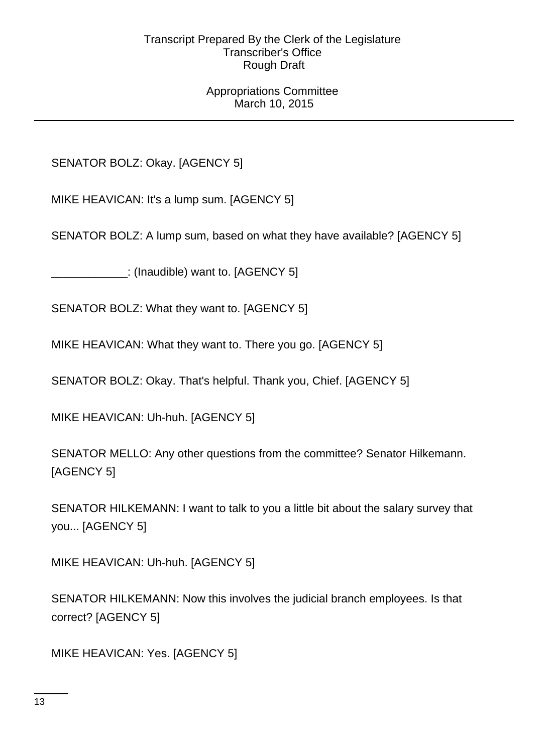SENATOR BOLZ: Okay. [AGENCY 5]

MIKE HEAVICAN: It's a lump sum. [AGENCY 5]

SENATOR BOLZ: A lump sum, based on what they have available? [AGENCY 5]

____________: (Inaudible) want to. [AGENCY 5]

SENATOR BOLZ: What they want to. [AGENCY 5]

MIKE HEAVICAN: What they want to. There you go. [AGENCY 5]

SENATOR BOLZ: Okay. That's helpful. Thank you, Chief. [AGENCY 5]

MIKE HEAVICAN: Uh-huh. [AGENCY 5]

SENATOR MELLO: Any other questions from the committee? Senator Hilkemann. [AGENCY 5]

SENATOR HILKEMANN: I want to talk to you a little bit about the salary survey that you... [AGENCY 5]

MIKE HEAVICAN: Uh-huh. [AGENCY 5]

SENATOR HILKEMANN: Now this involves the judicial branch employees. Is that correct? [AGENCY 5]

MIKE HEAVICAN: Yes. [AGENCY 5]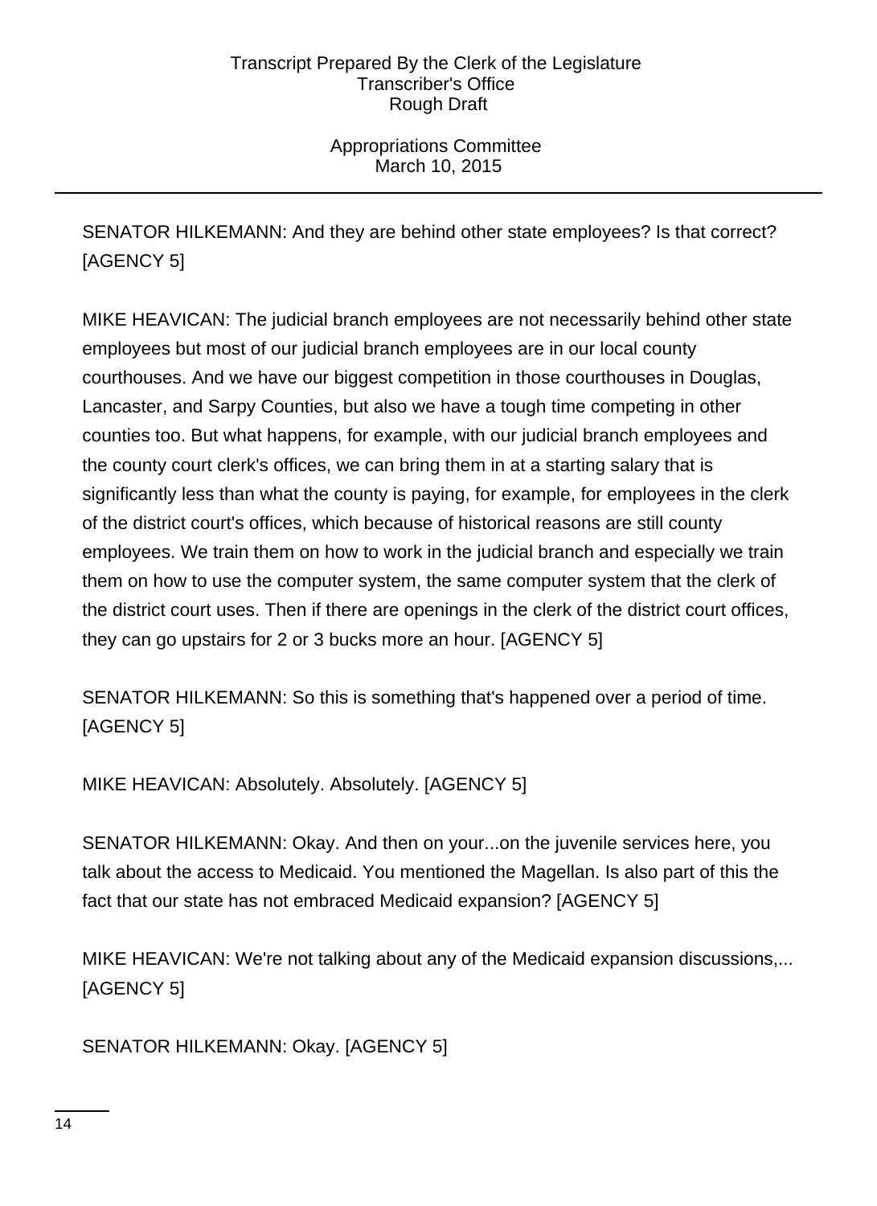SENATOR HILKEMANN: And they are behind other state employees? Is that correct? [AGENCY 5]

MIKE HEAVICAN: The judicial branch employees are not necessarily behind other state employees but most of our judicial branch employees are in our local county courthouses. And we have our biggest competition in those courthouses in Douglas, Lancaster, and Sarpy Counties, but also we have a tough time competing in other counties too. But what happens, for example, with our judicial branch employees and the county court clerk's offices, we can bring them in at a starting salary that is significantly less than what the county is paying, for example, for employees in the clerk of the district court's offices, which because of historical reasons are still county employees. We train them on how to work in the judicial branch and especially we train them on how to use the computer system, the same computer system that the clerk of the district court uses. Then if there are openings in the clerk of the district court offices, they can go upstairs for 2 or 3 bucks more an hour. [AGENCY 5]

SENATOR HILKEMANN: So this is something that's happened over a period of time. [AGENCY 5]

MIKE HEAVICAN: Absolutely. Absolutely. [AGENCY 5]

SENATOR HILKEMANN: Okay. And then on your...on the juvenile services here, you talk about the access to Medicaid. You mentioned the Magellan. Is also part of this the fact that our state has not embraced Medicaid expansion? [AGENCY 5]

MIKE HEAVICAN: We're not talking about any of the Medicaid expansion discussions,... [AGENCY 5]

SENATOR HILKEMANN: Okay. [AGENCY 5]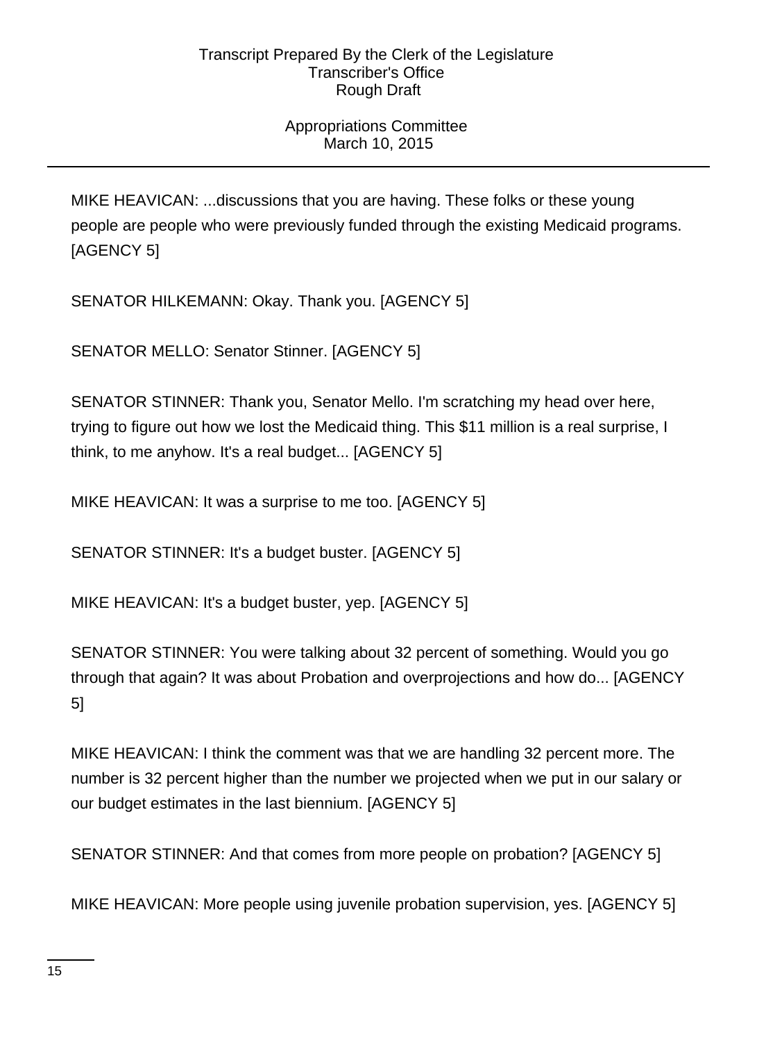MIKE HEAVICAN: ...discussions that you are having. These folks or these young people are people who were previously funded through the existing Medicaid programs. [AGENCY 5]

SENATOR HILKEMANN: Okay. Thank you. [AGENCY 5]

SENATOR MELLO: Senator Stinner. [AGENCY 5]

SENATOR STINNER: Thank you, Senator Mello. I'm scratching my head over here, trying to figure out how we lost the Medicaid thing. This $11 million is a real surprise, I think, to me anyhow. It's a real budget... [AGENCY 5]

MIKE HEAVICAN: It was a surprise to me too. [AGENCY 5]

SENATOR STINNER: It's a budget buster. [AGENCY 5]

MIKE HEAVICAN: It's a budget buster, yep. [AGENCY 5]

SENATOR STINNER: You were talking about 32 percent of something. Would you go through that again? It was about Probation and overprojections and how do... [AGENCY 5]

MIKE HEAVICAN: I think the comment was that we are handling 32 percent more. The number is 32 percent higher than the number we projected when we put in our salary or our budget estimates in the last biennium. [AGENCY 5]

SENATOR STINNER: And that comes from more people on probation? [AGENCY 5]

MIKE HEAVICAN: More people using juvenile probation supervision, yes. [AGENCY 5]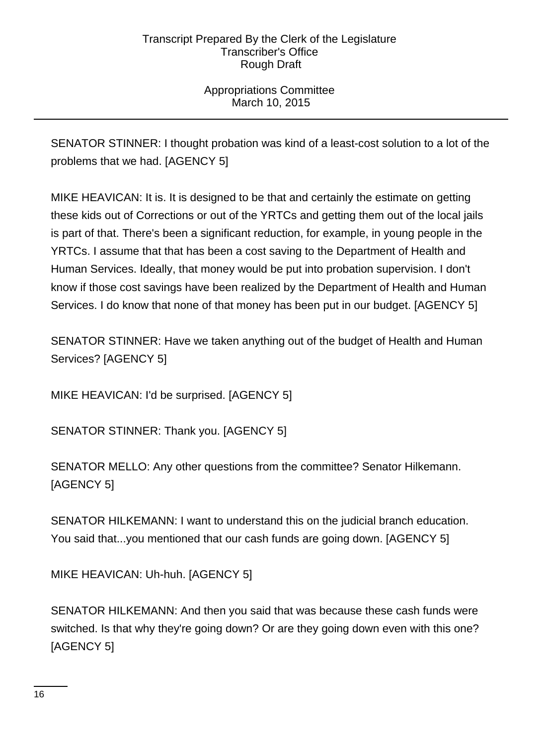SENATOR STINNER: I thought probation was kind of a least-cost solution to a lot of the problems that we had. [AGENCY 5]

MIKE HEAVICAN: It is. It is designed to be that and certainly the estimate on getting these kids out of Corrections or out of the YRTCs and getting them out of the local jails is part of that. There's been a significant reduction, for example, in young people in the YRTCs. I assume that that has been a cost saving to the Department of Health and Human Services. Ideally, that money would be put into probation supervision. I don't know if those cost savings have been realized by the Department of Health and Human Services. I do know that none of that money has been put in our budget. [AGENCY 5]

SENATOR STINNER: Have we taken anything out of the budget of Health and Human Services? [AGENCY 5]

MIKE HEAVICAN: I'd be surprised. [AGENCY 5]

SENATOR STINNER: Thank you. [AGENCY 5]

SENATOR MELLO: Any other questions from the committee? Senator Hilkemann. [AGENCY 5]

SENATOR HILKEMANN: I want to understand this on the judicial branch education. You said that...you mentioned that our cash funds are going down. [AGENCY 5]

MIKE HEAVICAN: Uh-huh. [AGENCY 5]

SENATOR HILKEMANN: And then you said that was because these cash funds were switched. Is that why they're going down? Or are they going down even with this one? [AGENCY 5]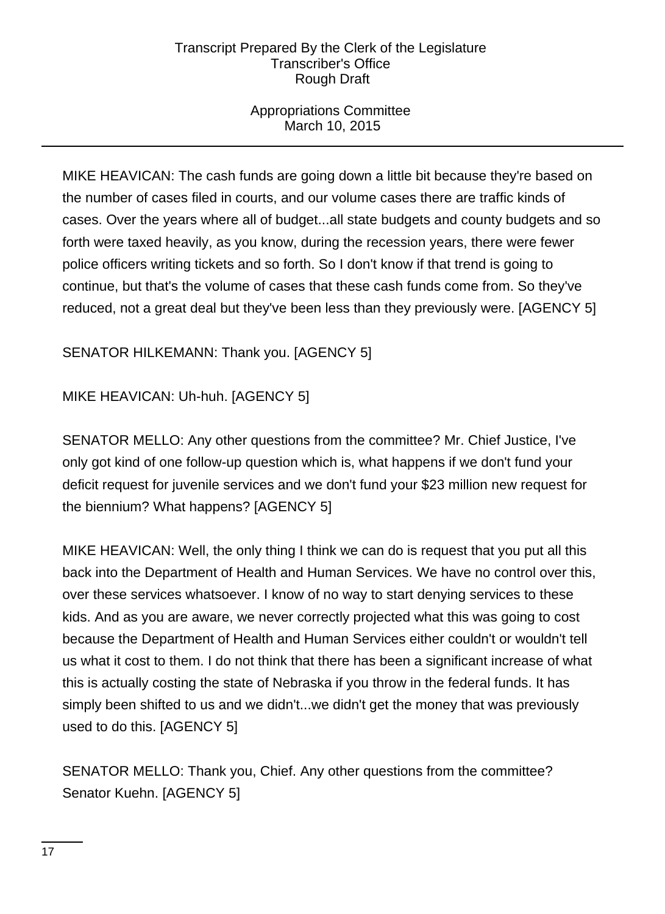MIKE HEAVICAN: The cash funds are going down a little bit because they're based on the number of cases filed in courts, and our volume cases there are traffic kinds of cases. Over the years where all of budget...all state budgets and county budgets and so forth were taxed heavily, as you know, during the recession years, there were fewer police officers writing tickets and so forth. So I don't know if that trend is going to continue, but that's the volume of cases that these cash funds come from. So they've reduced, not a great deal but they've been less than they previously were. [AGENCY 5]

SENATOR HILKEMANN: Thank you. [AGENCY 5]

MIKE HEAVICAN: Uh-huh. [AGENCY 5]

SENATOR MELLO: Any other questions from the committee? Mr. Chief Justice, I've only got kind of one follow-up question which is, what happens if we don't fund your deficit request for juvenile services and we don't fund your $23 million new request for the biennium? What happens? [AGENCY 5]

MIKE HEAVICAN: Well, the only thing I think we can do is request that you put all this back into the Department of Health and Human Services. We have no control over this, over these services whatsoever. I know of no way to start denying services to these kids. And as you are aware, we never correctly projected what this was going to cost because the Department of Health and Human Services either couldn't or wouldn't tell us what it cost to them. I do not think that there has been a significant increase of what this is actually costing the state of Nebraska if you throw in the federal funds. It has simply been shifted to us and we didn't...we didn't get the money that was previously used to do this. [AGENCY 5]

SENATOR MELLO: Thank you, Chief. Any other questions from the committee? Senator Kuehn. [AGENCY 5]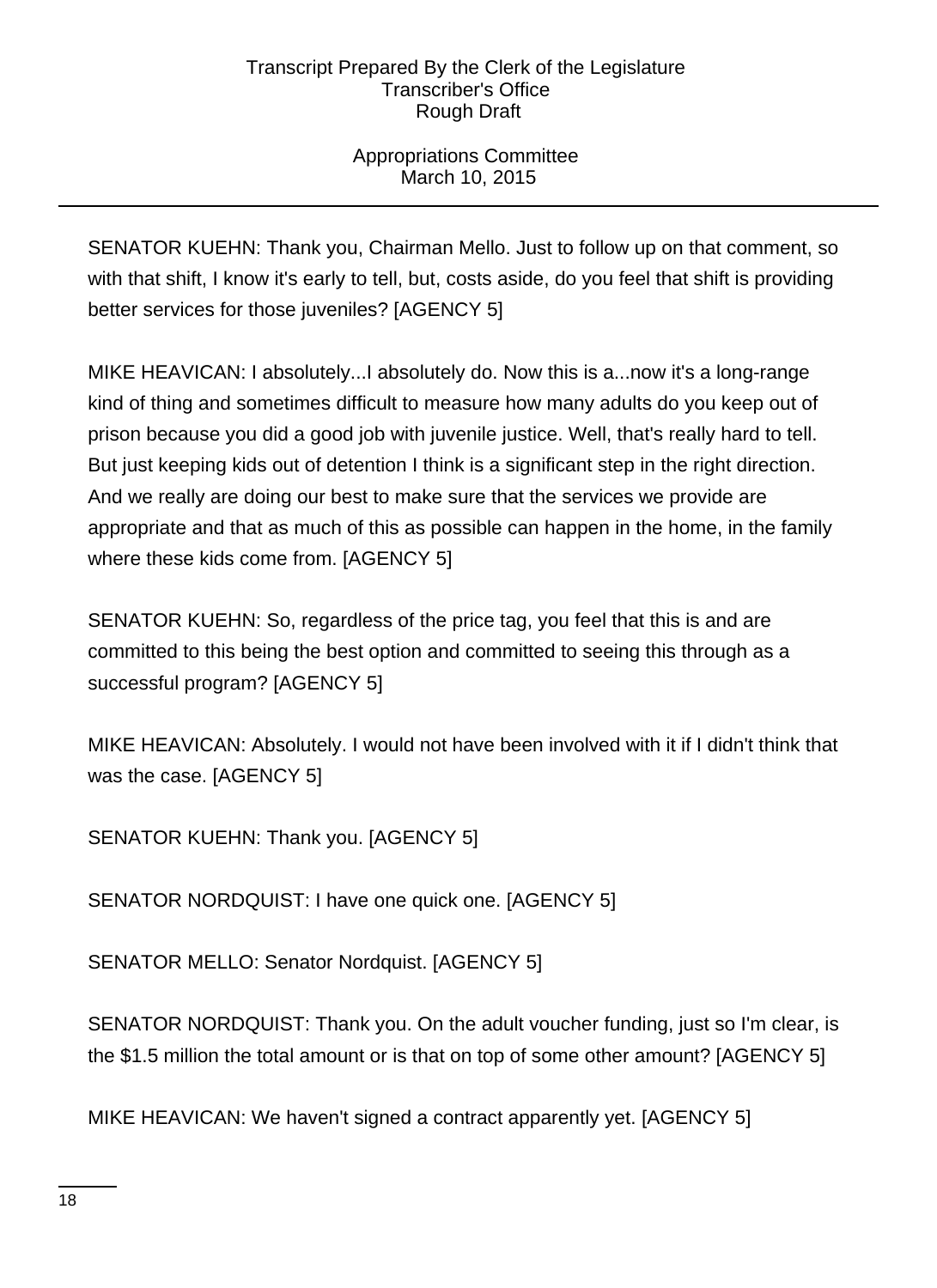SENATOR KUEHN: Thank you, Chairman Mello. Just to follow up on that comment, so with that shift, I know it's early to tell, but, costs aside, do you feel that shift is providing better services for those juveniles? [AGENCY 5]

MIKE HEAVICAN: I absolutely...I absolutely do. Now this is a...now it's a long-range kind of thing and sometimes difficult to measure how many adults do you keep out of prison because you did a good job with juvenile justice. Well, that's really hard to tell. But just keeping kids out of detention I think is a significant step in the right direction. And we really are doing our best to make sure that the services we provide are appropriate and that as much of this as possible can happen in the home, in the family where these kids come from. [AGENCY 5]

SENATOR KUEHN: So, regardless of the price tag, you feel that this is and are committed to this being the best option and committed to seeing this through as a successful program? [AGENCY 5]

MIKE HEAVICAN: Absolutely. I would not have been involved with it if I didn't think that was the case. [AGENCY 5]

SENATOR KUEHN: Thank you. [AGENCY 5]

SENATOR NORDQUIST: I have one quick one. [AGENCY 5]

SENATOR MELLO: Senator Nordquist. [AGENCY 5]

SENATOR NORDQUIST: Thank you. On the adult voucher funding, just so I'm clear, is the $1.5 million the total amount or is that on top of some other amount? [AGENCY 5]

MIKE HEAVICAN: We haven't signed a contract apparently yet. [AGENCY 5]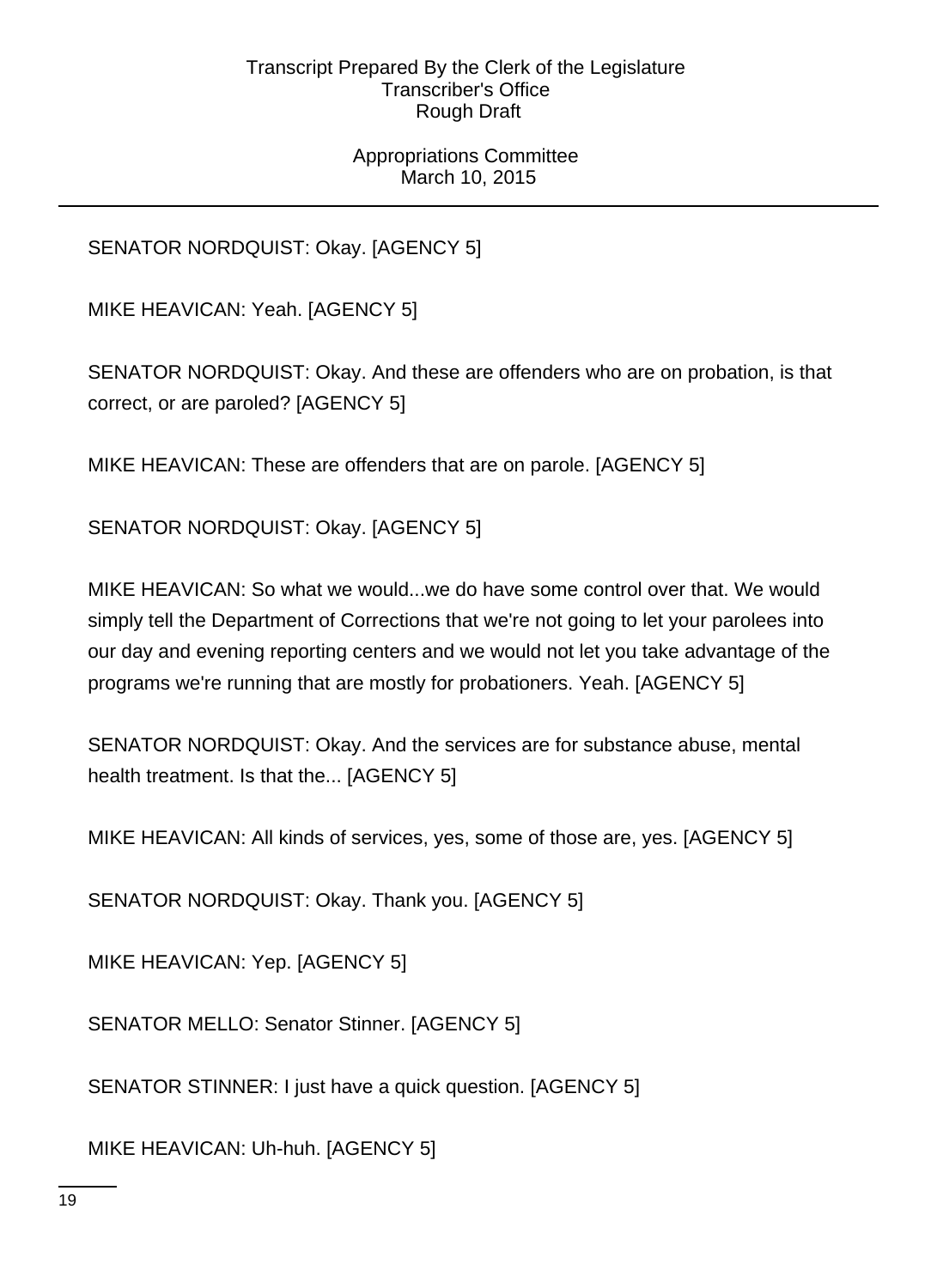SENATOR NORDQUIST: Okay. [AGENCY 5]

MIKE HEAVICAN: Yeah. [AGENCY 5]

SENATOR NORDQUIST: Okay. And these are offenders who are on probation, is that correct, or are paroled? [AGENCY 5]

MIKE HEAVICAN: These are offenders that are on parole. [AGENCY 5]

SENATOR NORDQUIST: Okay. [AGENCY 5]

MIKE HEAVICAN: So what we would...we do have some control over that. We would simply tell the Department of Corrections that we're not going to let your parolees into our day and evening reporting centers and we would not let you take advantage of the programs we're running that are mostly for probationers. Yeah. [AGENCY 5]

SENATOR NORDQUIST: Okay. And the services are for substance abuse, mental health treatment. Is that the... [AGENCY 5]

MIKE HEAVICAN: All kinds of services, yes, some of those are, yes. [AGENCY 5]

SENATOR NORDQUIST: Okay. Thank you. [AGENCY 5]

MIKE HEAVICAN: Yep. [AGENCY 5]

SENATOR MELLO: Senator Stinner. [AGENCY 5]

SENATOR STINNER: I just have a quick question. [AGENCY 5]

MIKE HEAVICAN: Uh-huh. [AGENCY 5]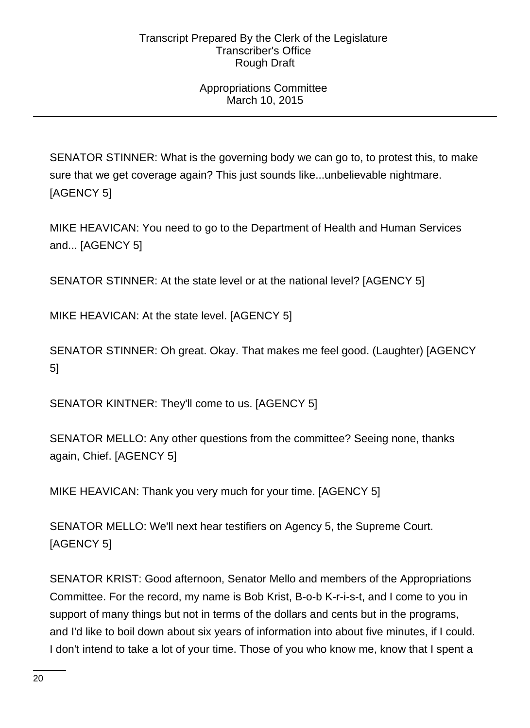SENATOR STINNER: What is the governing body we can go to, to protest this, to make sure that we get coverage again? This just sounds like...unbelievable nightmare. [AGENCY 5]

MIKE HEAVICAN: You need to go to the Department of Health and Human Services and... [AGENCY 5]

SENATOR STINNER: At the state level or at the national level? [AGENCY 5]

MIKE HEAVICAN: At the state level. [AGENCY 5]

SENATOR STINNER: Oh great. Okay. That makes me feel good. (Laughter) [AGENCY 5]

SENATOR KINTNER: They'll come to us. [AGENCY 5]

SENATOR MELLO: Any other questions from the committee? Seeing none, thanks again, Chief. [AGENCY 5]

MIKE HEAVICAN: Thank you very much for your time. [AGENCY 5]

SENATOR MELLO: We'll next hear testifiers on Agency 5, the Supreme Court. [AGENCY 5]

SENATOR KRIST: Good afternoon, Senator Mello and members of the Appropriations Committee. For the record, my name is Bob Krist, B-o-b K-r-i-s-t, and I come to you in support of many things but not in terms of the dollars and cents but in the programs, and I'd like to boil down about six years of information into about five minutes, if I could. I don't intend to take a lot of your time. Those of you who know me, know that I spent a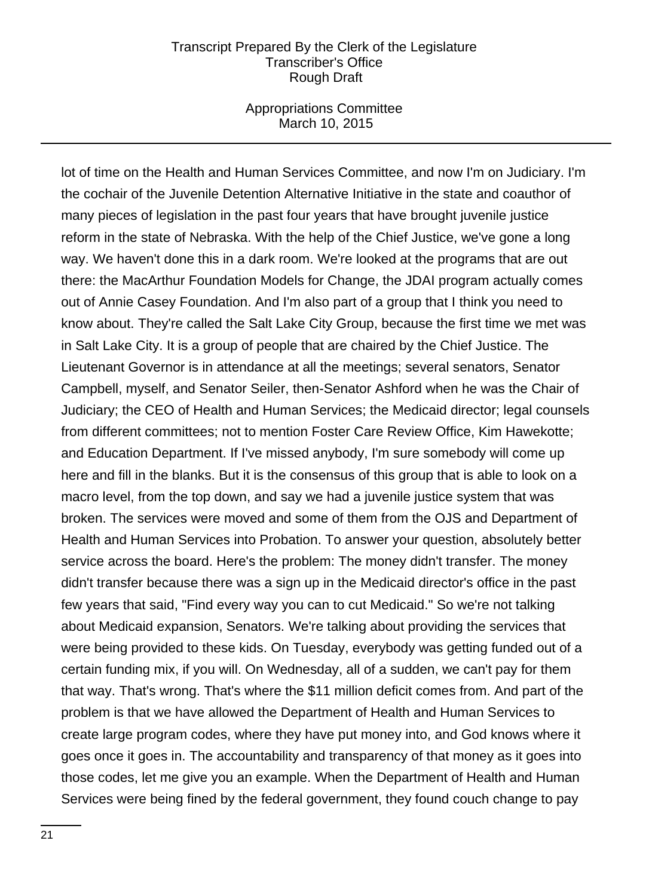lot of time on the Health and Human Services Committee, and now I'm on Judiciary. I'm the cochair of the Juvenile Detention Alternative Initiative in the state and coauthor of many pieces of legislation in the past four years that have brought juvenile justice reform in the state of Nebraska. With the help of the Chief Justice, we've gone a long way. We haven't done this in a dark room. We're looked at the programs that are out there: the MacArthur Foundation Models for Change, the JDAI program actually comes out of Annie Casey Foundation. And I'm also part of a group that I think you need to know about. They're called the Salt Lake City Group, because the first time we met was in Salt Lake City. It is a group of people that are chaired by the Chief Justice. The Lieutenant Governor is in attendance at all the meetings; several senators, Senator Campbell, myself, and Senator Seiler, then-Senator Ashford when he was the Chair of Judiciary; the CEO of Health and Human Services; the Medicaid director; legal counsels from different committees; not to mention Foster Care Review Office, Kim Hawekotte; and Education Department. If I've missed anybody, I'm sure somebody will come up here and fill in the blanks. But it is the consensus of this group that is able to look on a macro level, from the top down, and say we had a juvenile justice system that was broken. The services were moved and some of them from the OJS and Department of Health and Human Services into Probation. To answer your question, absolutely better service across the board. Here's the problem: The money didn't transfer. The money didn't transfer because there was a sign up in the Medicaid director's office in the past few years that said, "Find every way you can to cut Medicaid." So we're not talking about Medicaid expansion, Senators. We're talking about providing the services that were being provided to these kids. On Tuesday, everybody was getting funded out of a certain funding mix, if you will. On Wednesday, all of a sudden, we can't pay for them that way. That's wrong. That's where the $11 million deficit comes from. And part of the problem is that we have allowed the Department of Health and Human Services to create large program codes, where they have put money into, and God knows where it goes once it goes in. The accountability and transparency of that money as it goes into those codes, let me give you an example. When the Department of Health and Human Services were being fined by the federal government, they found couch change to pay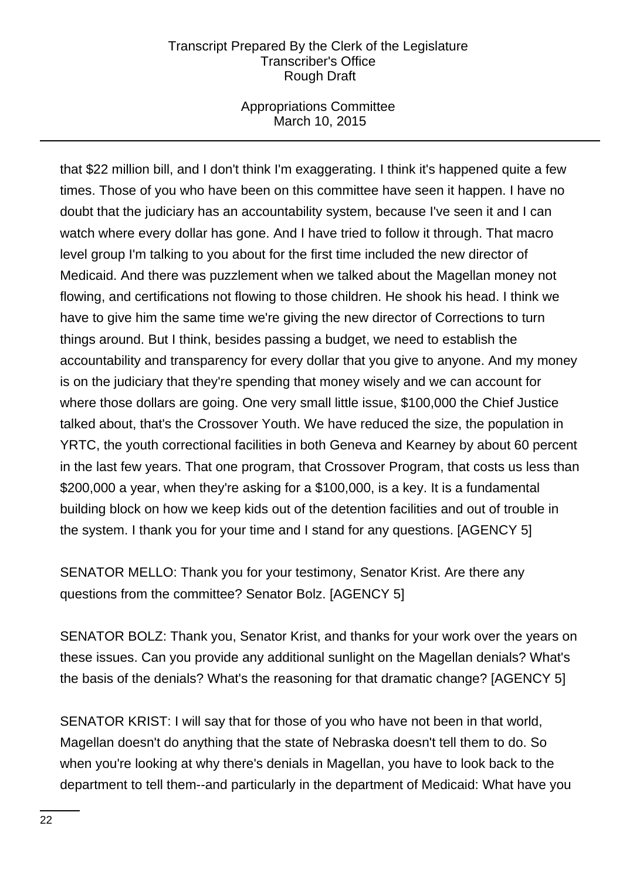that $22 million bill, and I don't think I'm exaggerating. I think it's happened quite a few times. Those of you who have been on this committee have seen it happen. I have no doubt that the judiciary has an accountability system, because I've seen it and I can watch where every dollar has gone. And I have tried to follow it through. That macro level group I'm talking to you about for the first time included the new director of Medicaid. And there was puzzlement when we talked about the Magellan money not flowing, and certifications not flowing to those children. He shook his head. I think we have to give him the same time we're giving the new director of Corrections to turn things around. But I think, besides passing a budget, we need to establish the accountability and transparency for every dollar that you give to anyone. And my money is on the judiciary that they're spending that money wisely and we can account for where those dollars are going. One very small little issue, $100,000 the Chief Justice talked about, that's the Crossover Youth. We have reduced the size, the population in YRTC, the youth correctional facilities in both Geneva and Kearney by about 60 percent in the last few years. That one program, that Crossover Program, that costs us less than $200,000 a year, when they're asking for a $100,000, is a key. It is a fundamental building block on how we keep kids out of the detention facilities and out of trouble in the system. I thank you for your time and I stand for any questions. [AGENCY 5]

SENATOR MELLO: Thank you for your testimony, Senator Krist. Are there any questions from the committee? Senator Bolz. [AGENCY 5]

SENATOR BOLZ: Thank you, Senator Krist, and thanks for your work over the years on these issues. Can you provide any additional sunlight on the Magellan denials? What's the basis of the denials? What's the reasoning for that dramatic change? [AGENCY 5]

SENATOR KRIST: I will say that for those of you who have not been in that world, Magellan doesn't do anything that the state of Nebraska doesn't tell them to do. So when you're looking at why there's denials in Magellan, you have to look back to the department to tell them--and particularly in the department of Medicaid: What have you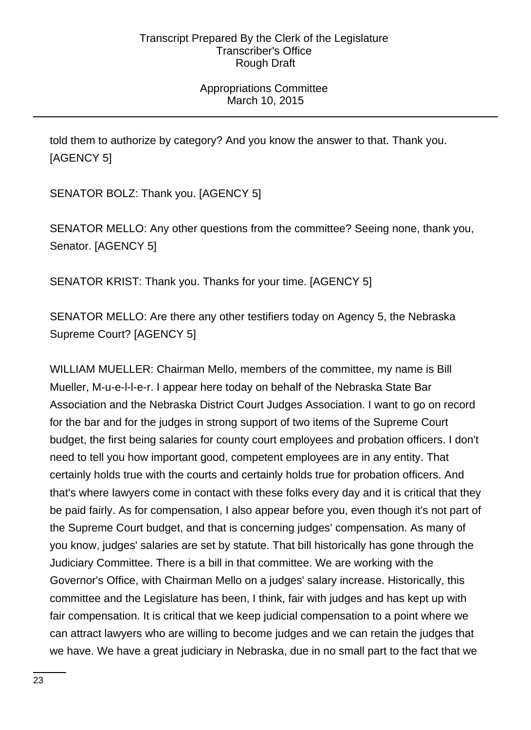told them to authorize by category? And you know the answer to that. Thank you. [AGENCY 5]

SENATOR BOLZ: Thank you. [AGENCY 5]

SENATOR MELLO: Any other questions from the committee? Seeing none, thank you, Senator. [AGENCY 5]

SENATOR KRIST: Thank you. Thanks for your time. [AGENCY 5]

SENATOR MELLO: Are there any other testifiers today on Agency 5, the Nebraska Supreme Court? [AGENCY 5]

WILLIAM MUELLER: Chairman Mello, members of the committee, my name is Bill Mueller, M-u-e-l-l-e-r. I appear here today on behalf of the Nebraska State Bar Association and the Nebraska District Court Judges Association. I want to go on record for the bar and for the judges in strong support of two items of the Supreme Court budget, the first being salaries for county court employees and probation officers. I don't need to tell you how important good, competent employees are in any entity. That certainly holds true with the courts and certainly holds true for probation officers. And that's where lawyers come in contact with these folks every day and it is critical that they be paid fairly. As for compensation, I also appear before you, even though it's not part of the Supreme Court budget, and that is concerning judges' compensation. As many of you know, judges' salaries are set by statute. That bill historically has gone through the Judiciary Committee. There is a bill in that committee. We are working with the Governor's Office, with Chairman Mello on a judges' salary increase. Historically, this committee and the Legislature has been, I think, fair with judges and has kept up with fair compensation. It is critical that we keep judicial compensation to a point where we can attract lawyers who are willing to become judges and we can retain the judges that we have. We have a great judiciary in Nebraska, due in no small part to the fact that we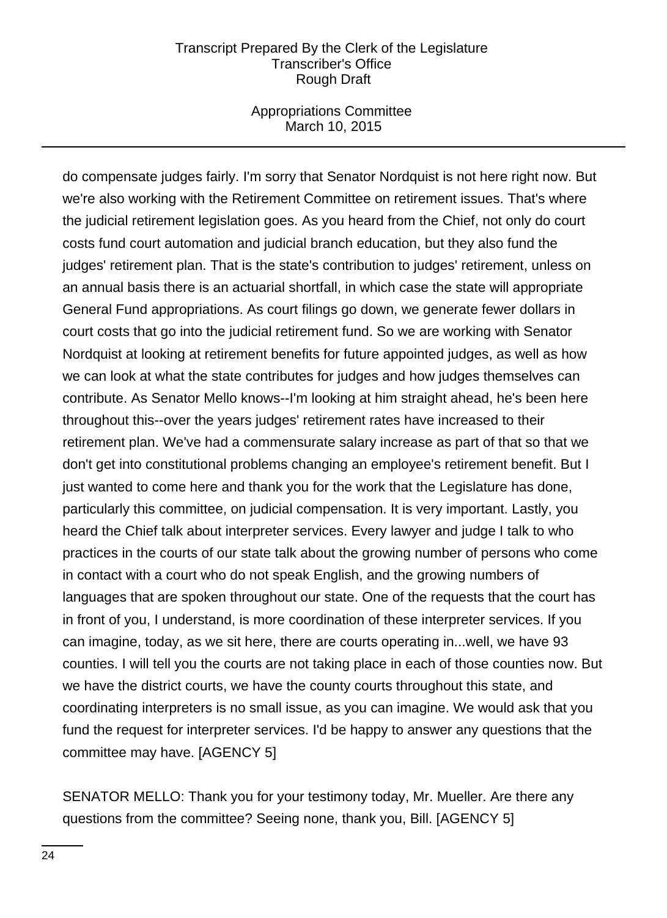do compensate judges fairly. I'm sorry that Senator Nordquist is not here right now. But we're also working with the Retirement Committee on retirement issues. That's where the judicial retirement legislation goes. As you heard from the Chief, not only do court costs fund court automation and judicial branch education, but they also fund the judges' retirement plan. That is the state's contribution to judges' retirement, unless on an annual basis there is an actuarial shortfall, in which case the state will appropriate General Fund appropriations. As court filings go down, we generate fewer dollars in court costs that go into the judicial retirement fund. So we are working with Senator Nordquist at looking at retirement benefits for future appointed judges, as well as how we can look at what the state contributes for judges and how judges themselves can contribute. As Senator Mello knows--I'm looking at him straight ahead, he's been here throughout this--over the years judges' retirement rates have increased to their retirement plan. We've had a commensurate salary increase as part of that so that we don't get into constitutional problems changing an employee's retirement benefit. But I just wanted to come here and thank you for the work that the Legislature has done, particularly this committee, on judicial compensation. It is very important. Lastly, you heard the Chief talk about interpreter services. Every lawyer and judge I talk to who practices in the courts of our state talk about the growing number of persons who come in contact with a court who do not speak English, and the growing numbers of languages that are spoken throughout our state. One of the requests that the court has in front of you, I understand, is more coordination of these interpreter services. If you can imagine, today, as we sit here, there are courts operating in...well, we have 93 counties. I will tell you the courts are not taking place in each of those counties now. But we have the district courts, we have the county courts throughout this state, and coordinating interpreters is no small issue, as you can imagine. We would ask that you fund the request for interpreter services. I'd be happy to answer any questions that the committee may have. [AGENCY 5]

SENATOR MELLO: Thank you for your testimony today, Mr. Mueller. Are there any questions from the committee? Seeing none, thank you, Bill. [AGENCY 5]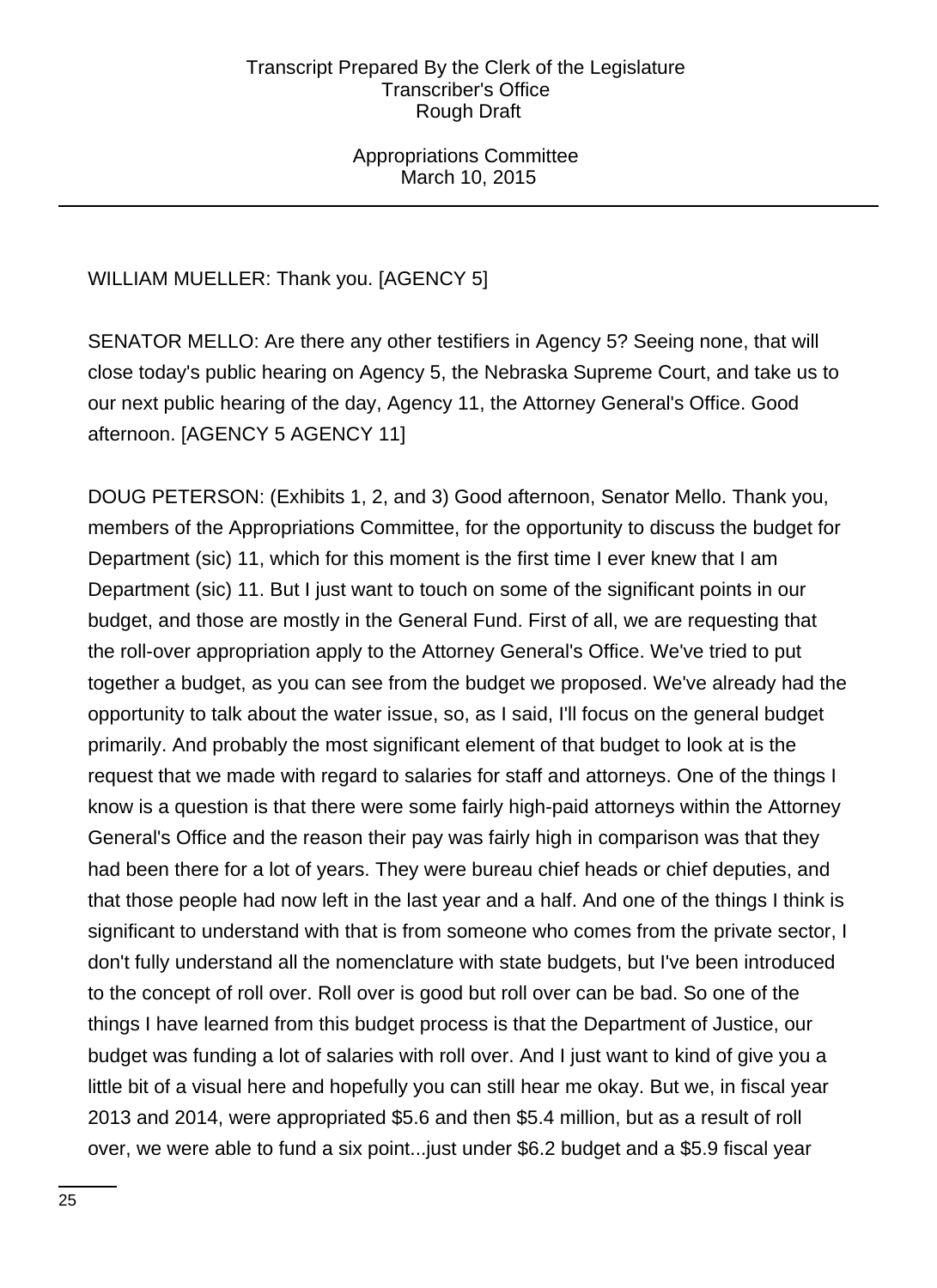WILLIAM MUELLER: Thank you. [AGENCY 5]

SENATOR MELLO: Are there any other testifiers in Agency 5? Seeing none, that will close today's public hearing on Agency 5, the Nebraska Supreme Court, and take us to our next public hearing of the day, Agency 11, the Attorney General's Office. Good afternoon. [AGENCY 5 AGENCY 11]

DOUG PETERSON: (Exhibits 1, 2, and 3) Good afternoon, Senator Mello. Thank you, members of the Appropriations Committee, for the opportunity to discuss the budget for Department (sic) 11, which for this moment is the first time I ever knew that I am Department (sic) 11. But I just want to touch on some of the significant points in our budget, and those are mostly in the General Fund. First of all, we are requesting that the roll-over appropriation apply to the Attorney General's Office. We've tried to put together a budget, as you can see from the budget we proposed. We've already had the opportunity to talk about the water issue, so, as I said, I'll focus on the general budget primarily. And probably the most significant element of that budget to look at is the request that we made with regard to salaries for staff and attorneys. One of the things I know is a question is that there were some fairly high-paid attorneys within the Attorney General's Office and the reason their pay was fairly high in comparison was that they had been there for a lot of years. They were bureau chief heads or chief deputies, and that those people had now left in the last year and a half. And one of the things I think is significant to understand with that is from someone who comes from the private sector, I don't fully understand all the nomenclature with state budgets, but I've been introduced to the concept of roll over. Roll over is good but roll over can be bad. So one of the things I have learned from this budget process is that the Department of Justice, our budget was funding a lot of salaries with roll over. And I just want to kind of give you a little bit of a visual here and hopefully you can still hear me okay. But we, in fiscal year 2013 and 2014, were appropriated $5.6 and then $5.4 million, but as a result of roll over, we were able to fund a six point...just under $6.2 budget and a $5.9 fiscal year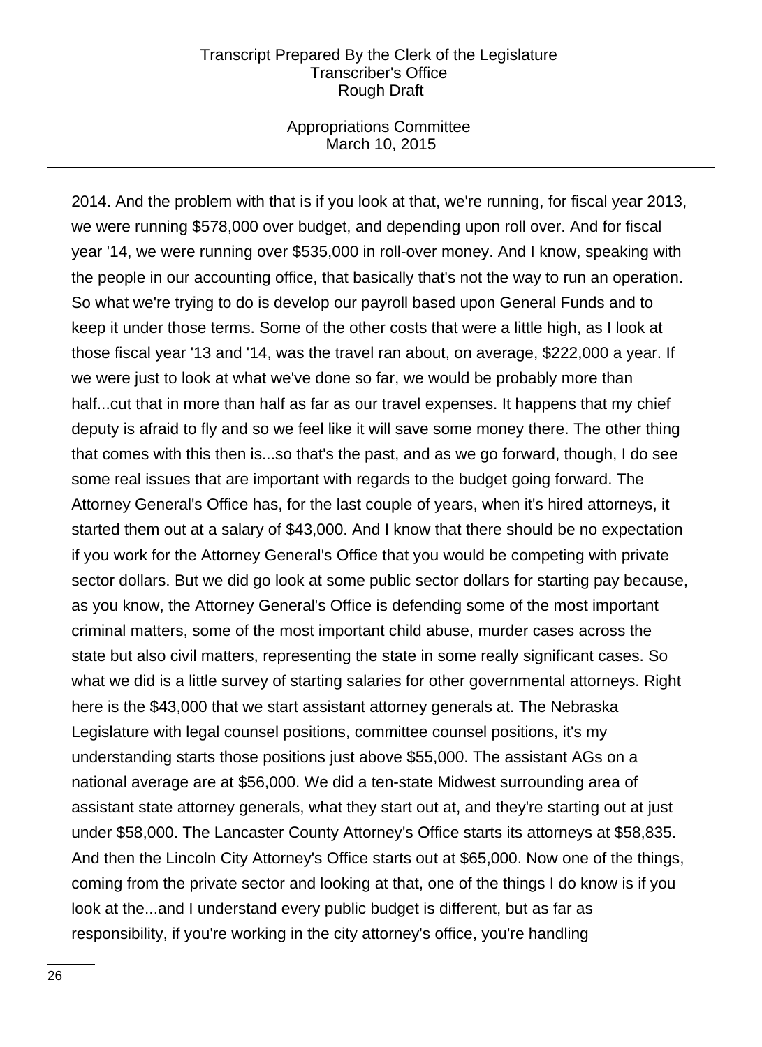2014. And the problem with that is if you look at that, we're running, for fiscal year 2013, we were running $578,000 over budget, and depending upon roll over. And for fiscal year '14, we were running over $535,000 in roll-over money. And I know, speaking with the people in our accounting office, that basically that's not the way to run an operation. So what we're trying to do is develop our payroll based upon General Funds and to keep it under those terms. Some of the other costs that were a little high, as I look at those fiscal year '13 and '14, was the travel ran about, on average, $222,000 a year. If we were just to look at what we've done so far, we would be probably more than half...cut that in more than half as far as our travel expenses. It happens that my chief deputy is afraid to fly and so we feel like it will save some money there. The other thing that comes with this then is...so that's the past, and as we go forward, though, I do see some real issues that are important with regards to the budget going forward. The Attorney General's Office has, for the last couple of years, when it's hired attorneys, it started them out at a salary of $43,000. And I know that there should be no expectation if you work for the Attorney General's Office that you would be competing with private sector dollars. But we did go look at some public sector dollars for starting pay because, as you know, the Attorney General's Office is defending some of the most important criminal matters, some of the most important child abuse, murder cases across the state but also civil matters, representing the state in some really significant cases. So what we did is a little survey of starting salaries for other governmental attorneys. Right here is the $43,000 that we start assistant attorney generals at. The Nebraska Legislature with legal counsel positions, committee counsel positions, it's my understanding starts those positions just above $55,000. The assistant AGs on a national average are at $56,000. We did a ten-state Midwest surrounding area of assistant state attorney generals, what they start out at, and they're starting out at just under $58,000. The Lancaster County Attorney's Office starts its attorneys at $58,835. And then the Lincoln City Attorney's Office starts out at $65,000. Now one of the things, coming from the private sector and looking at that, one of the things I do know is if you look at the...and I understand every public budget is different, but as far as responsibility, if you're working in the city attorney's office, you're handling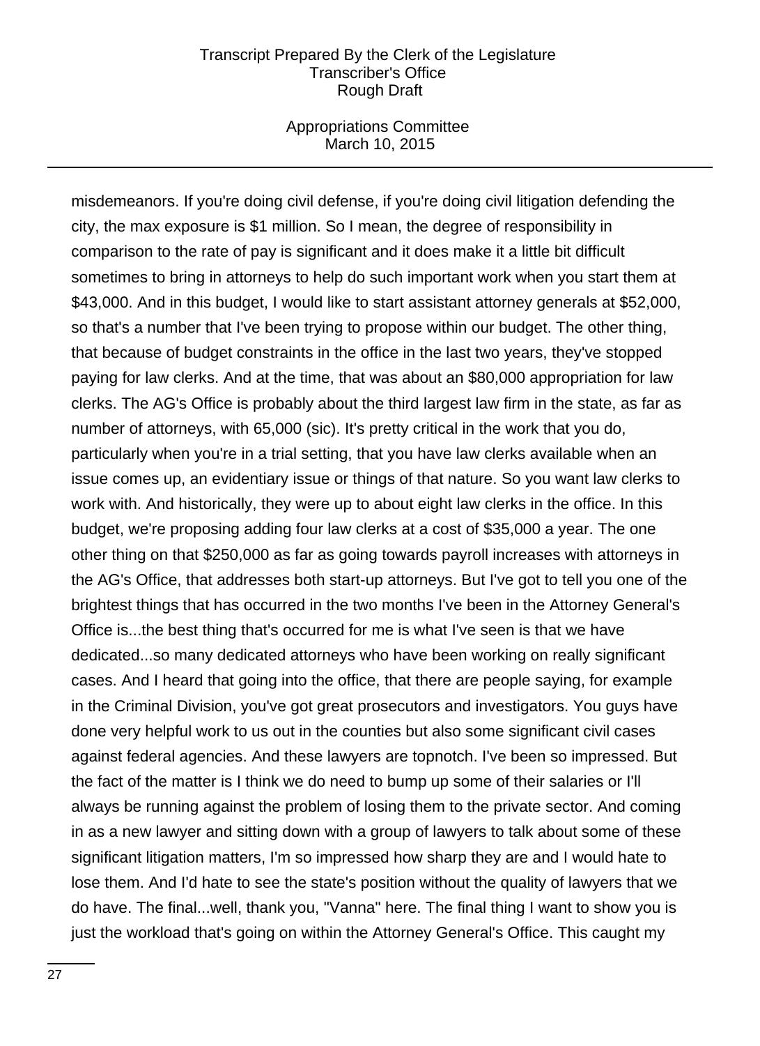misdemeanors. If you're doing civil defense, if you're doing civil litigation defending the city, the max exposure is $1 million. So I mean, the degree of responsibility in comparison to the rate of pay is significant and it does make it a little bit difficult sometimes to bring in attorneys to help do such important work when you start them at $43,000. And in this budget, I would like to start assistant attorney generals at $52,000, so that's a number that I've been trying to propose within our budget. The other thing, that because of budget constraints in the office in the last two years, they've stopped paying for law clerks. And at the time, that was about an $80,000 appropriation for law clerks. The AG's Office is probably about the third largest law firm in the state, as far as number of attorneys, with 65,000 (sic). It's pretty critical in the work that you do, particularly when you're in a trial setting, that you have law clerks available when an issue comes up, an evidentiary issue or things of that nature. So you want law clerks to work with. And historically, they were up to about eight law clerks in the office. In this budget, we're proposing adding four law clerks at a cost of $35,000 a year. The one other thing on that $250,000 as far as going towards payroll increases with attorneys in the AG's Office, that addresses both start-up attorneys. But I've got to tell you one of the brightest things that has occurred in the two months I've been in the Attorney General's Office is...the best thing that's occurred for me is what I've seen is that we have dedicated...so many dedicated attorneys who have been working on really significant cases. And I heard that going into the office, that there are people saying, for example in the Criminal Division, you've got great prosecutors and investigators. You guys have done very helpful work to us out in the counties but also some significant civil cases against federal agencies. And these lawyers are topnotch. I've been so impressed. But the fact of the matter is I think we do need to bump up some of their salaries or I'll always be running against the problem of losing them to the private sector. And coming in as a new lawyer and sitting down with a group of lawyers to talk about some of these significant litigation matters, I'm so impressed how sharp they are and I would hate to lose them. And I'd hate to see the state's position without the quality of lawyers that we do have. The final...well, thank you, "Vanna" here. The final thing I want to show you is just the workload that's going on within the Attorney General's Office. This caught my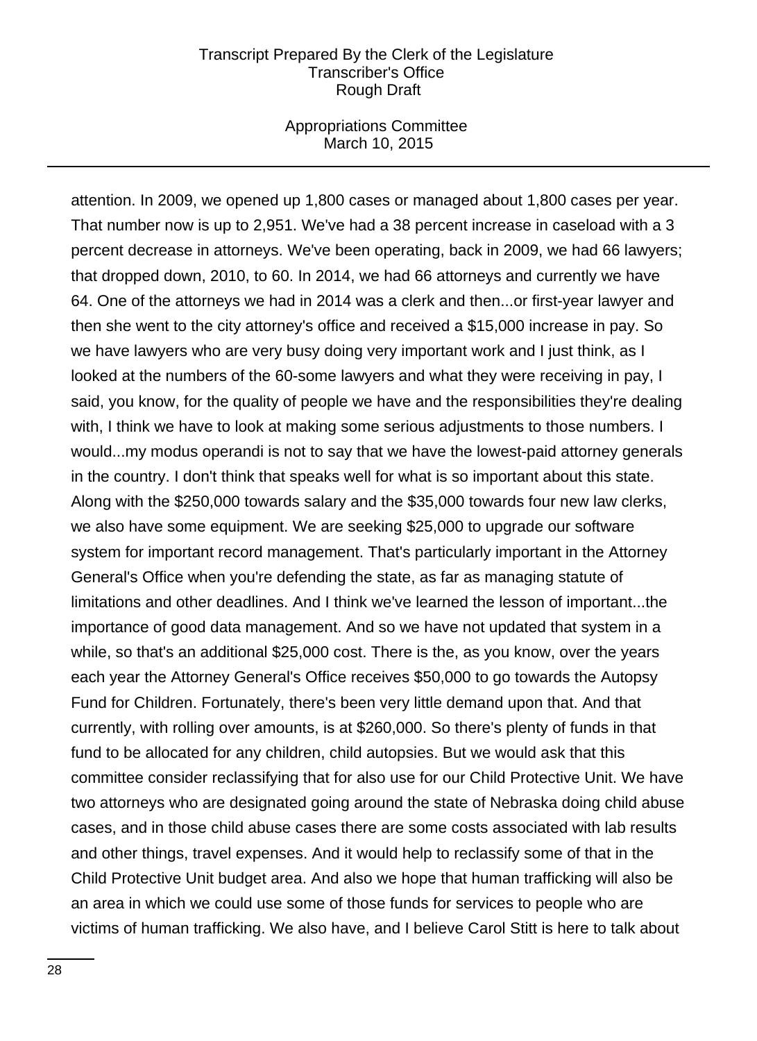attention. In 2009, we opened up 1,800 cases or managed about 1,800 cases per year. That number now is up to 2,951. We've had a 38 percent increase in caseload with a 3 percent decrease in attorneys. We've been operating, back in 2009, we had 66 lawyers; that dropped down, 2010, to 60. In 2014, we had 66 attorneys and currently we have 64. One of the attorneys we had in 2014 was a clerk and then...or first-year lawyer and then she went to the city attorney's office and received a $15,000 increase in pay. So we have lawyers who are very busy doing very important work and I just think, as I looked at the numbers of the 60-some lawyers and what they were receiving in pay, I said, you know, for the quality of people we have and the responsibilities they're dealing with, I think we have to look at making some serious adjustments to those numbers. I would...my modus operandi is not to say that we have the lowest-paid attorney generals in the country. I don't think that speaks well for what is so important about this state. Along with the $250,000 towards salary and the $35,000 towards four new law clerks, we also have some equipment. We are seeking $25,000 to upgrade our software system for important record management. That's particularly important in the Attorney General's Office when you're defending the state, as far as managing statute of limitations and other deadlines. And I think we've learned the lesson of important...the importance of good data management. And so we have not updated that system in a while, so that's an additional $25,000 cost. There is the, as you know, over the years each year the Attorney General's Office receives $50,000 to go towards the Autopsy Fund for Children. Fortunately, there's been very little demand upon that. And that currently, with rolling over amounts, is at $260,000. So there's plenty of funds in that fund to be allocated for any children, child autopsies. But we would ask that this committee consider reclassifying that for also use for our Child Protective Unit. We have two attorneys who are designated going around the state of Nebraska doing child abuse cases, and in those child abuse cases there are some costs associated with lab results and other things, travel expenses. And it would help to reclassify some of that in the Child Protective Unit budget area. And also we hope that human trafficking will also be an area in which we could use some of those funds for services to people who are victims of human trafficking. We also have, and I believe Carol Stitt is here to talk about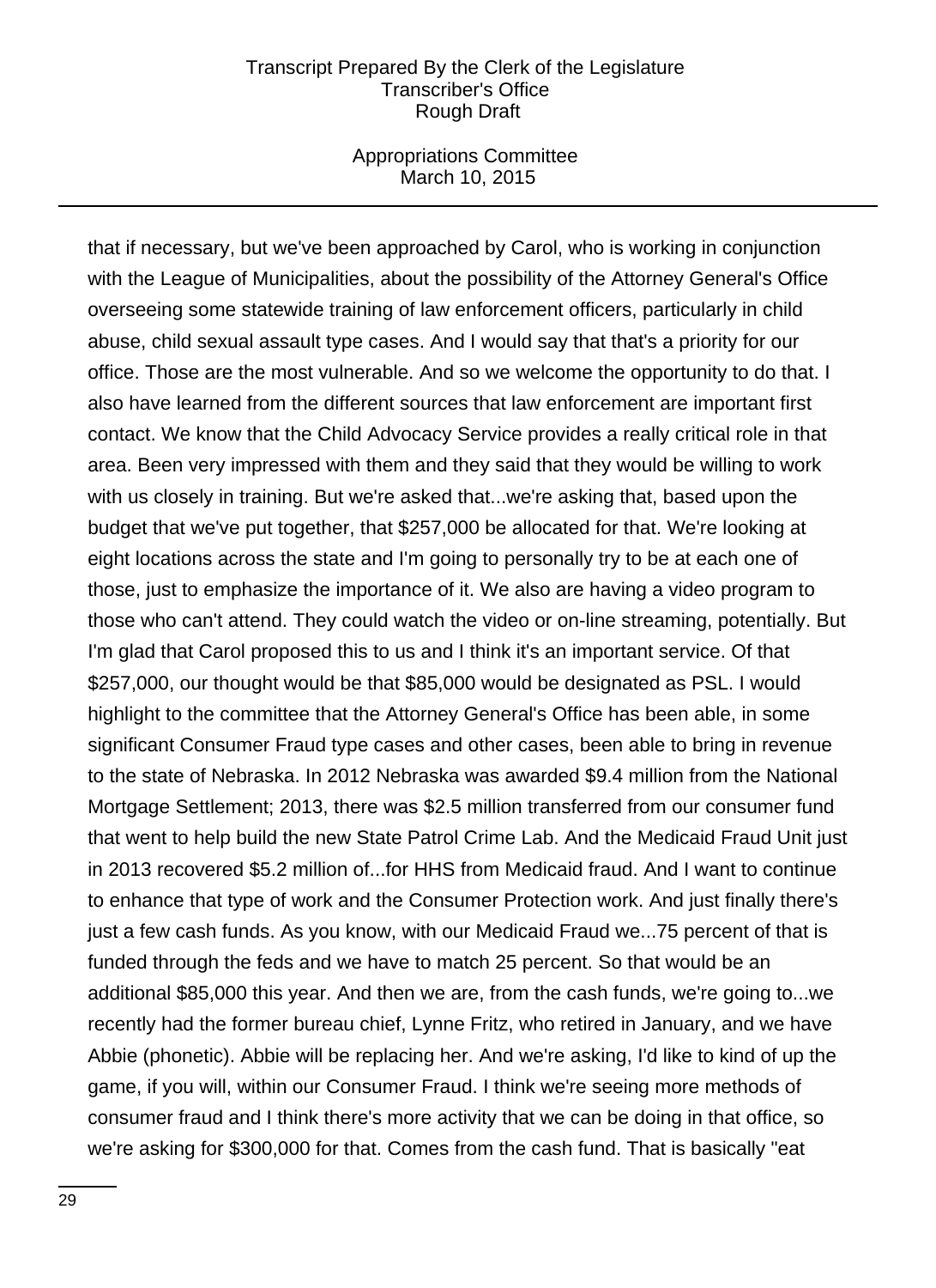that if necessary, but we've been approached by Carol, who is working in conjunction with the League of Municipalities, about the possibility of the Attorney General's Office overseeing some statewide training of law enforcement officers, particularly in child abuse, child sexual assault type cases. And I would say that that's a priority for our office. Those are the most vulnerable. And so we welcome the opportunity to do that. I also have learned from the different sources that law enforcement are important first contact. We know that the Child Advocacy Service provides a really critical role in that area. Been very impressed with them and they said that they would be willing to work with us closely in training. But we're asked that...we're asking that, based upon the budget that we've put together, that $257,000 be allocated for that. We're looking at eight locations across the state and I'm going to personally try to be at each one of those, just to emphasize the importance of it. We also are having a video program to those who can't attend. They could watch the video or on-line streaming, potentially. But I'm glad that Carol proposed this to us and I think it's an important service. Of that $257,000, our thought would be that $85,000 would be designated as PSL. I would highlight to the committee that the Attorney General's Office has been able, in some significant Consumer Fraud type cases and other cases, been able to bring in revenue to the state of Nebraska. In 2012 Nebraska was awarded $9.4 million from the National Mortgage Settlement; 2013, there was $2.5 million transferred from our consumer fund that went to help build the new State Patrol Crime Lab. And the Medicaid Fraud Unit just in 2013 recovered $5.2 million of...for HHS from Medicaid fraud. And I want to continue to enhance that type of work and the Consumer Protection work. And just finally there's just a few cash funds. As you know, with our Medicaid Fraud we...75 percent of that is funded through the feds and we have to match 25 percent. So that would be an additional $85,000 this year. And then we are, from the cash funds, we're going to...we recently had the former bureau chief, Lynne Fritz, who retired in January, and we have Abbie (phonetic). Abbie will be replacing her. And we're asking, I'd like to kind of up the game, if you will, within our Consumer Fraud. I think we're seeing more methods of consumer fraud and I think there's more activity that we can be doing in that office, so we're asking for $300,000 for that. Comes from the cash fund. That is basically "eat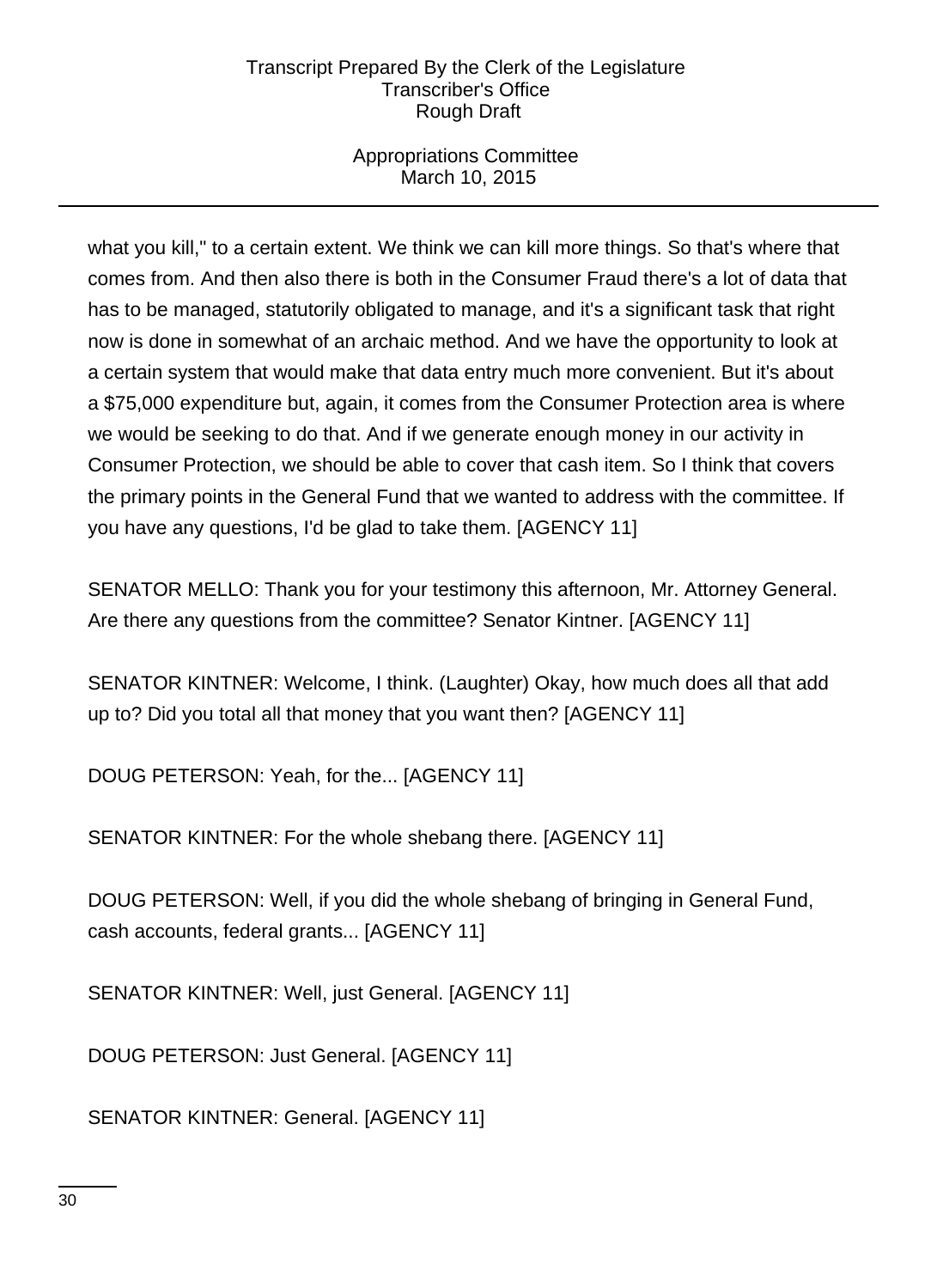what you kill," to a certain extent. We think we can kill more things. So that's where that comes from. And then also there is both in the Consumer Fraud there's a lot of data that has to be managed, statutorily obligated to manage, and it's a significant task that right now is done in somewhat of an archaic method. And we have the opportunity to look at a certain system that would make that data entry much more convenient. But it's about a $75,000 expenditure but, again, it comes from the Consumer Protection area is where we would be seeking to do that. And if we generate enough money in our activity in Consumer Protection, we should be able to cover that cash item. So I think that covers the primary points in the General Fund that we wanted to address with the committee. If you have any questions, I'd be glad to take them. [AGENCY 11]

SENATOR MELLO: Thank you for your testimony this afternoon, Mr. Attorney General. Are there any questions from the committee? Senator Kintner. [AGENCY 11]

SENATOR KINTNER: Welcome, I think. (Laughter) Okay, how much does all that add up to? Did you total all that money that you want then? [AGENCY 11]

DOUG PETERSON: Yeah, for the... [AGENCY 11]

SENATOR KINTNER: For the whole shebang there. [AGENCY 11]

DOUG PETERSON: Well, if you did the whole shebang of bringing in General Fund, cash accounts, federal grants... [AGENCY 11]

SENATOR KINTNER: Well, just General. [AGENCY 11]

DOUG PETERSON: Just General. [AGENCY 11]

SENATOR KINTNER: General. [AGENCY 11]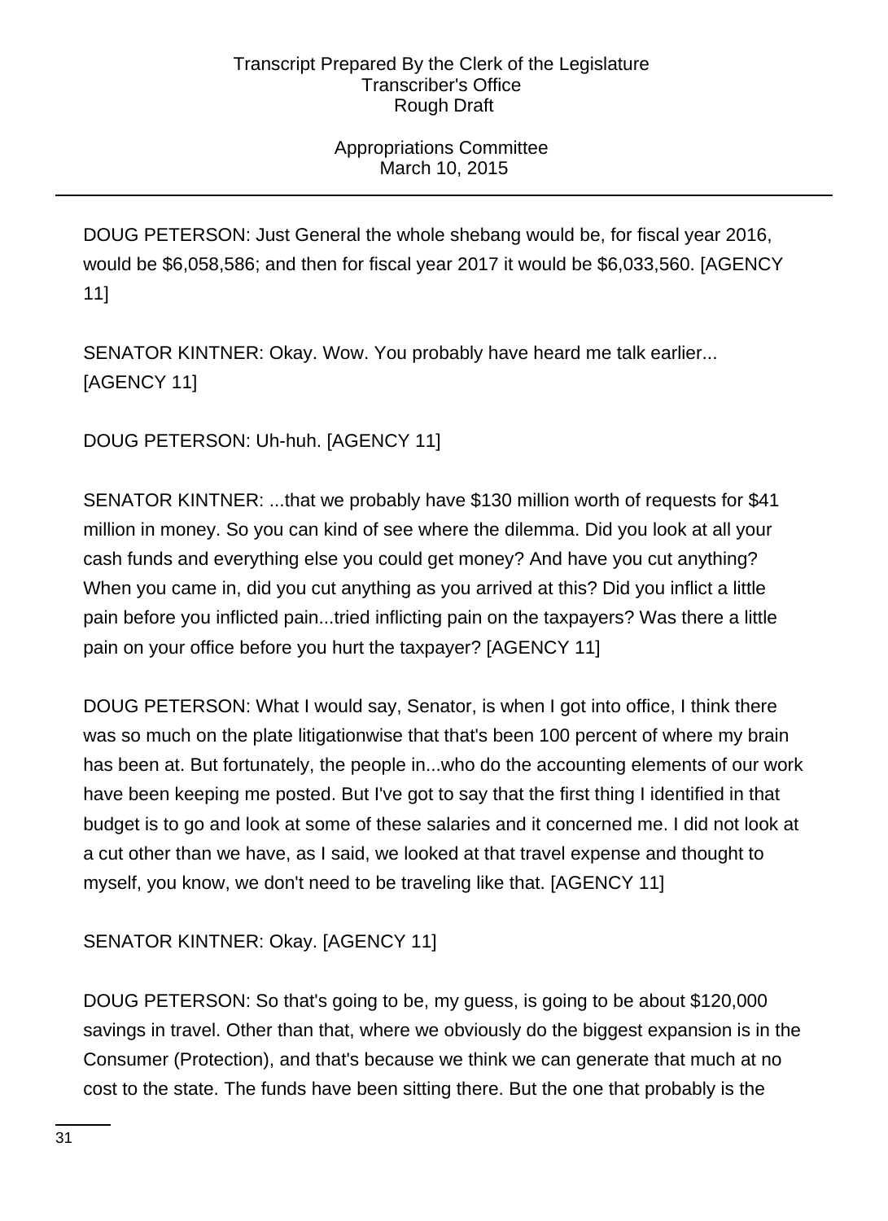DOUG PETERSON: Just General the whole shebang would be, for fiscal year 2016, would be $6,058,586; and then for fiscal year 2017 it would be $6,033,560. [AGENCY 11]

SENATOR KINTNER: Okay. Wow. You probably have heard me talk earlier... [AGENCY 11]

DOUG PETERSON: Uh-huh. [AGENCY 11]

SENATOR KINTNER: ...that we probably have $130 million worth of requests for $41 million in money. So you can kind of see where the dilemma. Did you look at all your cash funds and everything else you could get money? And have you cut anything? When you came in, did you cut anything as you arrived at this? Did you inflict a little pain before you inflicted pain...tried inflicting pain on the taxpayers? Was there a little pain on your office before you hurt the taxpayer? [AGENCY 11]

DOUG PETERSON: What I would say, Senator, is when I got into office, I think there was so much on the plate litigationwise that that's been 100 percent of where my brain has been at. But fortunately, the people in...who do the accounting elements of our work have been keeping me posted. But I've got to say that the first thing I identified in that budget is to go and look at some of these salaries and it concerned me. I did not look at a cut other than we have, as I said, we looked at that travel expense and thought to myself, you know, we don't need to be traveling like that. [AGENCY 11]

SENATOR KINTNER: Okay. [AGENCY 11]

DOUG PETERSON: So that's going to be, my guess, is going to be about $120,000 savings in travel. Other than that, where we obviously do the biggest expansion is in the Consumer (Protection), and that's because we think we can generate that much at no cost to the state. The funds have been sitting there. But the one that probably is the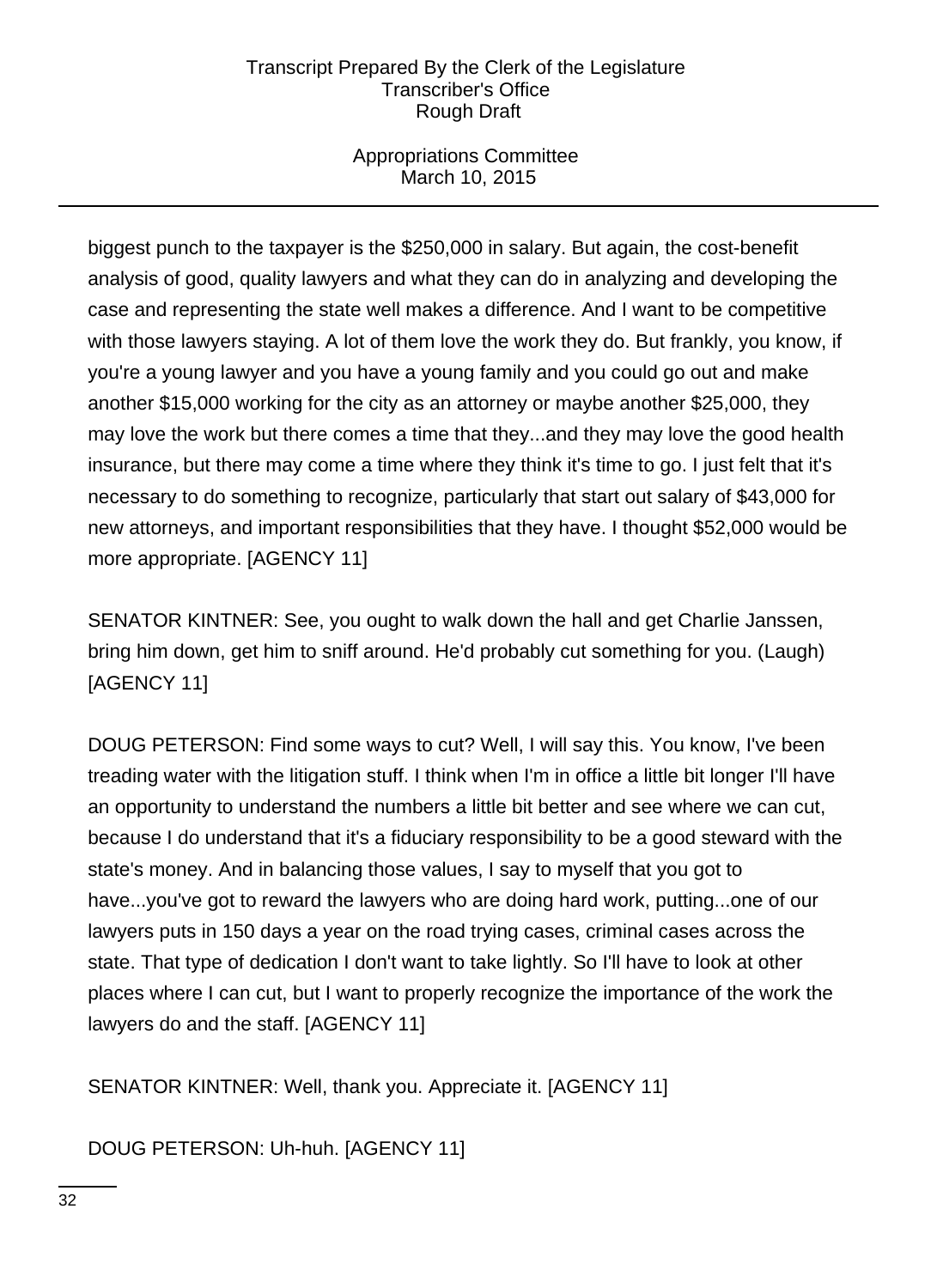biggest punch to the taxpayer is the $250,000 in salary. But again, the cost-benefit analysis of good, quality lawyers and what they can do in analyzing and developing the case and representing the state well makes a difference. And I want to be competitive with those lawyers staying. A lot of them love the work they do. But frankly, you know, if you're a young lawyer and you have a young family and you could go out and make another $15,000 working for the city as an attorney or maybe another $25,000, they may love the work but there comes a time that they...and they may love the good health insurance, but there may come a time where they think it's time to go. I just felt that it's necessary to do something to recognize, particularly that start out salary of $43,000 for new attorneys, and important responsibilities that they have. I thought $52,000 would be more appropriate. [AGENCY 11]

SENATOR KINTNER: See, you ought to walk down the hall and get Charlie Janssen, bring him down, get him to sniff around. He'd probably cut something for you. (Laugh) [AGENCY 11]

DOUG PETERSON: Find some ways to cut? Well, I will say this. You know, I've been treading water with the litigation stuff. I think when I'm in office a little bit longer I'll have an opportunity to understand the numbers a little bit better and see where we can cut, because I do understand that it's a fiduciary responsibility to be a good steward with the state's money. And in balancing those values, I say to myself that you got to have...you've got to reward the lawyers who are doing hard work, putting...one of our lawyers puts in 150 days a year on the road trying cases, criminal cases across the state. That type of dedication I don't want to take lightly. So I'll have to look at other places where I can cut, but I want to properly recognize the importance of the work the lawyers do and the staff. [AGENCY 11]

SENATOR KINTNER: Well, thank you. Appreciate it. [AGENCY 11]

DOUG PETERSON: Uh-huh. [AGENCY 11]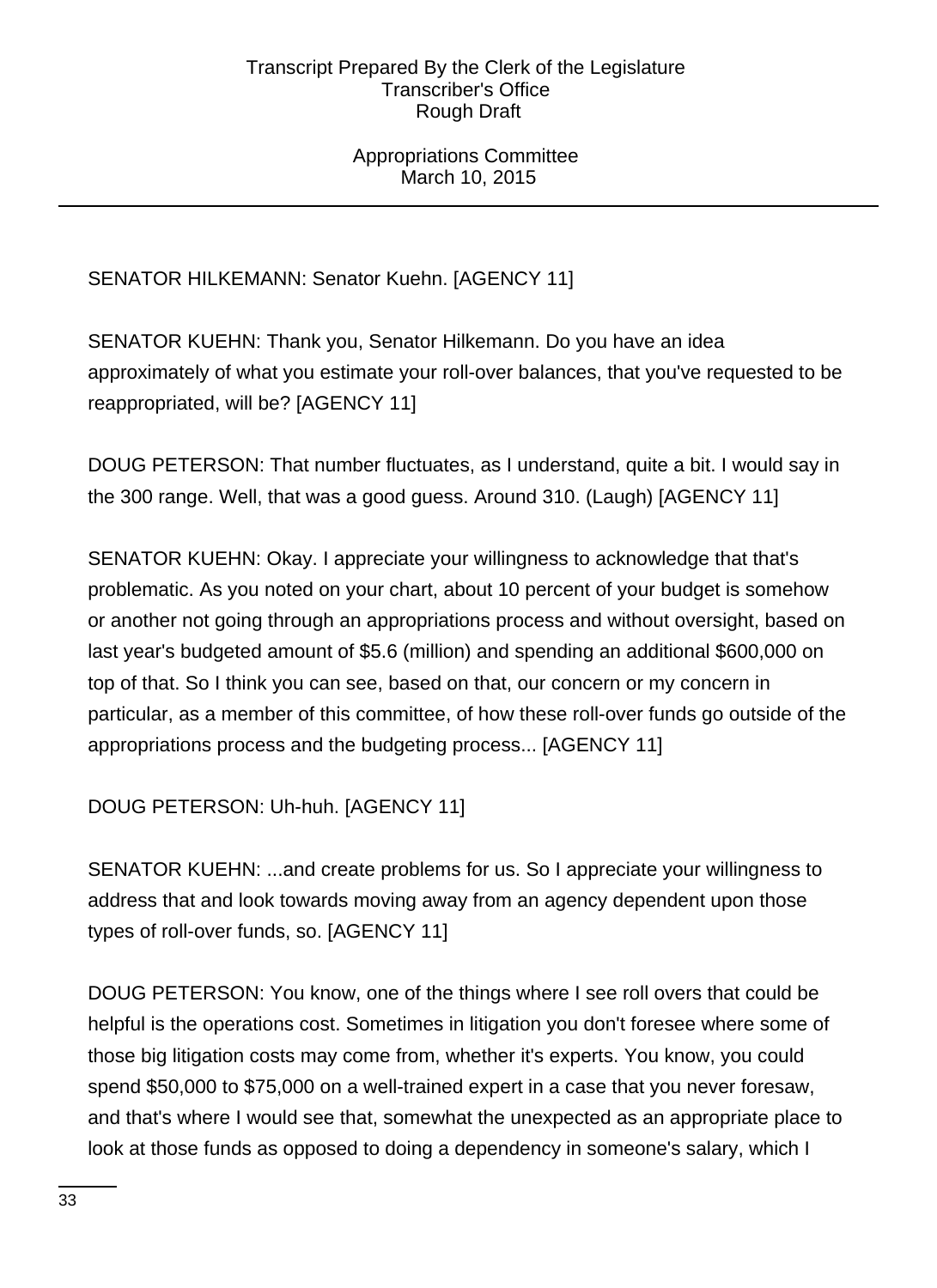SENATOR HILKEMANN: Senator Kuehn. [AGENCY 11]

SENATOR KUEHN: Thank you, Senator Hilkemann. Do you have an idea approximately of what you estimate your roll-over balances, that you've requested to be reappropriated, will be? [AGENCY 11]

DOUG PETERSON: That number fluctuates, as I understand, quite a bit. I would say in the 300 range. Well, that was a good guess. Around 310. (Laugh) [AGENCY 11]

SENATOR KUEHN: Okay. I appreciate your willingness to acknowledge that that's problematic. As you noted on your chart, about 10 percent of your budget is somehow or another not going through an appropriations process and without oversight, based on last year's budgeted amount of $5.6 (million) and spending an additional $600,000 on top of that. So I think you can see, based on that, our concern or my concern in particular, as a member of this committee, of how these roll-over funds go outside of the appropriations process and the budgeting process... [AGENCY 11]

DOUG PETERSON: Uh-huh. [AGENCY 11]

SENATOR KUEHN: ...and create problems for us. So I appreciate your willingness to address that and look towards moving away from an agency dependent upon those types of roll-over funds, so. [AGENCY 11]

DOUG PETERSON: You know, one of the things where I see roll overs that could be helpful is the operations cost. Sometimes in litigation you don't foresee where some of those big litigation costs may come from, whether it's experts. You know, you could spend $50,000 to $75,000 on a well-trained expert in a case that you never foresaw, and that's where I would see that, somewhat the unexpected as an appropriate place to look at those funds as opposed to doing a dependency in someone's salary, which I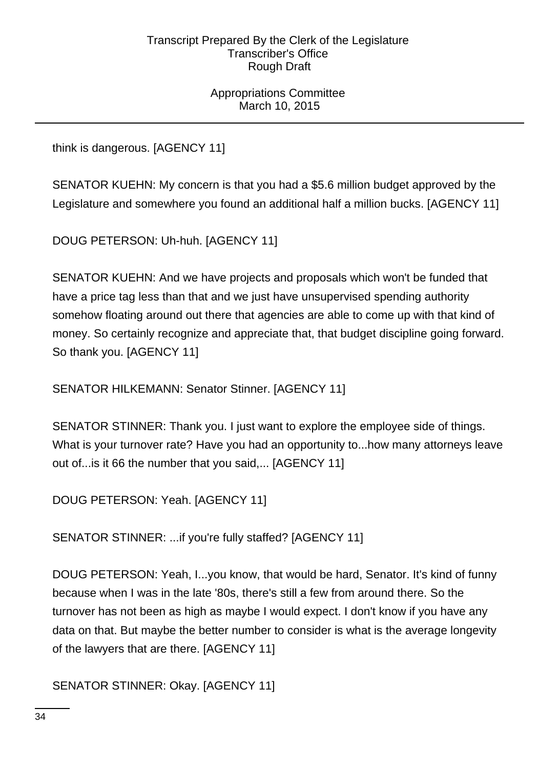think is dangerous. [AGENCY 11]

SENATOR KUEHN: My concern is that you had a $5.6 million budget approved by the Legislature and somewhere you found an additional half a million bucks. [AGENCY 11]

DOUG PETERSON: Uh-huh. [AGENCY 11]

SENATOR KUEHN: And we have projects and proposals which won't be funded that have a price tag less than that and we just have unsupervised spending authority somehow floating around out there that agencies are able to come up with that kind of money. So certainly recognize and appreciate that, that budget discipline going forward. So thank you. [AGENCY 11]

SENATOR HILKEMANN: Senator Stinner. [AGENCY 11]

SENATOR STINNER: Thank you. I just want to explore the employee side of things. What is your turnover rate? Have you had an opportunity to...how many attorneys leave out of...is it 66 the number that you said,... [AGENCY 11]

DOUG PETERSON: Yeah. [AGENCY 11]

SENATOR STINNER: ...if you're fully staffed? [AGENCY 11]

DOUG PETERSON: Yeah, I...you know, that would be hard, Senator. It's kind of funny because when I was in the late '80s, there's still a few from around there. So the turnover has not been as high as maybe I would expect. I don't know if you have any data on that. But maybe the better number to consider is what is the average longevity of the lawyers that are there. [AGENCY 11]

SENATOR STINNER: Okay. [AGENCY 11]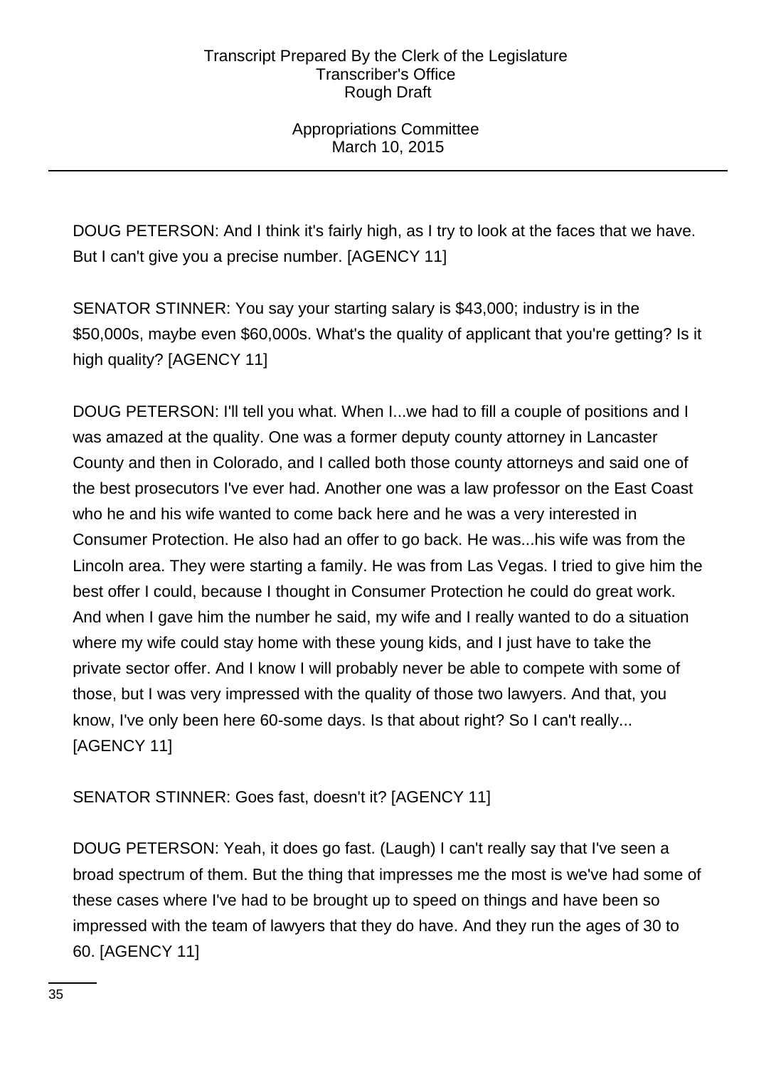DOUG PETERSON: And I think it's fairly high, as I try to look at the faces that we have. But I can't give you a precise number. [AGENCY 11]

SENATOR STINNER: You say your starting salary is $43,000; industry is in the $50,000s, maybe even $60,000s. What's the quality of applicant that you're getting? Is it high quality? [AGENCY 11]

DOUG PETERSON: I'll tell you what. When I...we had to fill a couple of positions and I was amazed at the quality. One was a former deputy county attorney in Lancaster County and then in Colorado, and I called both those county attorneys and said one of the best prosecutors I've ever had. Another one was a law professor on the East Coast who he and his wife wanted to come back here and he was a very interested in Consumer Protection. He also had an offer to go back. He was...his wife was from the Lincoln area. They were starting a family. He was from Las Vegas. I tried to give him the best offer I could, because I thought in Consumer Protection he could do great work. And when I gave him the number he said, my wife and I really wanted to do a situation where my wife could stay home with these young kids, and I just have to take the private sector offer. And I know I will probably never be able to compete with some of those, but I was very impressed with the quality of those two lawyers. And that, you know, I've only been here 60-some days. Is that about right? So I can't really... [AGENCY 11]

SENATOR STINNER: Goes fast, doesn't it? [AGENCY 11]

DOUG PETERSON: Yeah, it does go fast. (Laugh) I can't really say that I've seen a broad spectrum of them. But the thing that impresses me the most is we've had some of these cases where I've had to be brought up to speed on things and have been so impressed with the team of lawyers that they do have. And they run the ages of 30 to 60. [AGENCY 11]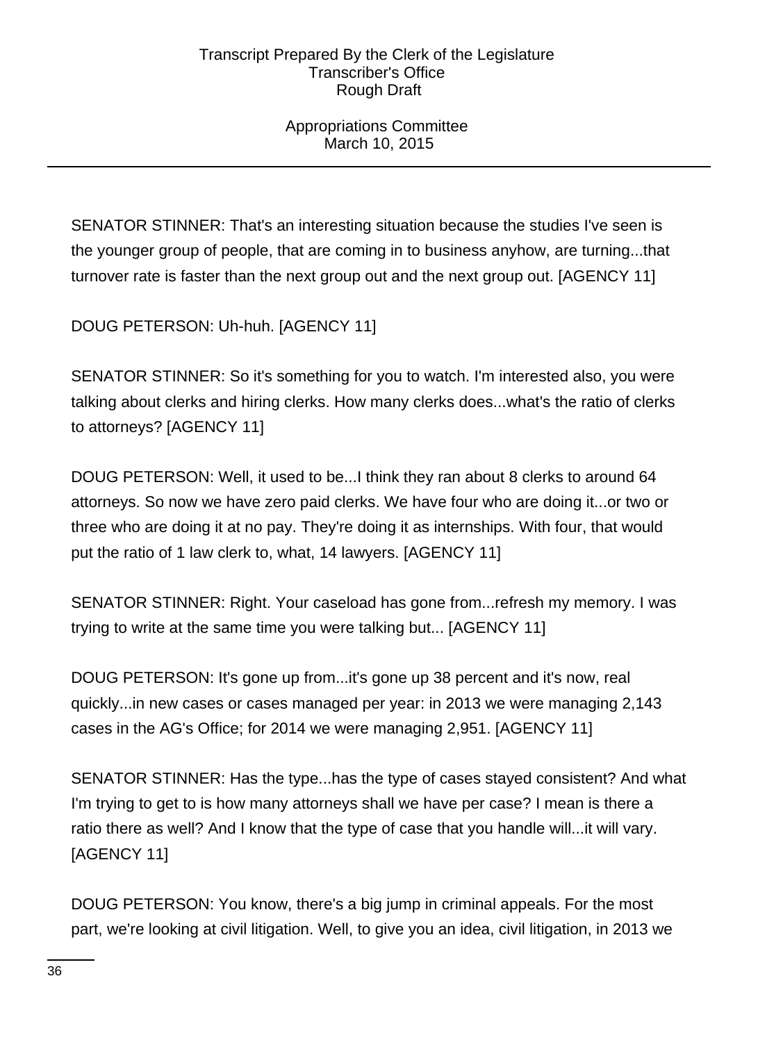SENATOR STINNER: That's an interesting situation because the studies I've seen is the younger group of people, that are coming in to business anyhow, are turning...that turnover rate is faster than the next group out and the next group out. [AGENCY 11]

DOUG PETERSON: Uh-huh. [AGENCY 11]

SENATOR STINNER: So it's something for you to watch. I'm interested also, you were talking about clerks and hiring clerks. How many clerks does...what's the ratio of clerks to attorneys? [AGENCY 11]

DOUG PETERSON: Well, it used to be...I think they ran about 8 clerks to around 64 attorneys. So now we have zero paid clerks. We have four who are doing it...or two or three who are doing it at no pay. They're doing it as internships. With four, that would put the ratio of 1 law clerk to, what, 14 lawyers. [AGENCY 11]

SENATOR STINNER: Right. Your caseload has gone from...refresh my memory. I was trying to write at the same time you were talking but... [AGENCY 11]

DOUG PETERSON: It's gone up from...it's gone up 38 percent and it's now, real quickly...in new cases or cases managed per year: in 2013 we were managing 2,143 cases in the AG's Office; for 2014 we were managing 2,951. [AGENCY 11]

SENATOR STINNER: Has the type...has the type of cases stayed consistent? And what I'm trying to get to is how many attorneys shall we have per case? I mean is there a ratio there as well? And I know that the type of case that you handle will...it will vary. [AGENCY 11]

DOUG PETERSON: You know, there's a big jump in criminal appeals. For the most part, we're looking at civil litigation. Well, to give you an idea, civil litigation, in 2013 we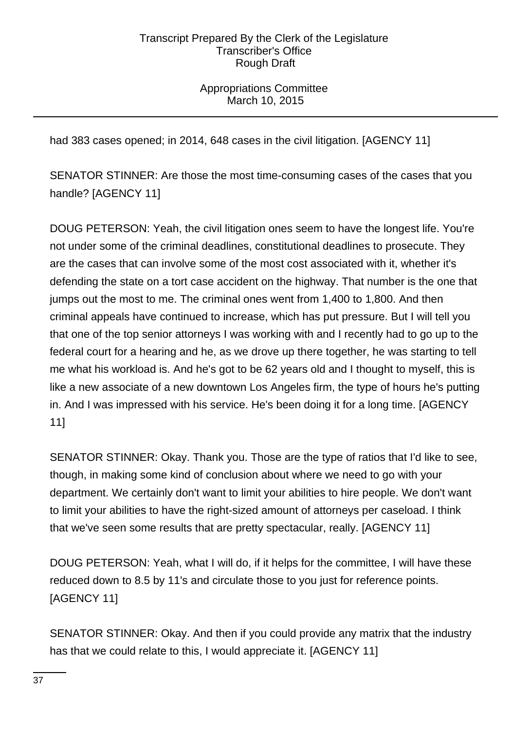had 383 cases opened; in 2014, 648 cases in the civil litigation. [AGENCY 11]

SENATOR STINNER: Are those the most time-consuming cases of the cases that you handle? [AGENCY 11]

DOUG PETERSON: Yeah, the civil litigation ones seem to have the longest life. You're not under some of the criminal deadlines, constitutional deadlines to prosecute. They are the cases that can involve some of the most cost associated with it, whether it's defending the state on a tort case accident on the highway. That number is the one that jumps out the most to me. The criminal ones went from 1,400 to 1,800. And then criminal appeals have continued to increase, which has put pressure. But I will tell you that one of the top senior attorneys I was working with and I recently had to go up to the federal court for a hearing and he, as we drove up there together, he was starting to tell me what his workload is. And he's got to be 62 years old and I thought to myself, this is like a new associate of a new downtown Los Angeles firm, the type of hours he's putting in. And I was impressed with his service. He's been doing it for a long time. [AGENCY 11]

SENATOR STINNER: Okay. Thank you. Those are the type of ratios that I'd like to see, though, in making some kind of conclusion about where we need to go with your department. We certainly don't want to limit your abilities to hire people. We don't want to limit your abilities to have the right-sized amount of attorneys per caseload. I think that we've seen some results that are pretty spectacular, really. [AGENCY 11]

DOUG PETERSON: Yeah, what I will do, if it helps for the committee, I will have these reduced down to 8.5 by 11's and circulate those to you just for reference points. [AGENCY 11]

SENATOR STINNER: Okay. And then if you could provide any matrix that the industry has that we could relate to this, I would appreciate it. [AGENCY 11]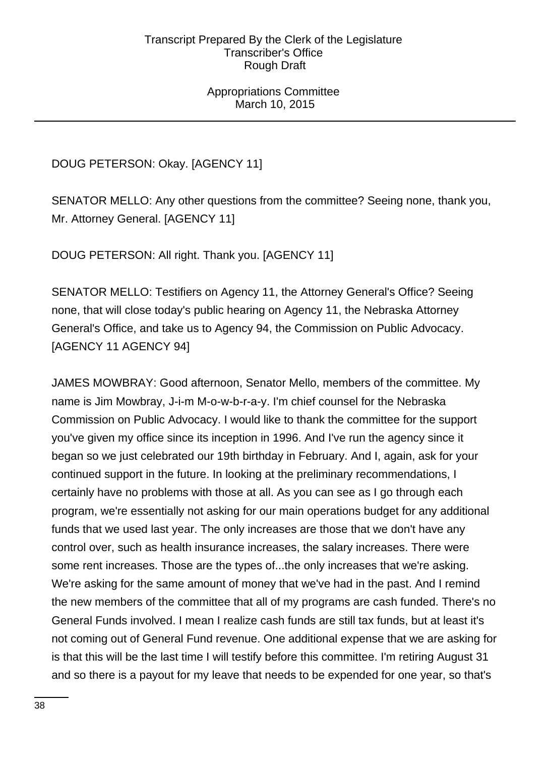DOUG PETERSON: Okay. [AGENCY 11]

SENATOR MELLO: Any other questions from the committee? Seeing none, thank you, Mr. Attorney General. [AGENCY 11]

DOUG PETERSON: All right. Thank you. [AGENCY 11]

SENATOR MELLO: Testifiers on Agency 11, the Attorney General's Office? Seeing none, that will close today's public hearing on Agency 11, the Nebraska Attorney General's Office, and take us to Agency 94, the Commission on Public Advocacy. [AGENCY 11 AGENCY 94]

JAMES MOWBRAY: Good afternoon, Senator Mello, members of the committee. My name is Jim Mowbray, J-i-m M-o-w-b-r-a-y. I'm chief counsel for the Nebraska Commission on Public Advocacy. I would like to thank the committee for the support you've given my office since its inception in 1996. And I've run the agency since it began so we just celebrated our 19th birthday in February. And I, again, ask for your continued support in the future. In looking at the preliminary recommendations, I certainly have no problems with those at all. As you can see as I go through each program, we're essentially not asking for our main operations budget for any additional funds that we used last year. The only increases are those that we don't have any control over, such as health insurance increases, the salary increases. There were some rent increases. Those are the types of...the only increases that we're asking. We're asking for the same amount of money that we've had in the past. And I remind the new members of the committee that all of my programs are cash funded. There's no General Funds involved. I mean I realize cash funds are still tax funds, but at least it's not coming out of General Fund revenue. One additional expense that we are asking for is that this will be the last time I will testify before this committee. I'm retiring August 31 and so there is a payout for my leave that needs to be expended for one year, so that's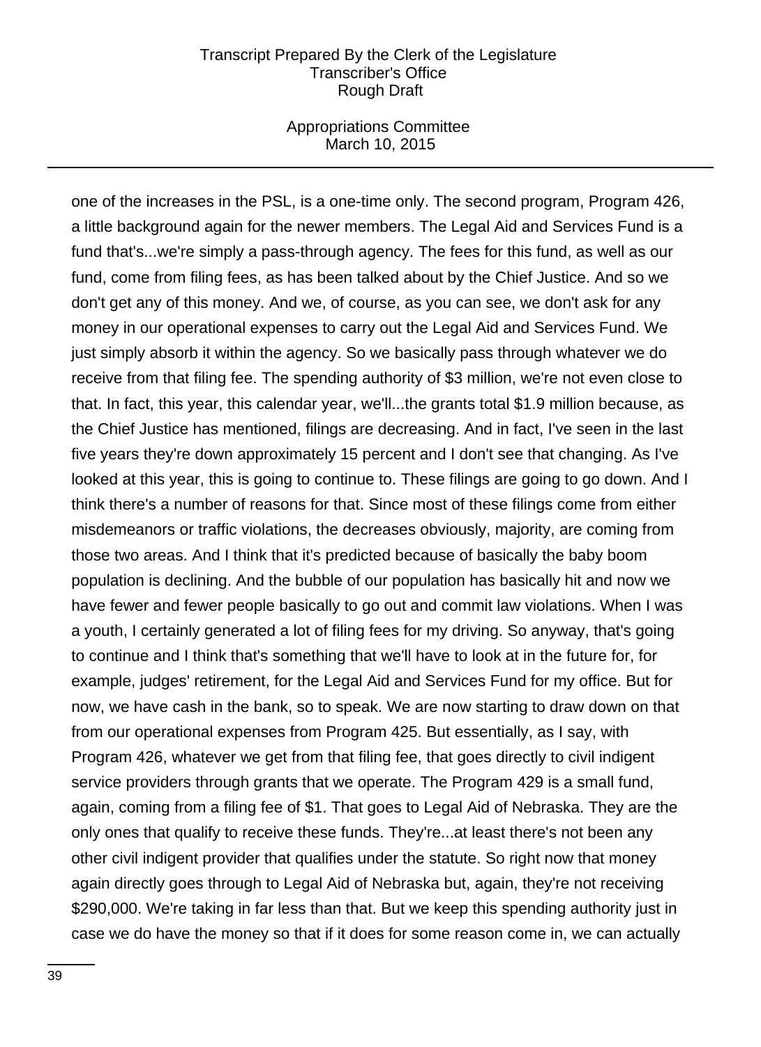one of the increases in the PSL, is a one-time only. The second program, Program 426, a little background again for the newer members. The Legal Aid and Services Fund is a fund that's...we're simply a pass-through agency. The fees for this fund, as well as our fund, come from filing fees, as has been talked about by the Chief Justice. And so we don't get any of this money. And we, of course, as you can see, we don't ask for any money in our operational expenses to carry out the Legal Aid and Services Fund. We just simply absorb it within the agency. So we basically pass through whatever we do receive from that filing fee. The spending authority of $3 million, we're not even close to that. In fact, this year, this calendar year, we'll...the grants total $1.9 million because, as the Chief Justice has mentioned, filings are decreasing. And in fact, I've seen in the last five years they're down approximately 15 percent and I don't see that changing. As I've looked at this year, this is going to continue to. These filings are going to go down. And I think there's a number of reasons for that. Since most of these filings come from either misdemeanors or traffic violations, the decreases obviously, majority, are coming from those two areas. And I think that it's predicted because of basically the baby boom population is declining. And the bubble of our population has basically hit and now we have fewer and fewer people basically to go out and commit law violations. When I was a youth, I certainly generated a lot of filing fees for my driving. So anyway, that's going to continue and I think that's something that we'll have to look at in the future for, for example, judges' retirement, for the Legal Aid and Services Fund for my office. But for now, we have cash in the bank, so to speak. We are now starting to draw down on that from our operational expenses from Program 425. But essentially, as I say, with Program 426, whatever we get from that filing fee, that goes directly to civil indigent service providers through grants that we operate. The Program 429 is a small fund, again, coming from a filing fee of $1. That goes to Legal Aid of Nebraska. They are the only ones that qualify to receive these funds. They're...at least there's not been any other civil indigent provider that qualifies under the statute. So right now that money again directly goes through to Legal Aid of Nebraska but, again, they're not receiving $290,000. We're taking in far less than that. But we keep this spending authority just in case we do have the money so that if it does for some reason come in, we can actually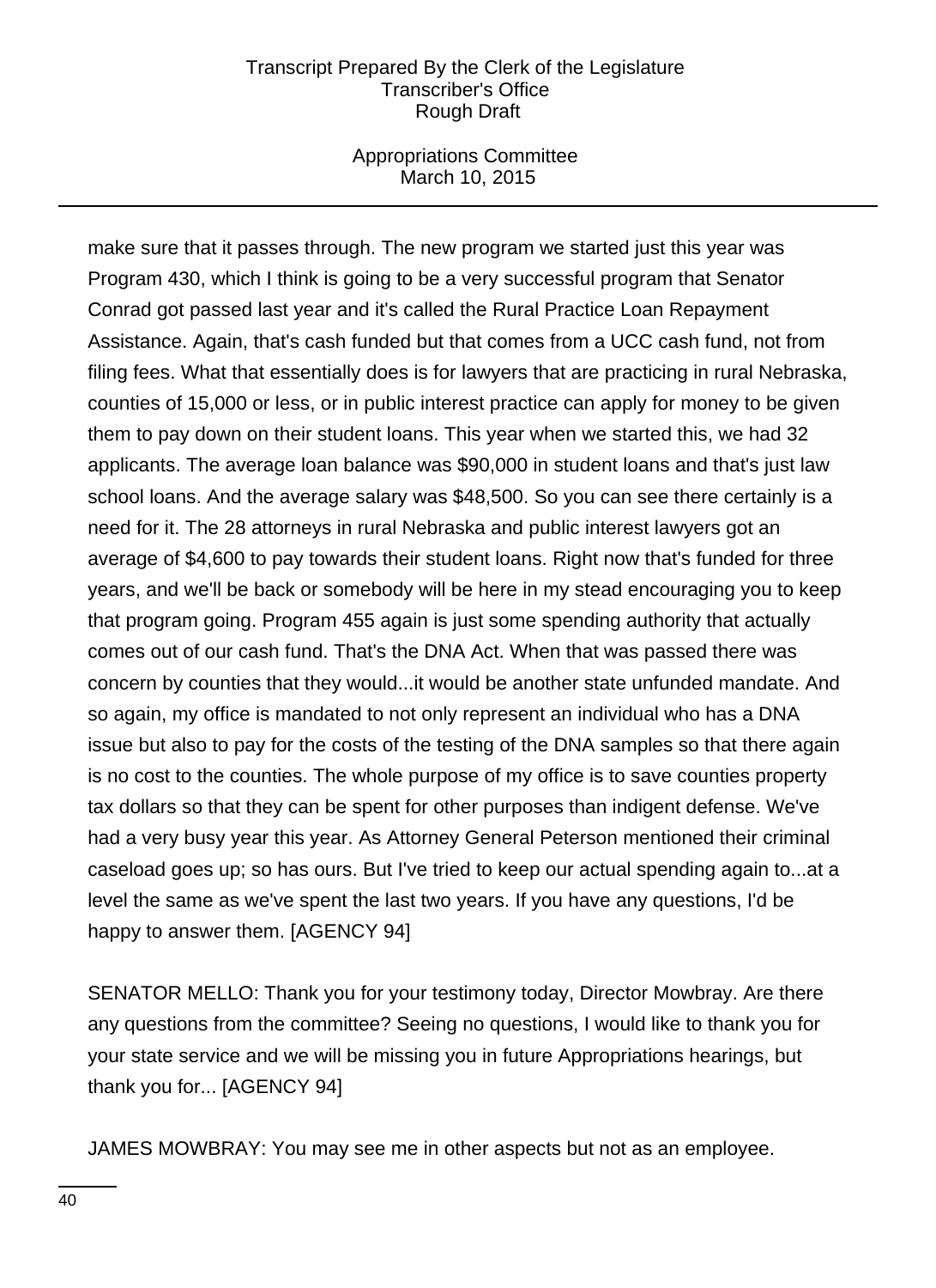make sure that it passes through. The new program we started just this year was Program 430, which I think is going to be a very successful program that Senator Conrad got passed last year and it's called the Rural Practice Loan Repayment Assistance. Again, that's cash funded but that comes from a UCC cash fund, not from filing fees. What that essentially does is for lawyers that are practicing in rural Nebraska, counties of 15,000 or less, or in public interest practice can apply for money to be given them to pay down on their student loans. This year when we started this, we had 32 applicants. The average loan balance was $90,000 in student loans and that's just law school loans. And the average salary was $48,500. So you can see there certainly is a need for it. The 28 attorneys in rural Nebraska and public interest lawyers got an average of $4,600 to pay towards their student loans. Right now that's funded for three years, and we'll be back or somebody will be here in my stead encouraging you to keep that program going. Program 455 again is just some spending authority that actually comes out of our cash fund. That's the DNA Act. When that was passed there was concern by counties that they would...it would be another state unfunded mandate. And so again, my office is mandated to not only represent an individual who has a DNA issue but also to pay for the costs of the testing of the DNA samples so that there again is no cost to the counties. The whole purpose of my office is to save counties property tax dollars so that they can be spent for other purposes than indigent defense. We've had a very busy year this year. As Attorney General Peterson mentioned their criminal caseload goes up; so has ours. But I've tried to keep our actual spending again to...at a level the same as we've spent the last two years. If you have any questions, I'd be happy to answer them. [AGENCY 94]

SENATOR MELLO: Thank you for your testimony today, Director Mowbray. Are there any questions from the committee? Seeing no questions, I would like to thank you for your state service and we will be missing you in future Appropriations hearings, but thank you for... [AGENCY 94]

JAMES MOWBRAY: You may see me in other aspects but not as an employee.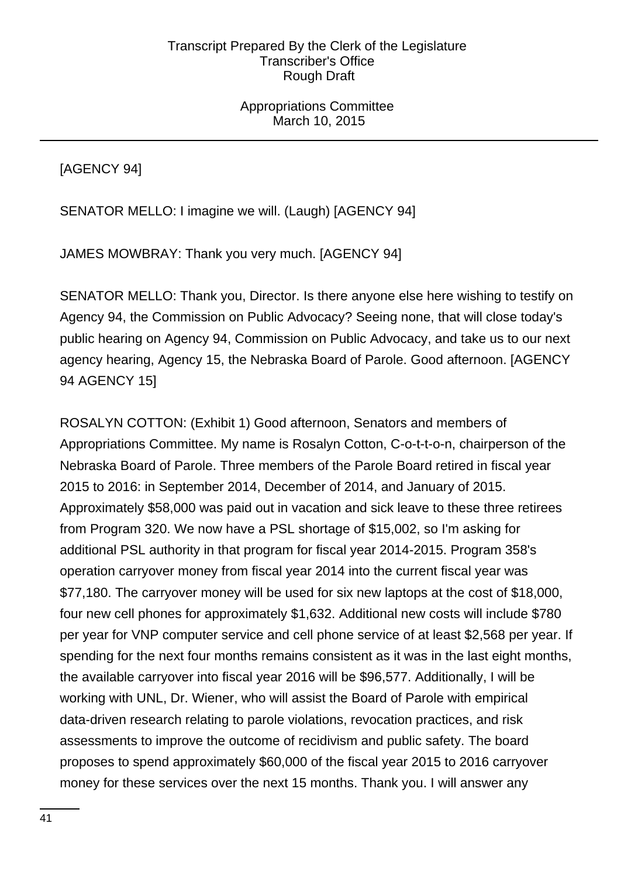[AGENCY 94]

SENATOR MELLO: I imagine we will. (Laugh) [AGENCY 94]

JAMES MOWBRAY: Thank you very much. [AGENCY 94]

SENATOR MELLO: Thank you, Director. Is there anyone else here wishing to testify on Agency 94, the Commission on Public Advocacy? Seeing none, that will close today's public hearing on Agency 94, Commission on Public Advocacy, and take us to our next agency hearing, Agency 15, the Nebraska Board of Parole. Good afternoon. [AGENCY 94 AGENCY 15]

ROSALYN COTTON: (Exhibit 1) Good afternoon, Senators and members of Appropriations Committee. My name is Rosalyn Cotton, C-o-t-t-o-n, chairperson of the Nebraska Board of Parole. Three members of the Parole Board retired in fiscal year 2015 to 2016: in September 2014, December of 2014, and January of 2015. Approximately $58,000 was paid out in vacation and sick leave to these three retirees from Program 320. We now have a PSL shortage of $15,002, so I'm asking for additional PSL authority in that program for fiscal year 2014-2015. Program 358's operation carryover money from fiscal year 2014 into the current fiscal year was $77,180. The carryover money will be used for six new laptops at the cost of $18,000, four new cell phones for approximately $1,632. Additional new costs will include $780 per year for VNP computer service and cell phone service of at least $2,568 per year. If spending for the next four months remains consistent as it was in the last eight months, the available carryover into fiscal year 2016 will be $96,577. Additionally, I will be working with UNL, Dr. Wiener, who will assist the Board of Parole with empirical data-driven research relating to parole violations, revocation practices, and risk assessments to improve the outcome of recidivism and public safety. The board proposes to spend approximately $60,000 of the fiscal year 2015 to 2016 carryover money for these services over the next 15 months. Thank you. I will answer any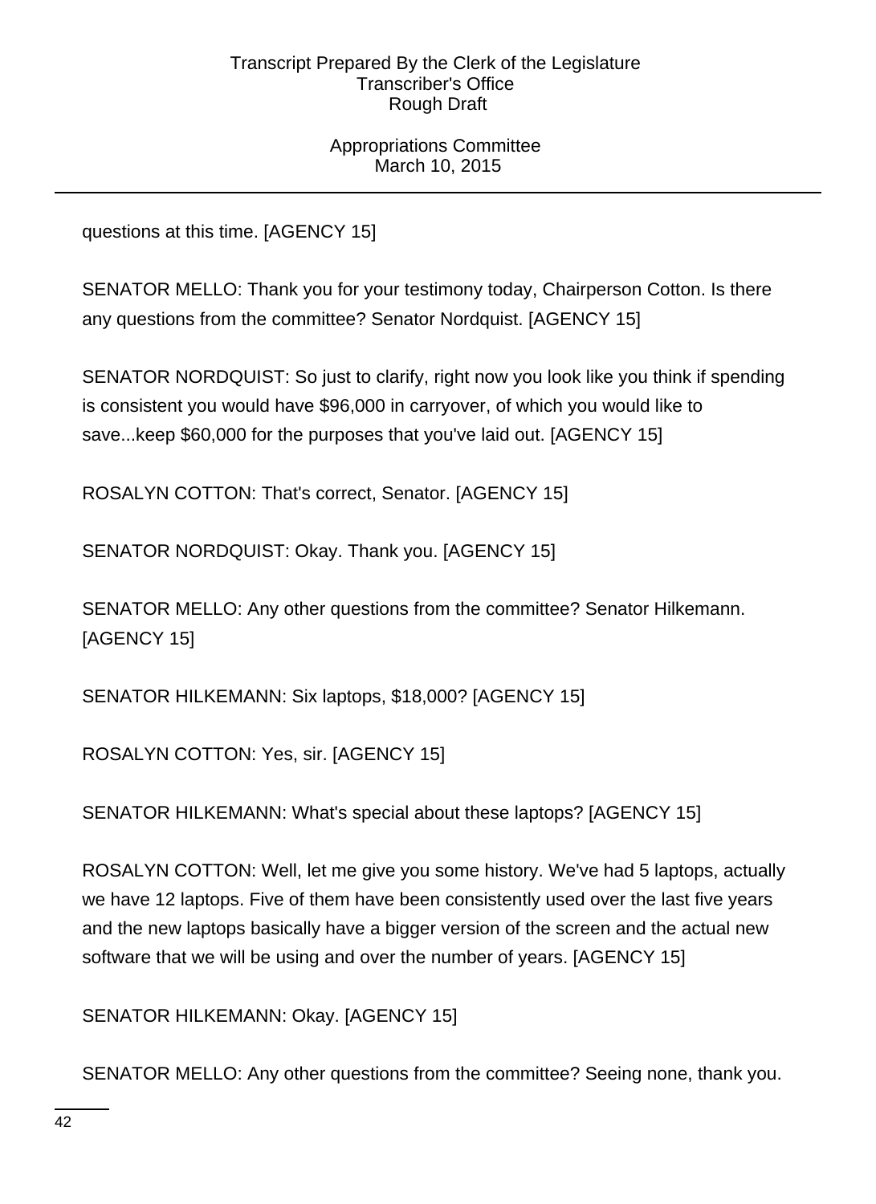questions at this time. [AGENCY 15]

SENATOR MELLO: Thank you for your testimony today, Chairperson Cotton. Is there any questions from the committee? Senator Nordquist. [AGENCY 15]

SENATOR NORDQUIST: So just to clarify, right now you look like you think if spending is consistent you would have $96,000 in carryover, of which you would like to save...keep $60,000 for the purposes that you've laid out. [AGENCY 15]

ROSALYN COTTON: That's correct, Senator. [AGENCY 15]

SENATOR NORDQUIST: Okay. Thank you. [AGENCY 15]

SENATOR MELLO: Any other questions from the committee? Senator Hilkemann. [AGENCY 15]

SENATOR HILKEMANN: Six laptops, $18,000? [AGENCY 15]

ROSALYN COTTON: Yes, sir. [AGENCY 15]

SENATOR HILKEMANN: What's special about these laptops? [AGENCY 15]

ROSALYN COTTON: Well, let me give you some history. We've had 5 laptops, actually we have 12 laptops. Five of them have been consistently used over the last five years and the new laptops basically have a bigger version of the screen and the actual new software that we will be using and over the number of years. [AGENCY 15]

SENATOR HILKEMANN: Okay. [AGENCY 15]

SENATOR MELLO: Any other questions from the committee? Seeing none, thank you.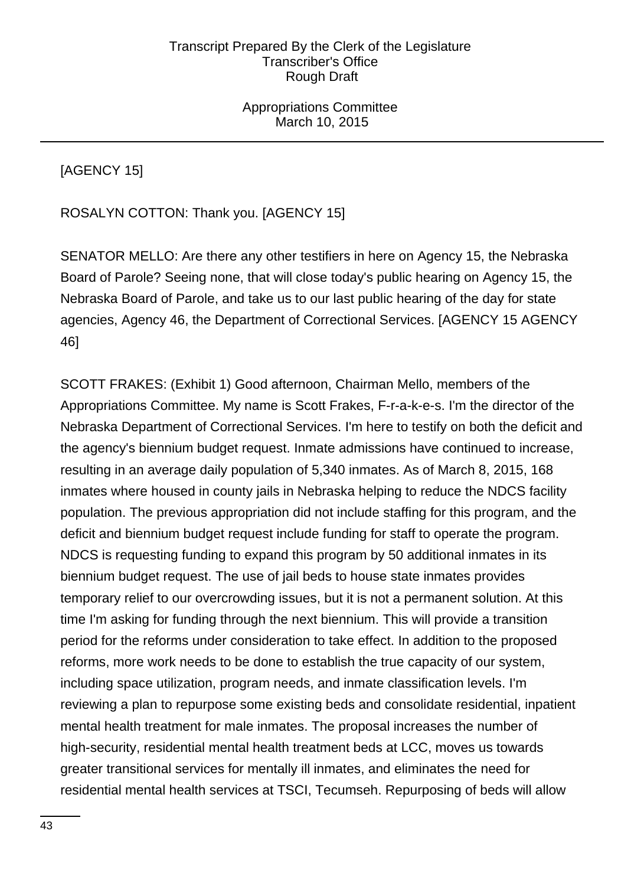[AGENCY 15]

ROSALYN COTTON: Thank you. [AGENCY 15]

SENATOR MELLO: Are there any other testifiers in here on Agency 15, the Nebraska Board of Parole? Seeing none, that will close today's public hearing on Agency 15, the Nebraska Board of Parole, and take us to our last public hearing of the day for state agencies, Agency 46, the Department of Correctional Services. [AGENCY 15 AGENCY 46]

SCOTT FRAKES: (Exhibit 1) Good afternoon, Chairman Mello, members of the Appropriations Committee. My name is Scott Frakes, F-r-a-k-e-s. I'm the director of the Nebraska Department of Correctional Services. I'm here to testify on both the deficit and the agency's biennium budget request. Inmate admissions have continued to increase, resulting in an average daily population of 5,340 inmates. As of March 8, 2015, 168 inmates where housed in county jails in Nebraska helping to reduce the NDCS facility population. The previous appropriation did not include staffing for this program, and the deficit and biennium budget request include funding for staff to operate the program. NDCS is requesting funding to expand this program by 50 additional inmates in its biennium budget request. The use of jail beds to house state inmates provides temporary relief to our overcrowding issues, but it is not a permanent solution. At this time I'm asking for funding through the next biennium. This will provide a transition period for the reforms under consideration to take effect. In addition to the proposed reforms, more work needs to be done to establish the true capacity of our system, including space utilization, program needs, and inmate classification levels. I'm reviewing a plan to repurpose some existing beds and consolidate residential, inpatient mental health treatment for male inmates. The proposal increases the number of high-security, residential mental health treatment beds at LCC, moves us towards greater transitional services for mentally ill inmates, and eliminates the need for residential mental health services at TSCI, Tecumseh. Repurposing of beds will allow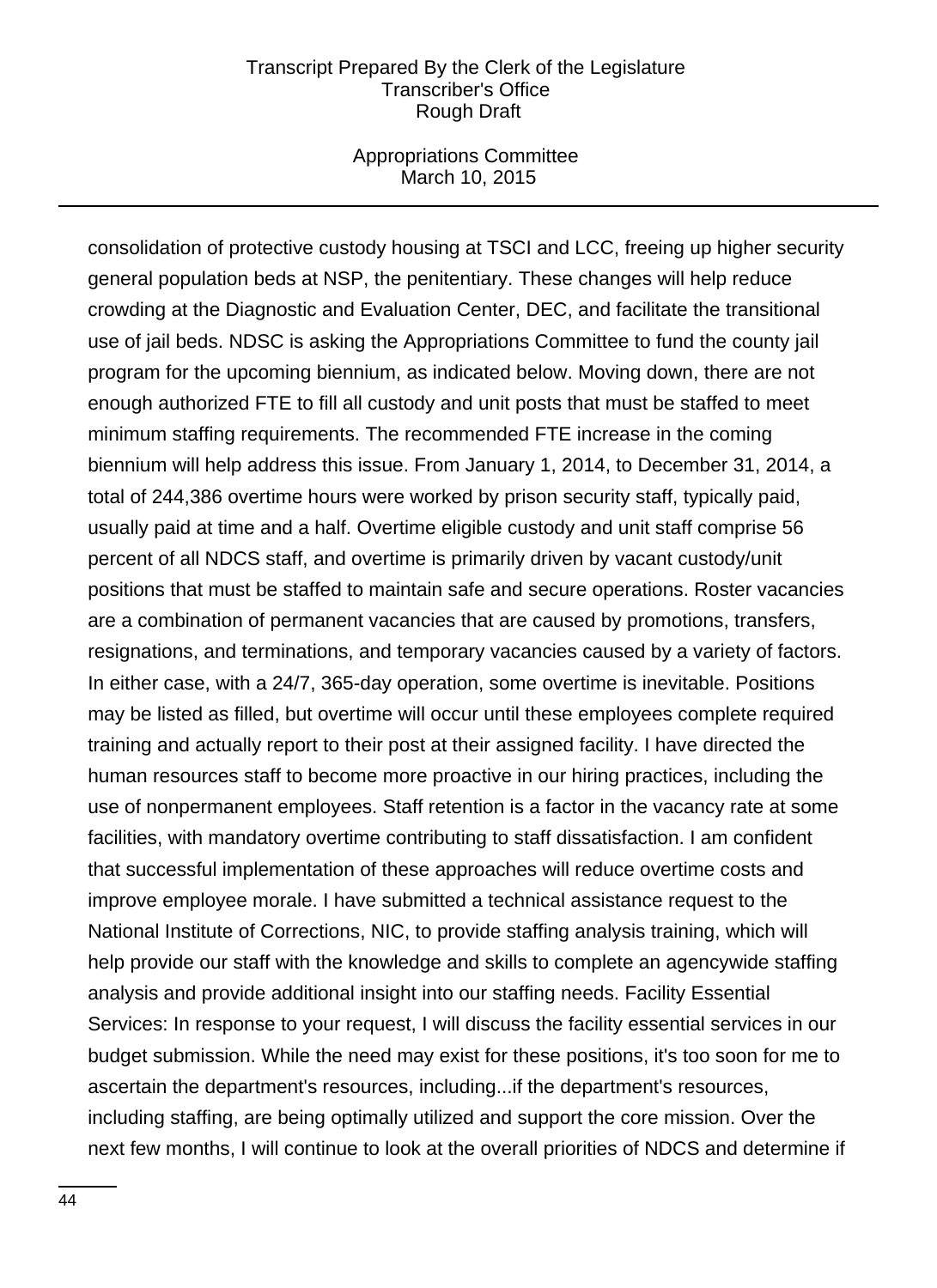consolidation of protective custody housing at TSCI and LCC, freeing up higher security general population beds at NSP, the penitentiary. These changes will help reduce crowding at the Diagnostic and Evaluation Center, DEC, and facilitate the transitional use of jail beds. NDSC is asking the Appropriations Committee to fund the county jail program for the upcoming biennium, as indicated below. Moving down, there are not enough authorized FTE to fill all custody and unit posts that must be staffed to meet minimum staffing requirements. The recommended FTE increase in the coming biennium will help address this issue. From January 1, 2014, to December 31, 2014, a total of 244,386 overtime hours were worked by prison security staff, typically paid, usually paid at time and a half. Overtime eligible custody and unit staff comprise 56 percent of all NDCS staff, and overtime is primarily driven by vacant custody/unit positions that must be staffed to maintain safe and secure operations. Roster vacancies are a combination of permanent vacancies that are caused by promotions, transfers, resignations, and terminations, and temporary vacancies caused by a variety of factors. In either case, with a 24/7, 365-day operation, some overtime is inevitable. Positions may be listed as filled, but overtime will occur until these employees complete required training and actually report to their post at their assigned facility. I have directed the human resources staff to become more proactive in our hiring practices, including the use of nonpermanent employees. Staff retention is a factor in the vacancy rate at some facilities, with mandatory overtime contributing to staff dissatisfaction. I am confident that successful implementation of these approaches will reduce overtime costs and improve employee morale. I have submitted a technical assistance request to the National Institute of Corrections, NIC, to provide staffing analysis training, which will help provide our staff with the knowledge and skills to complete an agencywide staffing analysis and provide additional insight into our staffing needs. Facility Essential Services: In response to your request, I will discuss the facility essential services in our budget submission. While the need may exist for these positions, it's too soon for me to ascertain the department's resources, including...if the department's resources, including staffing, are being optimally utilized and support the core mission. Over the next few months, I will continue to look at the overall priorities of NDCS and determine if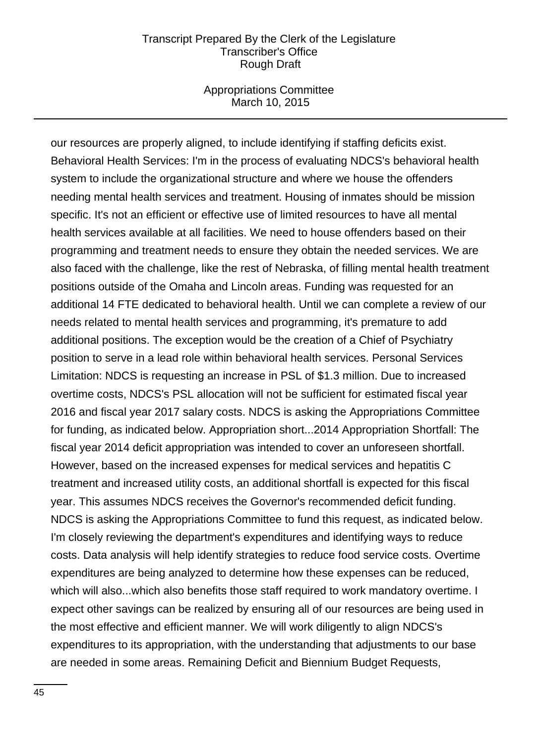our resources are properly aligned, to include identifying if staffing deficits exist. Behavioral Health Services: I'm in the process of evaluating NDCS's behavioral health system to include the organizational structure and where we house the offenders needing mental health services and treatment. Housing of inmates should be mission specific. It's not an efficient or effective use of limited resources to have all mental health services available at all facilities. We need to house offenders based on their programming and treatment needs to ensure they obtain the needed services. We are also faced with the challenge, like the rest of Nebraska, of filling mental health treatment positions outside of the Omaha and Lincoln areas. Funding was requested for an additional 14 FTE dedicated to behavioral health. Until we can complete a review of our needs related to mental health services and programming, it's premature to add additional positions. The exception would be the creation of a Chief of Psychiatry position to serve in a lead role within behavioral health services. Personal Services Limitation: NDCS is requesting an increase in PSL of $1.3 million. Due to increased overtime costs, NDCS's PSL allocation will not be sufficient for estimated fiscal year 2016 and fiscal year 2017 salary costs. NDCS is asking the Appropriations Committee for funding, as indicated below. Appropriation short...2014 Appropriation Shortfall: The fiscal year 2014 deficit appropriation was intended to cover an unforeseen shortfall. However, based on the increased expenses for medical services and hepatitis C treatment and increased utility costs, an additional shortfall is expected for this fiscal year. This assumes NDCS receives the Governor's recommended deficit funding. NDCS is asking the Appropriations Committee to fund this request, as indicated below. I'm closely reviewing the department's expenditures and identifying ways to reduce costs. Data analysis will help identify strategies to reduce food service costs. Overtime expenditures are being analyzed to determine how these expenses can be reduced, which will also...which also benefits those staff required to work mandatory overtime. I expect other savings can be realized by ensuring all of our resources are being used in the most effective and efficient manner. We will work diligently to align NDCS's expenditures to its appropriation, with the understanding that adjustments to our base are needed in some areas. Remaining Deficit and Biennium Budget Requests,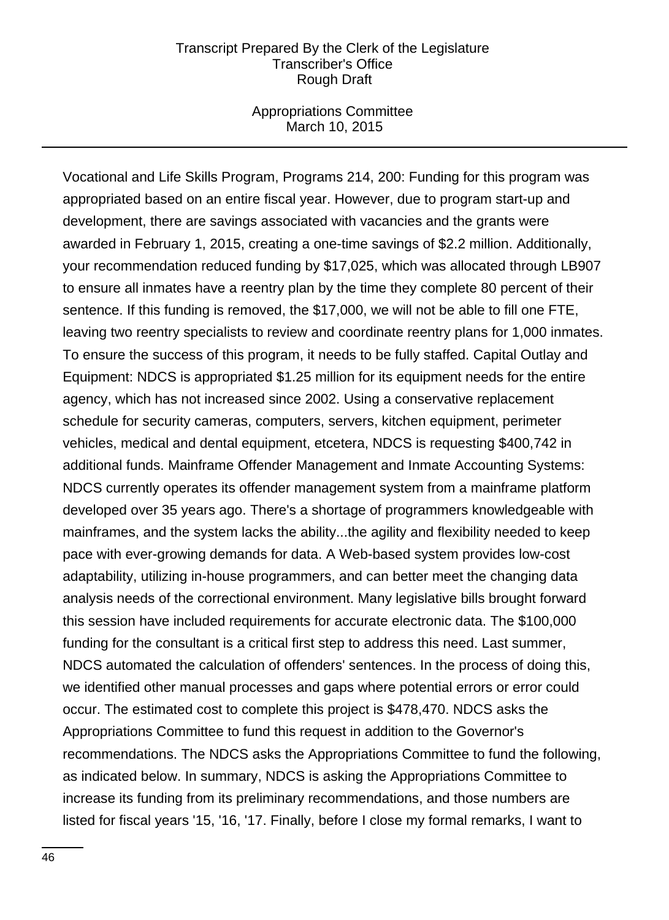Vocational and Life Skills Program, Programs 214, 200: Funding for this program was appropriated based on an entire fiscal year. However, due to program start-up and development, there are savings associated with vacancies and the grants were awarded in February 1, 2015, creating a one-time savings of $2.2 million. Additionally, your recommendation reduced funding by $17,025, which was allocated through LB907 to ensure all inmates have a reentry plan by the time they complete 80 percent of their sentence. If this funding is removed, the $17,000, we will not be able to fill one FTE, leaving two reentry specialists to review and coordinate reentry plans for 1,000 inmates. To ensure the success of this program, it needs to be fully staffed. Capital Outlay and Equipment: NDCS is appropriated $1.25 million for its equipment needs for the entire agency, which has not increased since 2002. Using a conservative replacement schedule for security cameras, computers, servers, kitchen equipment, perimeter vehicles, medical and dental equipment, etcetera, NDCS is requesting $400,742 in additional funds. Mainframe Offender Management and Inmate Accounting Systems: NDCS currently operates its offender management system from a mainframe platform developed over 35 years ago. There's a shortage of programmers knowledgeable with mainframes, and the system lacks the ability...the agility and flexibility needed to keep pace with ever-growing demands for data. A Web-based system provides low-cost adaptability, utilizing in-house programmers, and can better meet the changing data analysis needs of the correctional environment. Many legislative bills brought forward this session have included requirements for accurate electronic data. The $100,000 funding for the consultant is a critical first step to address this need. Last summer, NDCS automated the calculation of offenders' sentences. In the process of doing this, we identified other manual processes and gaps where potential errors or error could occur. The estimated cost to complete this project is $478,470. NDCS asks the Appropriations Committee to fund this request in addition to the Governor's recommendations. The NDCS asks the Appropriations Committee to fund the following, as indicated below. In summary, NDCS is asking the Appropriations Committee to increase its funding from its preliminary recommendations, and those numbers are listed for fiscal years '15, '16, '17. Finally, before I close my formal remarks, I want to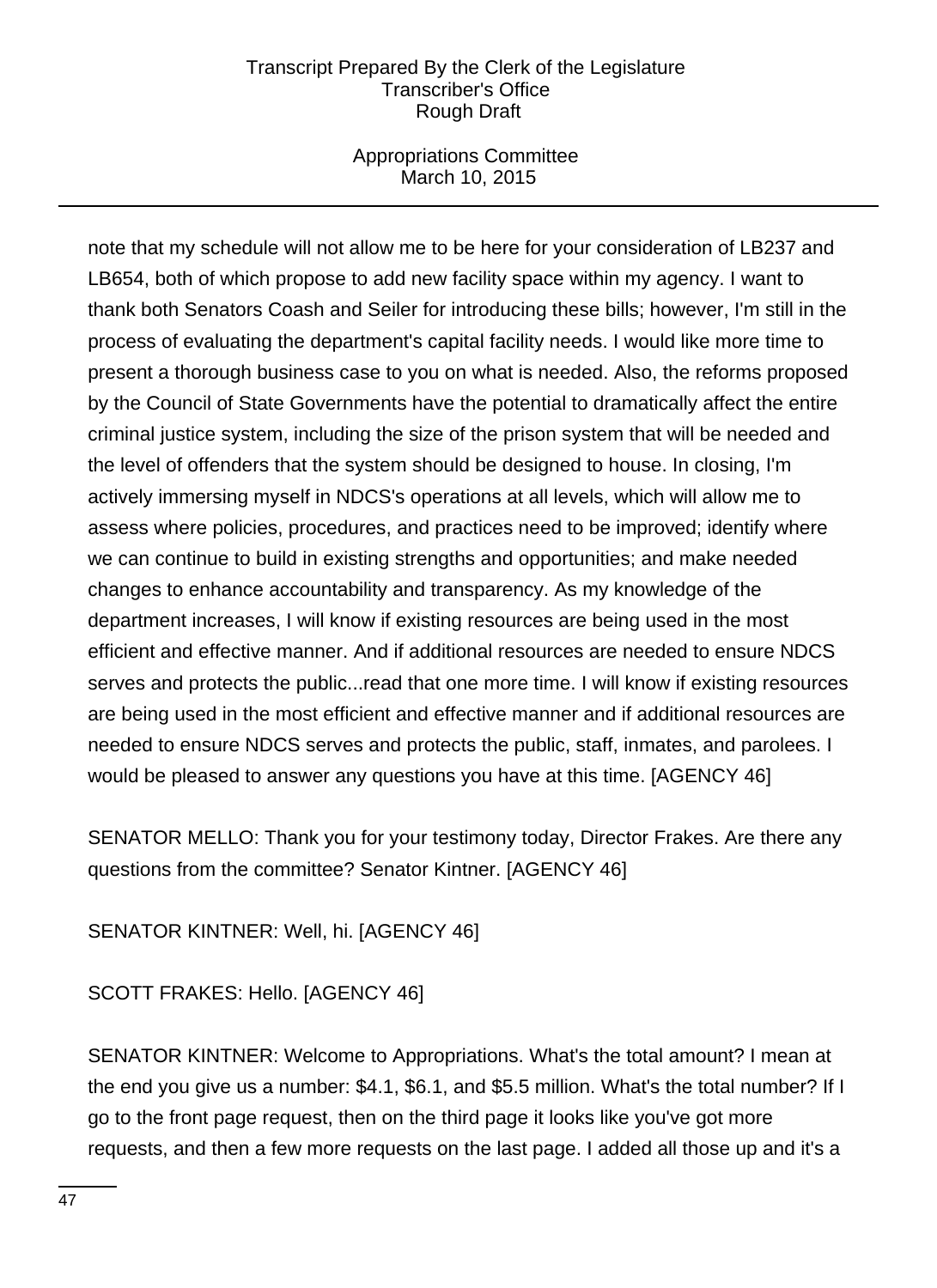note that my schedule will not allow me to be here for your consideration of LB237 and LB654, both of which propose to add new facility space within my agency. I want to thank both Senators Coash and Seiler for introducing these bills; however, I'm still in the process of evaluating the department's capital facility needs. I would like more time to present a thorough business case to you on what is needed. Also, the reforms proposed by the Council of State Governments have the potential to dramatically affect the entire criminal justice system, including the size of the prison system that will be needed and the level of offenders that the system should be designed to house. In closing, I'm actively immersing myself in NDCS's operations at all levels, which will allow me to assess where policies, procedures, and practices need to be improved; identify where we can continue to build in existing strengths and opportunities; and make needed changes to enhance accountability and transparency. As my knowledge of the department increases, I will know if existing resources are being used in the most efficient and effective manner. And if additional resources are needed to ensure NDCS serves and protects the public...read that one more time. I will know if existing resources are being used in the most efficient and effective manner and if additional resources are needed to ensure NDCS serves and protects the public, staff, inmates, and parolees. I would be pleased to answer any questions you have at this time. [AGENCY 46]

SENATOR MELLO: Thank you for your testimony today, Director Frakes. Are there any questions from the committee? Senator Kintner. [AGENCY 46]

SENATOR KINTNER: Well, hi. [AGENCY 46]

SCOTT FRAKES: Hello. [AGENCY 46]

SENATOR KINTNER: Welcome to Appropriations. What's the total amount? I mean at the end you give us a number: $4.1, $6.1, and $5.5 million. What's the total number? If I go to the front page request, then on the third page it looks like you've got more requests, and then a few more requests on the last page. I added all those up and it's a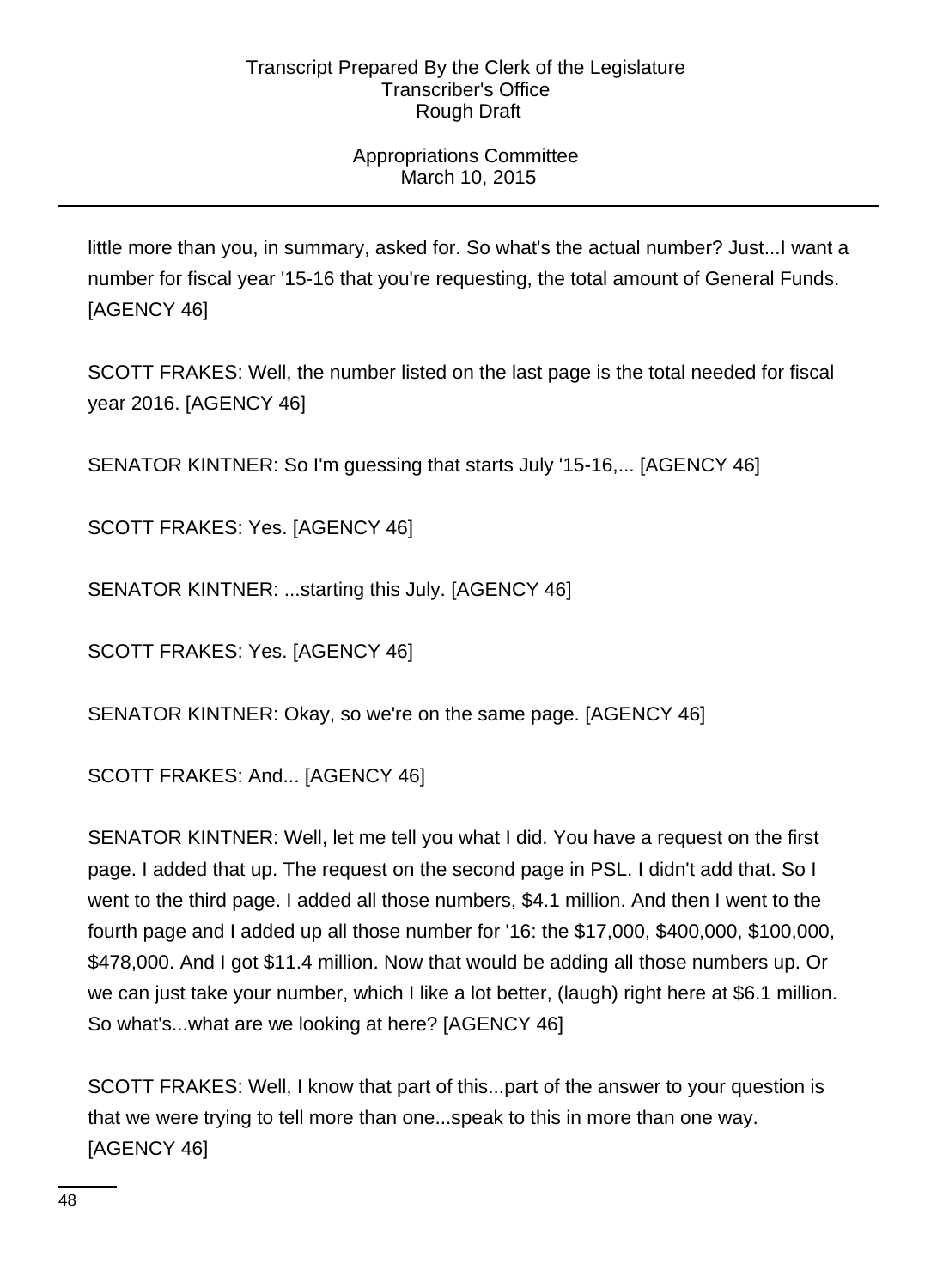little more than you, in summary, asked for. So what's the actual number? Just...I want a number for fiscal year '15-16 that you're requesting, the total amount of General Funds. [AGENCY 46]

SCOTT FRAKES: Well, the number listed on the last page is the total needed for fiscal year 2016. [AGENCY 46]

SENATOR KINTNER: So I'm guessing that starts July '15-16,... [AGENCY 46]

SCOTT FRAKES: Yes. [AGENCY 46]

SENATOR KINTNER: ...starting this July. [AGENCY 46]

SCOTT FRAKES: Yes. [AGENCY 46]

SENATOR KINTNER: Okay, so we're on the same page. [AGENCY 46]

SCOTT FRAKES: And... [AGENCY 46]

SENATOR KINTNER: Well, let me tell you what I did. You have a request on the first page. I added that up. The request on the second page in PSL. I didn't add that. So I went to the third page. I added all those numbers, $4.1 million. And then I went to the fourth page and I added up all those number for '16: the $17,000, $400,000, $100,000, $478,000. And I got $11.4 million. Now that would be adding all those numbers up. Or we can just take your number, which I like a lot better, (laugh) right here at $6.1 million. So what's...what are we looking at here? [AGENCY 46]

SCOTT FRAKES: Well, I know that part of this...part of the answer to your question is that we were trying to tell more than one...speak to this in more than one way. [AGENCY 46]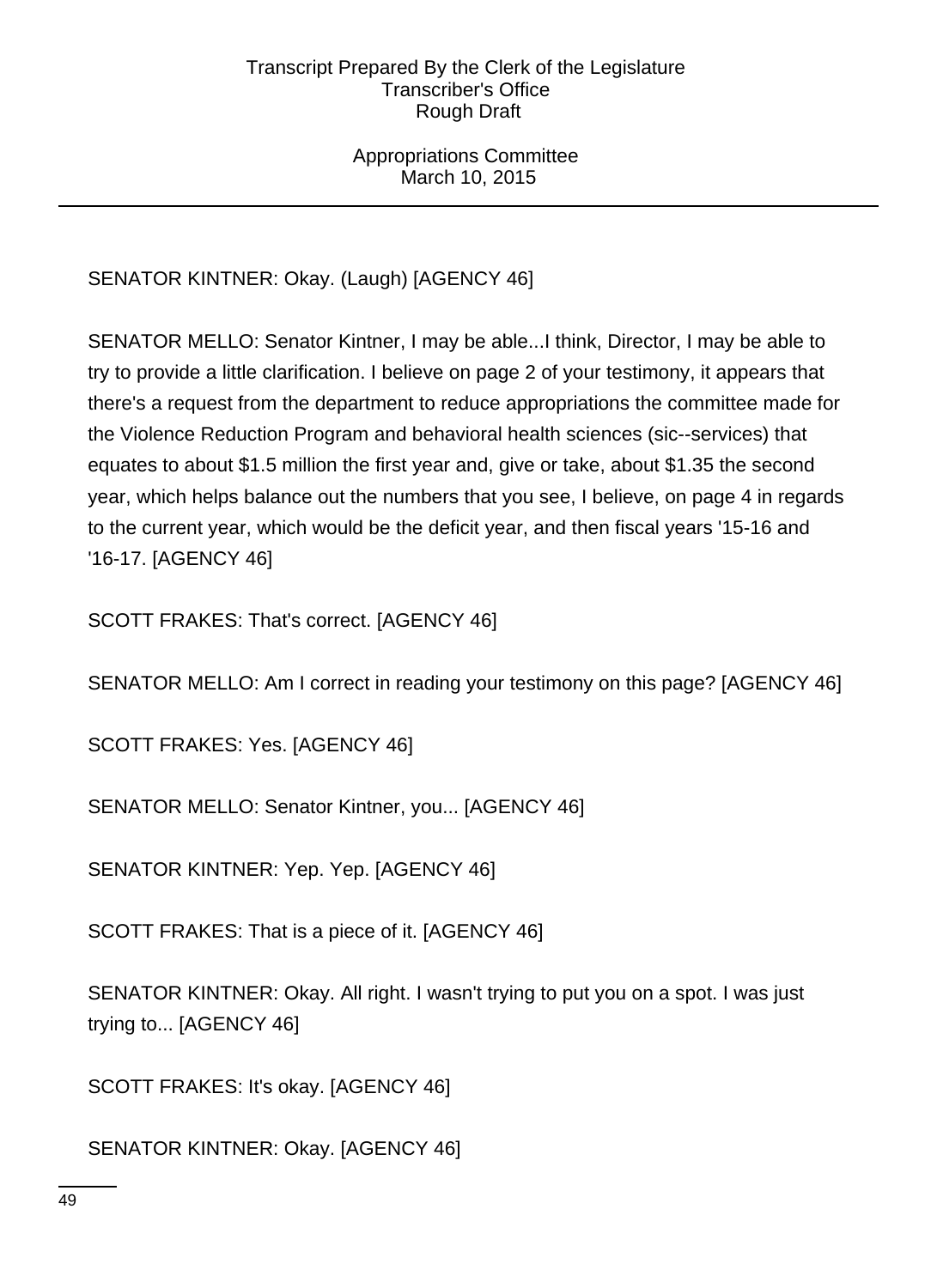SENATOR KINTNER: Okay. (Laugh) [AGENCY 46]

SENATOR MELLO: Senator Kintner, I may be able...I think, Director, I may be able to try to provide a little clarification. I believe on page 2 of your testimony, it appears that there's a request from the department to reduce appropriations the committee made for the Violence Reduction Program and behavioral health sciences (sic--services) that equates to about $1.5 million the first year and, give or take, about $1.35 the second year, which helps balance out the numbers that you see, I believe, on page 4 in regards to the current year, which would be the deficit year, and then fiscal years '15-16 and '16-17. [AGENCY 46]

SCOTT FRAKES: That's correct. [AGENCY 46]

SENATOR MELLO: Am I correct in reading your testimony on this page? [AGENCY 46]

SCOTT FRAKES: Yes. [AGENCY 46]

SENATOR MELLO: Senator Kintner, you... [AGENCY 46]

SENATOR KINTNER: Yep. Yep. [AGENCY 46]

SCOTT FRAKES: That is a piece of it. [AGENCY 46]

SENATOR KINTNER: Okay. All right. I wasn't trying to put you on a spot. I was just trying to... [AGENCY 46]

SCOTT FRAKES: It's okay. [AGENCY 46]

SENATOR KINTNER: Okay. [AGENCY 46]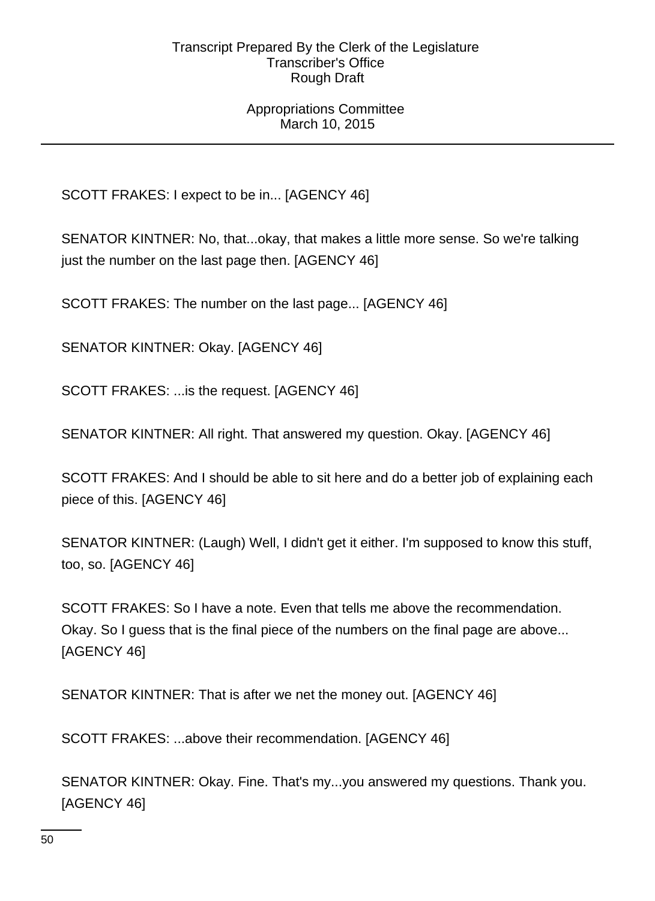SCOTT FRAKES: I expect to be in... [AGENCY 46]

SENATOR KINTNER: No, that...okay, that makes a little more sense. So we're talking just the number on the last page then. [AGENCY 46]

SCOTT FRAKES: The number on the last page... [AGENCY 46]

SENATOR KINTNER: Okay. [AGENCY 46]

SCOTT FRAKES: ...is the request. [AGENCY 46]

SENATOR KINTNER: All right. That answered my question. Okay. [AGENCY 46]

SCOTT FRAKES: And I should be able to sit here and do a better job of explaining each piece of this. [AGENCY 46]

SENATOR KINTNER: (Laugh) Well, I didn't get it either. I'm supposed to know this stuff, too, so. [AGENCY 46]

SCOTT FRAKES: So I have a note. Even that tells me above the recommendation. Okay. So I guess that is the final piece of the numbers on the final page are above... [AGENCY 46]

SENATOR KINTNER: That is after we net the money out. [AGENCY 46]

SCOTT FRAKES: ...above their recommendation. [AGENCY 46]

SENATOR KINTNER: Okay. Fine. That's my...you answered my questions. Thank you. [AGENCY 46]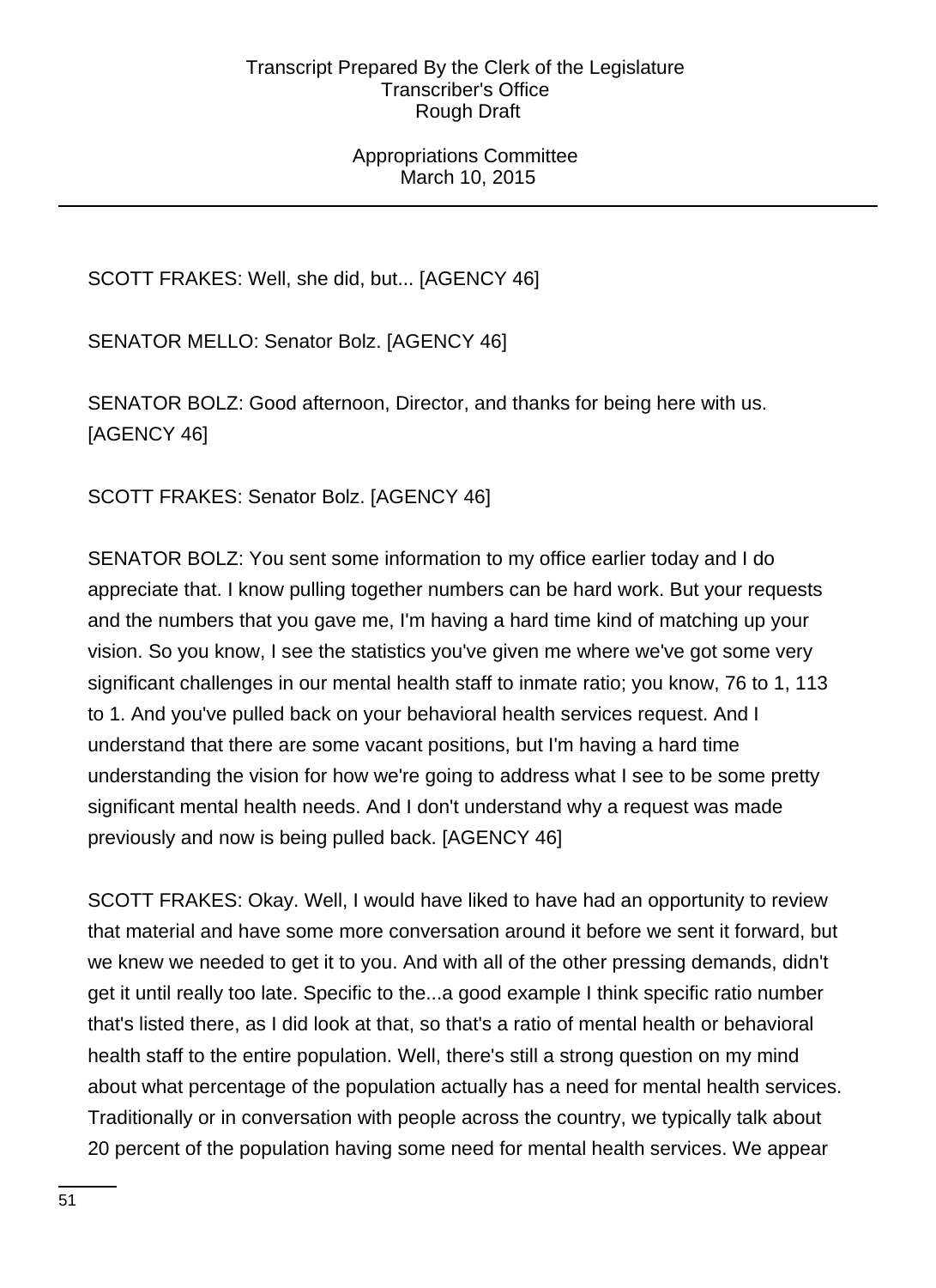SCOTT FRAKES: Well, she did, but... [AGENCY 46]

SENATOR MELLO: Senator Bolz. [AGENCY 46]

SENATOR BOLZ: Good afternoon, Director, and thanks for being here with us. [AGENCY 46]

SCOTT FRAKES: Senator Bolz. [AGENCY 46]

SENATOR BOLZ: You sent some information to my office earlier today and I do appreciate that. I know pulling together numbers can be hard work. But your requests and the numbers that you gave me, I'm having a hard time kind of matching up your vision. So you know, I see the statistics you've given me where we've got some very significant challenges in our mental health staff to inmate ratio; you know, 76 to 1, 113 to 1. And you've pulled back on your behavioral health services request. And I understand that there are some vacant positions, but I'm having a hard time understanding the vision for how we're going to address what I see to be some pretty significant mental health needs. And I don't understand why a request was made previously and now is being pulled back. [AGENCY 46]

SCOTT FRAKES: Okay. Well, I would have liked to have had an opportunity to review that material and have some more conversation around it before we sent it forward, but we knew we needed to get it to you. And with all of the other pressing demands, didn't get it until really too late. Specific to the...a good example I think specific ratio number that's listed there, as I did look at that, so that's a ratio of mental health or behavioral health staff to the entire population. Well, there's still a strong question on my mind about what percentage of the population actually has a need for mental health services. Traditionally or in conversation with people across the country, we typically talk about 20 percent of the population having some need for mental health services. We appear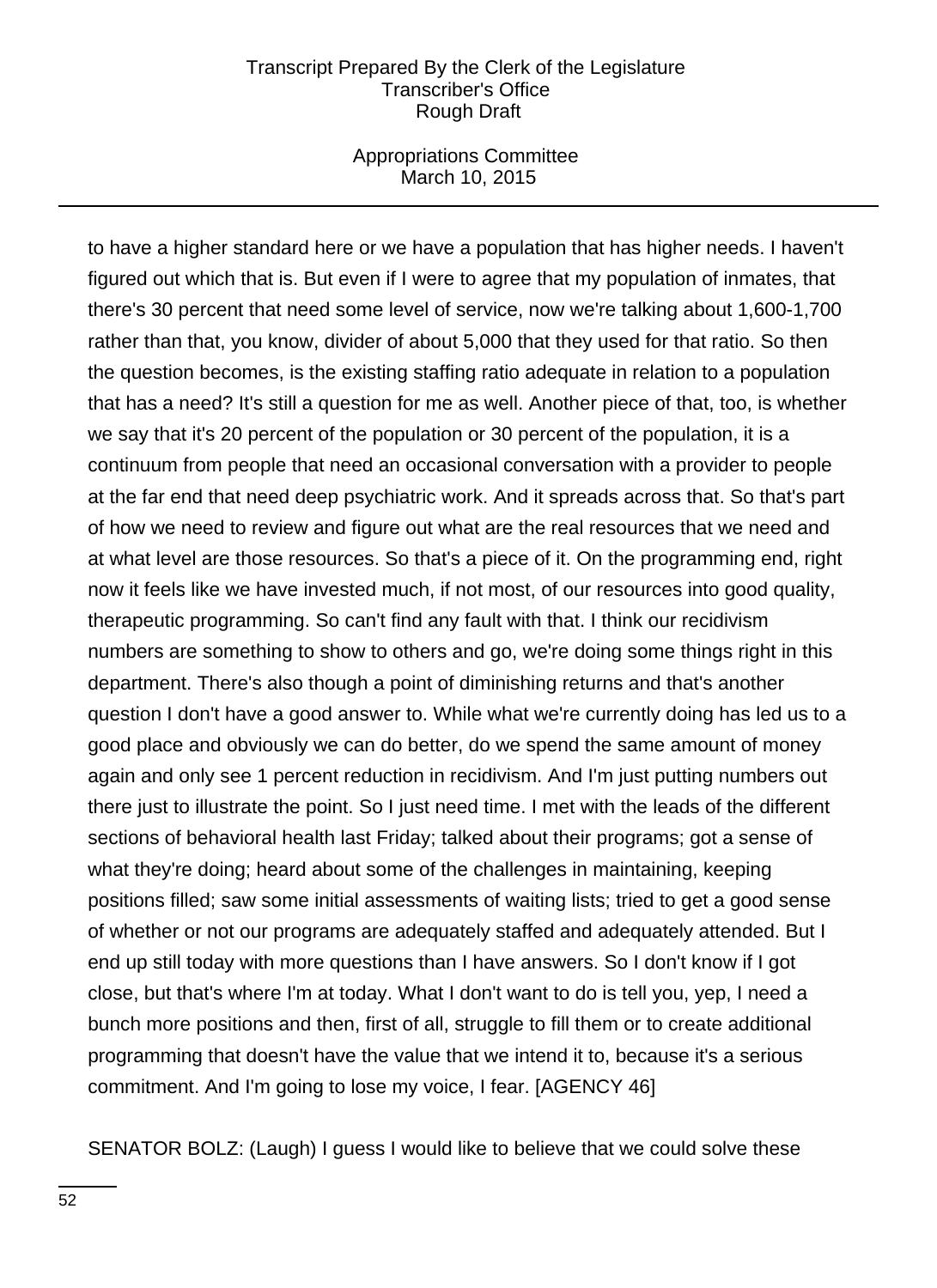to have a higher standard here or we have a population that has higher needs. I haven't figured out which that is. But even if I were to agree that my population of inmates, that there's 30 percent that need some level of service, now we're talking about 1,600-1,700 rather than that, you know, divider of about 5,000 that they used for that ratio. So then the question becomes, is the existing staffing ratio adequate in relation to a population that has a need? It's still a question for me as well. Another piece of that, too, is whether we say that it's 20 percent of the population or 30 percent of the population, it is a continuum from people that need an occasional conversation with a provider to people at the far end that need deep psychiatric work. And it spreads across that. So that's part of how we need to review and figure out what are the real resources that we need and at what level are those resources. So that's a piece of it. On the programming end, right now it feels like we have invested much, if not most, of our resources into good quality, therapeutic programming. So can't find any fault with that. I think our recidivism numbers are something to show to others and go, we're doing some things right in this department. There's also though a point of diminishing returns and that's another question I don't have a good answer to. While what we're currently doing has led us to a good place and obviously we can do better, do we spend the same amount of money again and only see 1 percent reduction in recidivism. And I'm just putting numbers out there just to illustrate the point. So I just need time. I met with the leads of the different sections of behavioral health last Friday; talked about their programs; got a sense of what they're doing; heard about some of the challenges in maintaining, keeping positions filled; saw some initial assessments of waiting lists; tried to get a good sense of whether or not our programs are adequately staffed and adequately attended. But I end up still today with more questions than I have answers. So I don't know if I got close, but that's where I'm at today. What I don't want to do is tell you, yep, I need a bunch more positions and then, first of all, struggle to fill them or to create additional programming that doesn't have the value that we intend it to, because it's a serious commitment. And I'm going to lose my voice, I fear. [AGENCY 46]

SENATOR BOLZ: (Laugh) I guess I would like to believe that we could solve these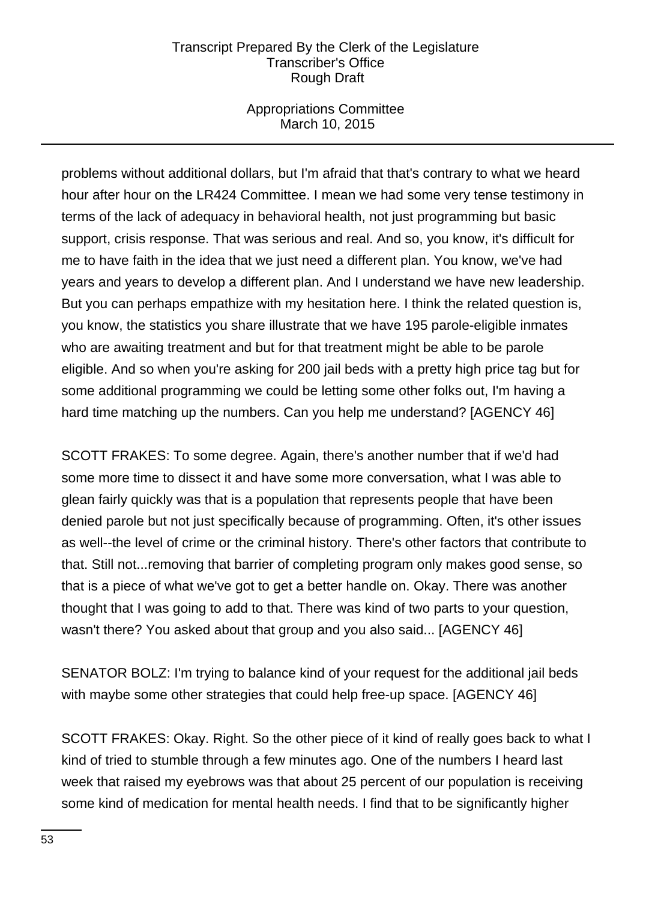problems without additional dollars, but I'm afraid that that's contrary to what we heard hour after hour on the LR424 Committee. I mean we had some very tense testimony in terms of the lack of adequacy in behavioral health, not just programming but basic support, crisis response. That was serious and real. And so, you know, it's difficult for me to have faith in the idea that we just need a different plan. You know, we've had years and years to develop a different plan. And I understand we have new leadership. But you can perhaps empathize with my hesitation here. I think the related question is, you know, the statistics you share illustrate that we have 195 parole-eligible inmates who are awaiting treatment and but for that treatment might be able to be parole eligible. And so when you're asking for 200 jail beds with a pretty high price tag but for some additional programming we could be letting some other folks out, I'm having a hard time matching up the numbers. Can you help me understand? [AGENCY 46]

SCOTT FRAKES: To some degree. Again, there's another number that if we'd had some more time to dissect it and have some more conversation, what I was able to glean fairly quickly was that is a population that represents people that have been denied parole but not just specifically because of programming. Often, it's other issues as well--the level of crime or the criminal history. There's other factors that contribute to that. Still not...removing that barrier of completing program only makes good sense, so that is a piece of what we've got to get a better handle on. Okay. There was another thought that I was going to add to that. There was kind of two parts to your question, wasn't there? You asked about that group and you also said... [AGENCY 46]

SENATOR BOLZ: I'm trying to balance kind of your request for the additional jail beds with maybe some other strategies that could help free-up space. [AGENCY 46]

SCOTT FRAKES: Okay. Right. So the other piece of it kind of really goes back to what I kind of tried to stumble through a few minutes ago. One of the numbers I heard last week that raised my eyebrows was that about 25 percent of our population is receiving some kind of medication for mental health needs. I find that to be significantly higher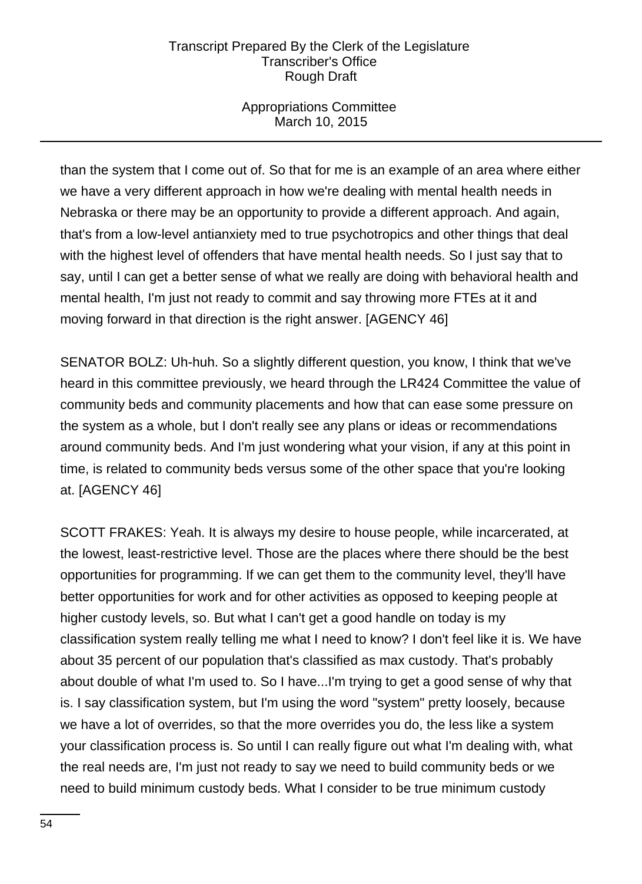than the system that I come out of. So that for me is an example of an area where either we have a very different approach in how we're dealing with mental health needs in Nebraska or there may be an opportunity to provide a different approach. And again, that's from a low-level antianxiety med to true psychotropics and other things that deal with the highest level of offenders that have mental health needs. So I just say that to say, until I can get a better sense of what we really are doing with behavioral health and mental health, I'm just not ready to commit and say throwing more FTEs at it and moving forward in that direction is the right answer. [AGENCY 46]

SENATOR BOLZ: Uh-huh. So a slightly different question, you know, I think that we've heard in this committee previously, we heard through the LR424 Committee the value of community beds and community placements and how that can ease some pressure on the system as a whole, but I don't really see any plans or ideas or recommendations around community beds. And I'm just wondering what your vision, if any at this point in time, is related to community beds versus some of the other space that you're looking at. [AGENCY 46]

SCOTT FRAKES: Yeah. It is always my desire to house people, while incarcerated, at the lowest, least-restrictive level. Those are the places where there should be the best opportunities for programming. If we can get them to the community level, they'll have better opportunities for work and for other activities as opposed to keeping people at higher custody levels, so. But what I can't get a good handle on today is my classification system really telling me what I need to know? I don't feel like it is. We have about 35 percent of our population that's classified as max custody. That's probably about double of what I'm used to. So I have...I'm trying to get a good sense of why that is. I say classification system, but I'm using the word "system" pretty loosely, because we have a lot of overrides, so that the more overrides you do, the less like a system your classification process is. So until I can really figure out what I'm dealing with, what the real needs are, I'm just not ready to say we need to build community beds or we need to build minimum custody beds. What I consider to be true minimum custody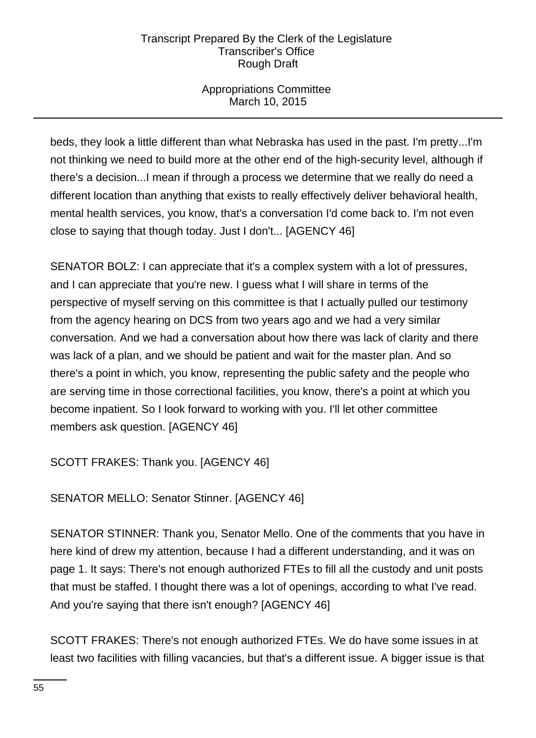beds, they look a little different than what Nebraska has used in the past. I'm pretty...I'm not thinking we need to build more at the other end of the high-security level, although if there's a decision...I mean if through a process we determine that we really do need a different location than anything that exists to really effectively deliver behavioral health, mental health services, you know, that's a conversation I'd come back to. I'm not even close to saying that though today. Just I don't... [AGENCY 46]

SENATOR BOLZ: I can appreciate that it's a complex system with a lot of pressures, and I can appreciate that you're new. I guess what I will share in terms of the perspective of myself serving on this committee is that I actually pulled our testimony from the agency hearing on DCS from two years ago and we had a very similar conversation. And we had a conversation about how there was lack of clarity and there was lack of a plan, and we should be patient and wait for the master plan. And so there's a point in which, you know, representing the public safety and the people who are serving time in those correctional facilities, you know, there's a point at which you become inpatient. So I look forward to working with you. I'll let other committee members ask question. [AGENCY 46]

SCOTT FRAKES: Thank you. [AGENCY 46]

SENATOR MELLO: Senator Stinner. [AGENCY 46]

SENATOR STINNER: Thank you, Senator Mello. One of the comments that you have in here kind of drew my attention, because I had a different understanding, and it was on page 1. It says: There's not enough authorized FTEs to fill all the custody and unit posts that must be staffed. I thought there was a lot of openings, according to what I've read. And you're saying that there isn't enough? [AGENCY 46]

SCOTT FRAKES: There's not enough authorized FTEs. We do have some issues in at least two facilities with filling vacancies, but that's a different issue. A bigger issue is that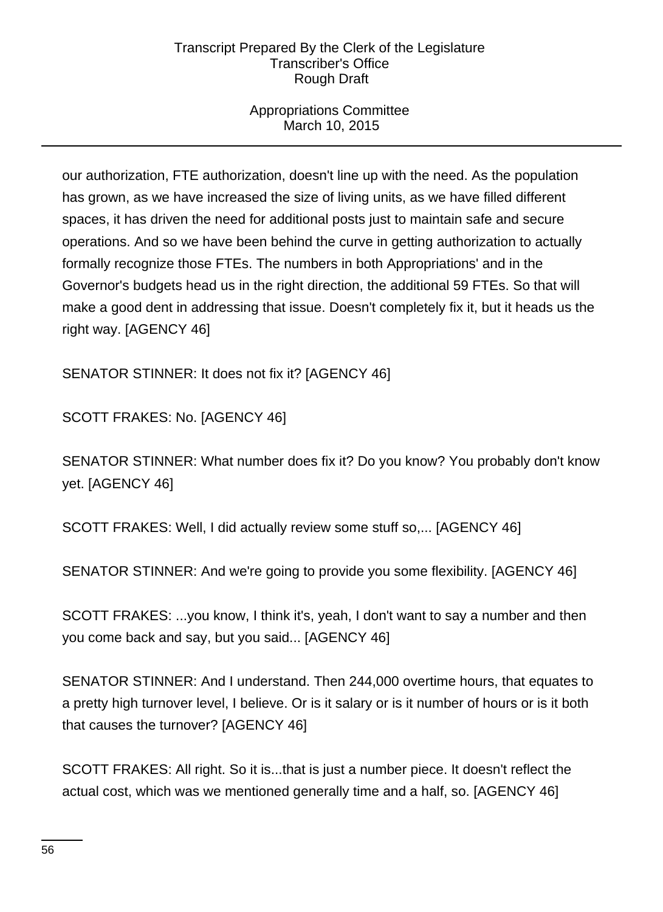our authorization, FTE authorization, doesn't line up with the need. As the population has grown, as we have increased the size of living units, as we have filled different spaces, it has driven the need for additional posts just to maintain safe and secure operations. And so we have been behind the curve in getting authorization to actually formally recognize those FTEs. The numbers in both Appropriations' and in the Governor's budgets head us in the right direction, the additional 59 FTEs. So that will make a good dent in addressing that issue. Doesn't completely fix it, but it heads us the right way. [AGENCY 46]

SENATOR STINNER: It does not fix it? [AGENCY 46]

SCOTT FRAKES: No. [AGENCY 46]

SENATOR STINNER: What number does fix it? Do you know? You probably don't know yet. [AGENCY 46]

SCOTT FRAKES: Well, I did actually review some stuff so,... [AGENCY 46]

SENATOR STINNER: And we're going to provide you some flexibility. [AGENCY 46]

SCOTT FRAKES: ...you know, I think it's, yeah, I don't want to say a number and then you come back and say, but you said... [AGENCY 46]

SENATOR STINNER: And I understand. Then 244,000 overtime hours, that equates to a pretty high turnover level, I believe. Or is it salary or is it number of hours or is it both that causes the turnover? [AGENCY 46]

SCOTT FRAKES: All right. So it is...that is just a number piece. It doesn't reflect the actual cost, which was we mentioned generally time and a half, so. [AGENCY 46]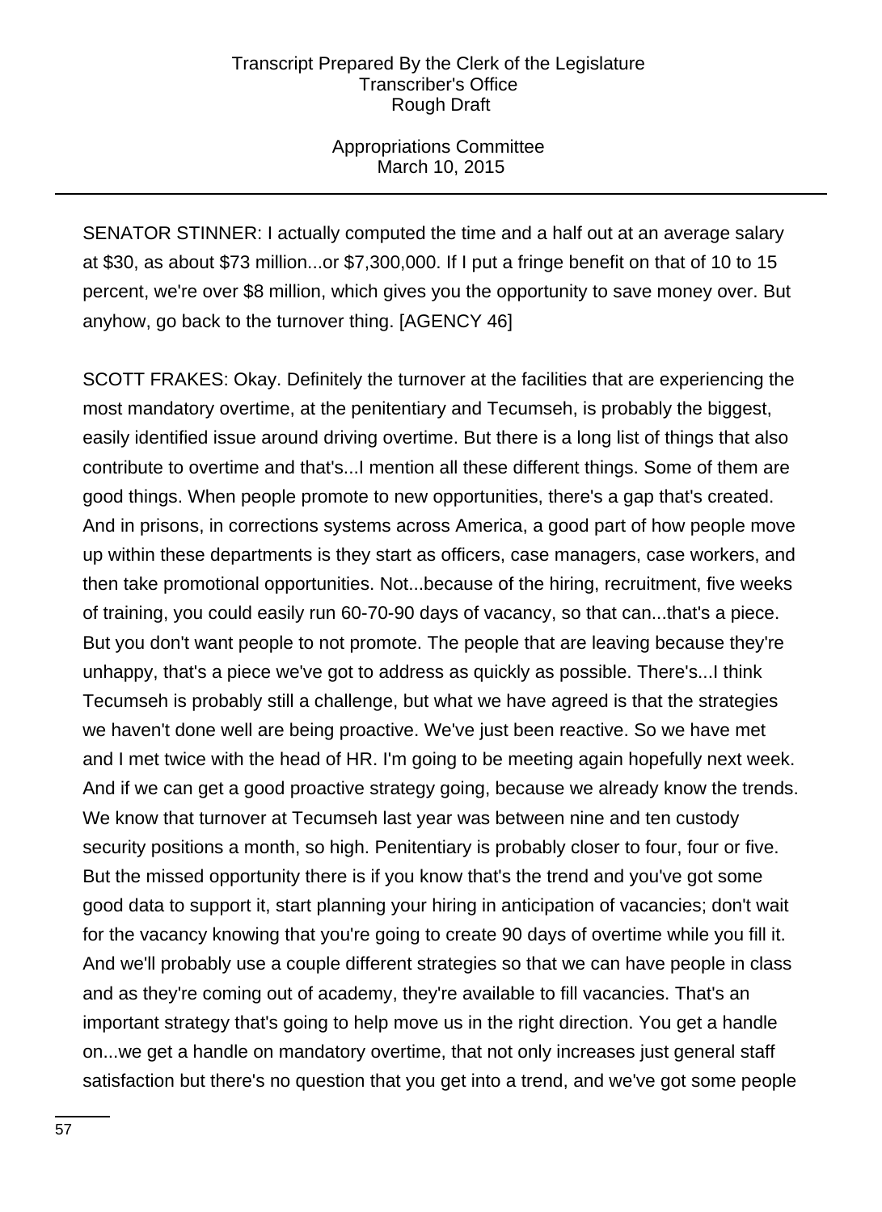SENATOR STINNER: I actually computed the time and a half out at an average salary at $30, as about $73 million...or $7,300,000. If I put a fringe benefit on that of 10 to 15 percent, we're over $8 million, which gives you the opportunity to save money over. But anyhow, go back to the turnover thing. [AGENCY 46]

SCOTT FRAKES: Okay. Definitely the turnover at the facilities that are experiencing the most mandatory overtime, at the penitentiary and Tecumseh, is probably the biggest, easily identified issue around driving overtime. But there is a long list of things that also contribute to overtime and that's...I mention all these different things. Some of them are good things. When people promote to new opportunities, there's a gap that's created. And in prisons, in corrections systems across America, a good part of how people move up within these departments is they start as officers, case managers, case workers, and then take promotional opportunities. Not...because of the hiring, recruitment, five weeks of training, you could easily run 60-70-90 days of vacancy, so that can...that's a piece. But you don't want people to not promote. The people that are leaving because they're unhappy, that's a piece we've got to address as quickly as possible. There's...I think Tecumseh is probably still a challenge, but what we have agreed is that the strategies we haven't done well are being proactive. We've just been reactive. So we have met and I met twice with the head of HR. I'm going to be meeting again hopefully next week. And if we can get a good proactive strategy going, because we already know the trends. We know that turnover at Tecumseh last year was between nine and ten custody security positions a month, so high. Penitentiary is probably closer to four, four or five. But the missed opportunity there is if you know that's the trend and you've got some good data to support it, start planning your hiring in anticipation of vacancies; don't wait for the vacancy knowing that you're going to create 90 days of overtime while you fill it. And we'll probably use a couple different strategies so that we can have people in class and as they're coming out of academy, they're available to fill vacancies. That's an important strategy that's going to help move us in the right direction. You get a handle on...we get a handle on mandatory overtime, that not only increases just general staff satisfaction but there's no question that you get into a trend, and we've got some people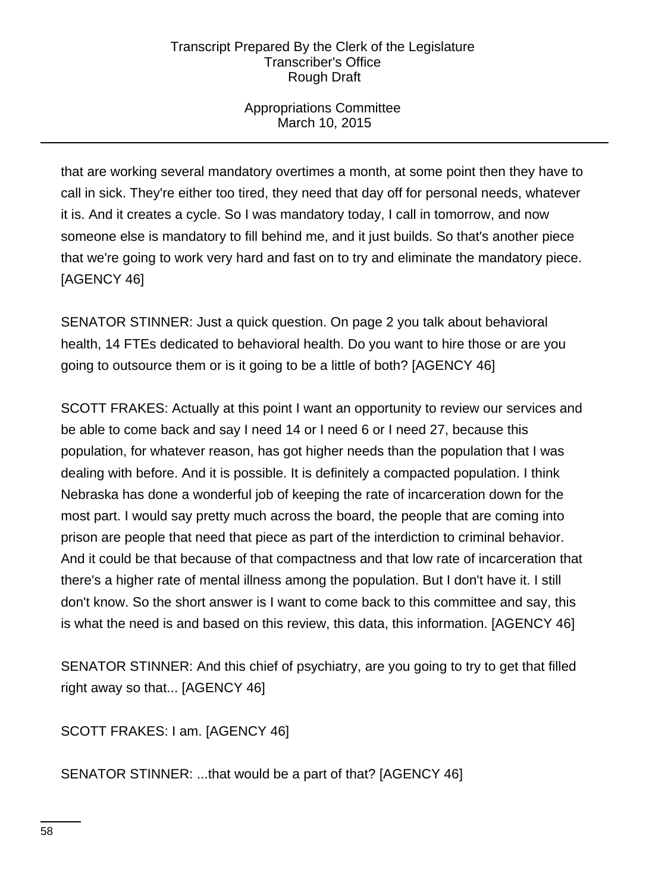that are working several mandatory overtimes a month, at some point then they have to call in sick. They're either too tired, they need that day off for personal needs, whatever it is. And it creates a cycle. So I was mandatory today, I call in tomorrow, and now someone else is mandatory to fill behind me, and it just builds. So that's another piece that we're going to work very hard and fast on to try and eliminate the mandatory piece. [AGENCY 46]

SENATOR STINNER: Just a quick question. On page 2 you talk about behavioral health, 14 FTEs dedicated to behavioral health. Do you want to hire those or are you going to outsource them or is it going to be a little of both? [AGENCY 46]

SCOTT FRAKES: Actually at this point I want an opportunity to review our services and be able to come back and say I need 14 or I need 6 or I need 27, because this population, for whatever reason, has got higher needs than the population that I was dealing with before. And it is possible. It is definitely a compacted population. I think Nebraska has done a wonderful job of keeping the rate of incarceration down for the most part. I would say pretty much across the board, the people that are coming into prison are people that need that piece as part of the interdiction to criminal behavior. And it could be that because of that compactness and that low rate of incarceration that there's a higher rate of mental illness among the population. But I don't have it. I still don't know. So the short answer is I want to come back to this committee and say, this is what the need is and based on this review, this data, this information. [AGENCY 46]

SENATOR STINNER: And this chief of psychiatry, are you going to try to get that filled right away so that... [AGENCY 46]

SCOTT FRAKES: I am. [AGENCY 46]

SENATOR STINNER: ...that would be a part of that? [AGENCY 46]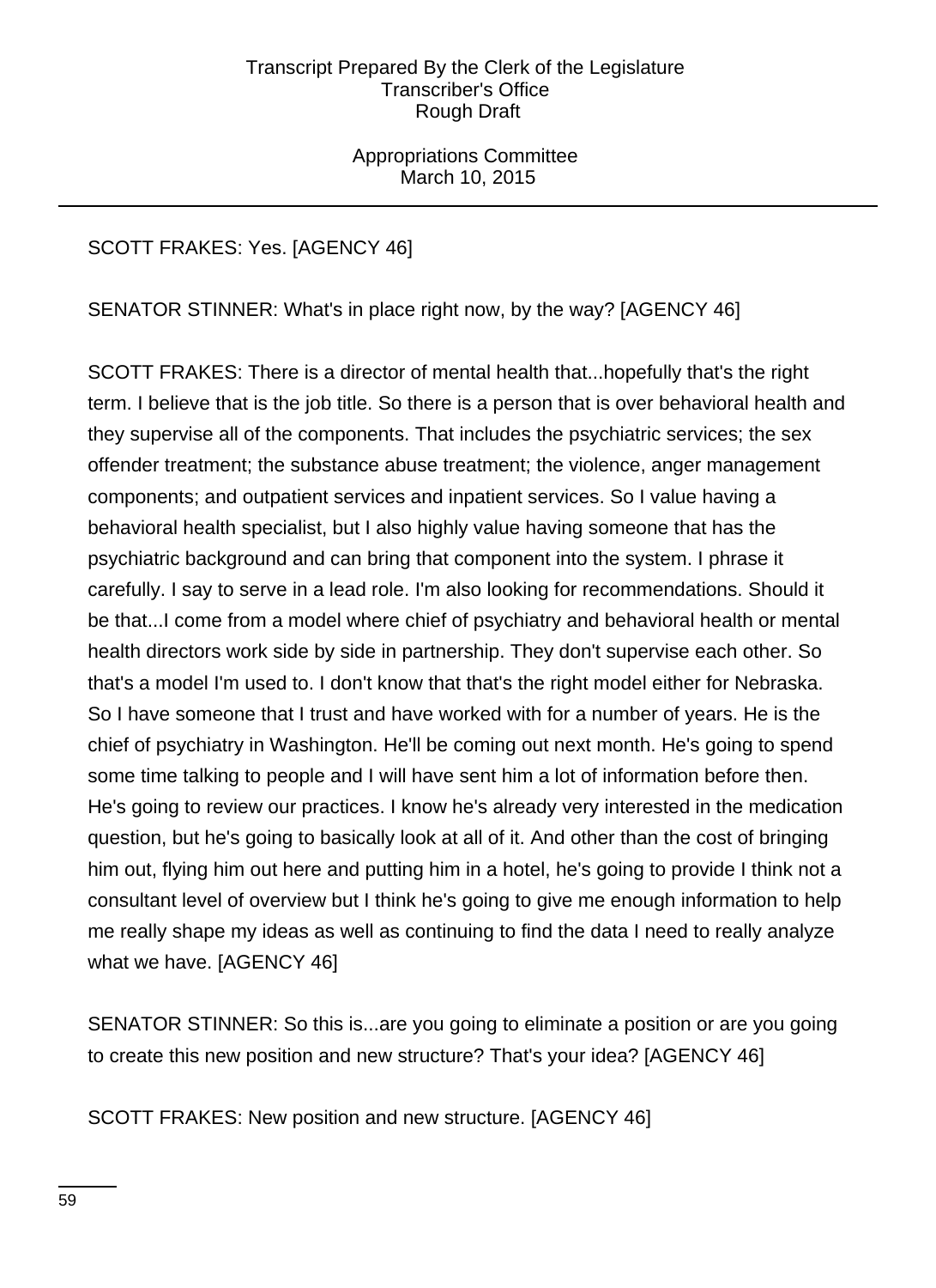SCOTT FRAKES: Yes. [AGENCY 46]

SENATOR STINNER: What's in place right now, by the way? [AGENCY 46]

SCOTT FRAKES: There is a director of mental health that...hopefully that's the right term. I believe that is the job title. So there is a person that is over behavioral health and they supervise all of the components. That includes the psychiatric services; the sex offender treatment; the substance abuse treatment; the violence, anger management components; and outpatient services and inpatient services. So I value having a behavioral health specialist, but I also highly value having someone that has the psychiatric background and can bring that component into the system. I phrase it carefully. I say to serve in a lead role. I'm also looking for recommendations. Should it be that...I come from a model where chief of psychiatry and behavioral health or mental health directors work side by side in partnership. They don't supervise each other. So that's a model I'm used to. I don't know that that's the right model either for Nebraska. So I have someone that I trust and have worked with for a number of years. He is the chief of psychiatry in Washington. He'll be coming out next month. He's going to spend some time talking to people and I will have sent him a lot of information before then. He's going to review our practices. I know he's already very interested in the medication question, but he's going to basically look at all of it. And other than the cost of bringing him out, flying him out here and putting him in a hotel, he's going to provide I think not a consultant level of overview but I think he's going to give me enough information to help me really shape my ideas as well as continuing to find the data I need to really analyze what we have. [AGENCY 46]

SENATOR STINNER: So this is...are you going to eliminate a position or are you going to create this new position and new structure? That's your idea? [AGENCY 46]

SCOTT FRAKES: New position and new structure. [AGENCY 46]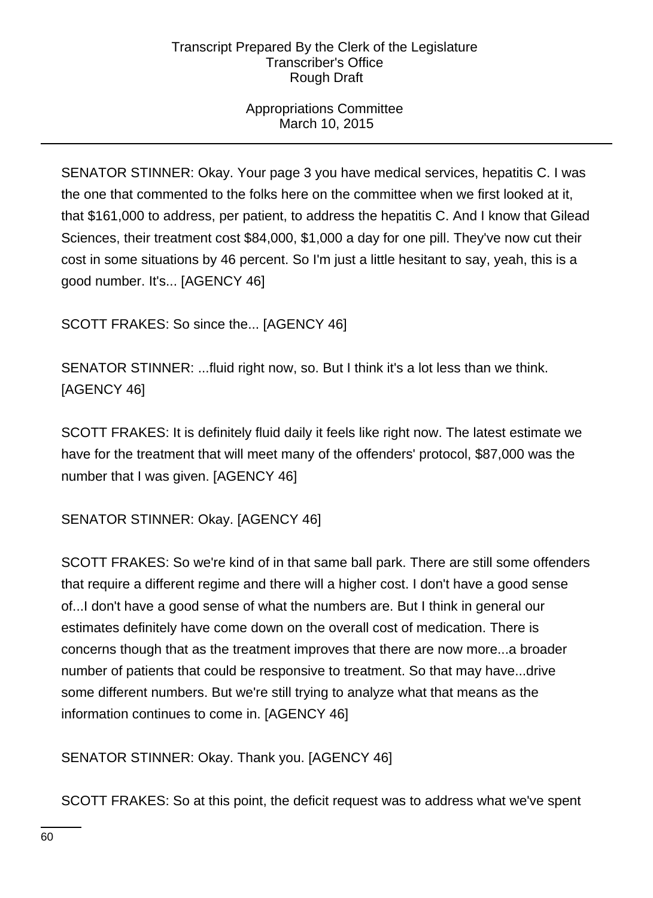SENATOR STINNER: Okay. Your page 3 you have medical services, hepatitis C. I was the one that commented to the folks here on the committee when we first looked at it, that $161,000 to address, per patient, to address the hepatitis C. And I know that Gilead Sciences, their treatment cost $84,000, $1,000 a day for one pill. They've now cut their cost in some situations by 46 percent. So I'm just a little hesitant to say, yeah, this is a good number. It's... [AGENCY 46]

SCOTT FRAKES: So since the... [AGENCY 46]

SENATOR STINNER: ...fluid right now, so. But I think it's a lot less than we think. [AGENCY 46]

SCOTT FRAKES: It is definitely fluid daily it feels like right now. The latest estimate we have for the treatment that will meet many of the offenders' protocol, $87,000 was the number that I was given. [AGENCY 46]

SENATOR STINNER: Okay. [AGENCY 46]

SCOTT FRAKES: So we're kind of in that same ball park. There are still some offenders that require a different regime and there will a higher cost. I don't have a good sense of...I don't have a good sense of what the numbers are. But I think in general our estimates definitely have come down on the overall cost of medication. There is concerns though that as the treatment improves that there are now more...a broader number of patients that could be responsive to treatment. So that may have...drive some different numbers. But we're still trying to analyze what that means as the information continues to come in. [AGENCY 46]

SENATOR STINNER: Okay. Thank you. [AGENCY 46]

SCOTT FRAKES: So at this point, the deficit request was to address what we've spent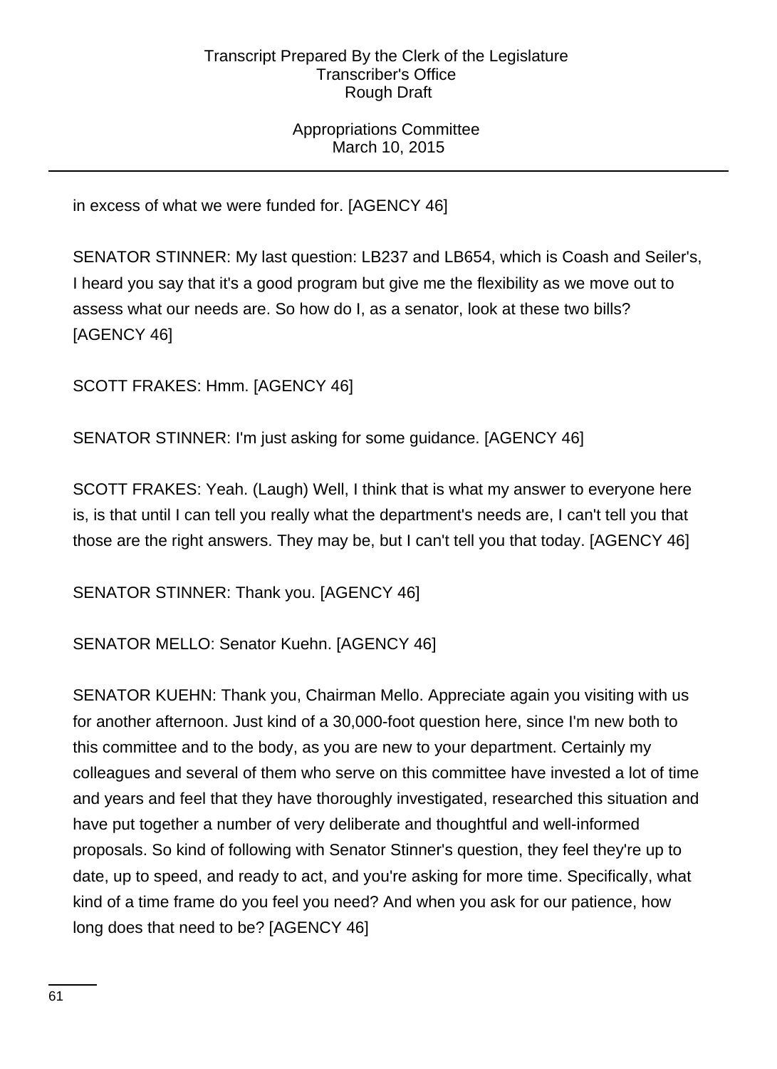in excess of what we were funded for. [AGENCY 46]

SENATOR STINNER: My last question: LB237 and LB654, which is Coash and Seiler's, I heard you say that it's a good program but give me the flexibility as we move out to assess what our needs are. So how do I, as a senator, look at these two bills? [AGENCY 46]

SCOTT FRAKES: Hmm. [AGENCY 46]

SENATOR STINNER: I'm just asking for some guidance. [AGENCY 46]

SCOTT FRAKES: Yeah. (Laugh) Well, I think that is what my answer to everyone here is, is that until I can tell you really what the department's needs are, I can't tell you that those are the right answers. They may be, but I can't tell you that today. [AGENCY 46]

SENATOR STINNER: Thank you. [AGENCY 46]

SENATOR MELLO: Senator Kuehn. [AGENCY 46]

SENATOR KUEHN: Thank you, Chairman Mello. Appreciate again you visiting with us for another afternoon. Just kind of a 30,000-foot question here, since I'm new both to this committee and to the body, as you are new to your department. Certainly my colleagues and several of them who serve on this committee have invested a lot of time and years and feel that they have thoroughly investigated, researched this situation and have put together a number of very deliberate and thoughtful and well-informed proposals. So kind of following with Senator Stinner's question, they feel they're up to date, up to speed, and ready to act, and you're asking for more time. Specifically, what kind of a time frame do you feel you need? And when you ask for our patience, how long does that need to be? [AGENCY 46]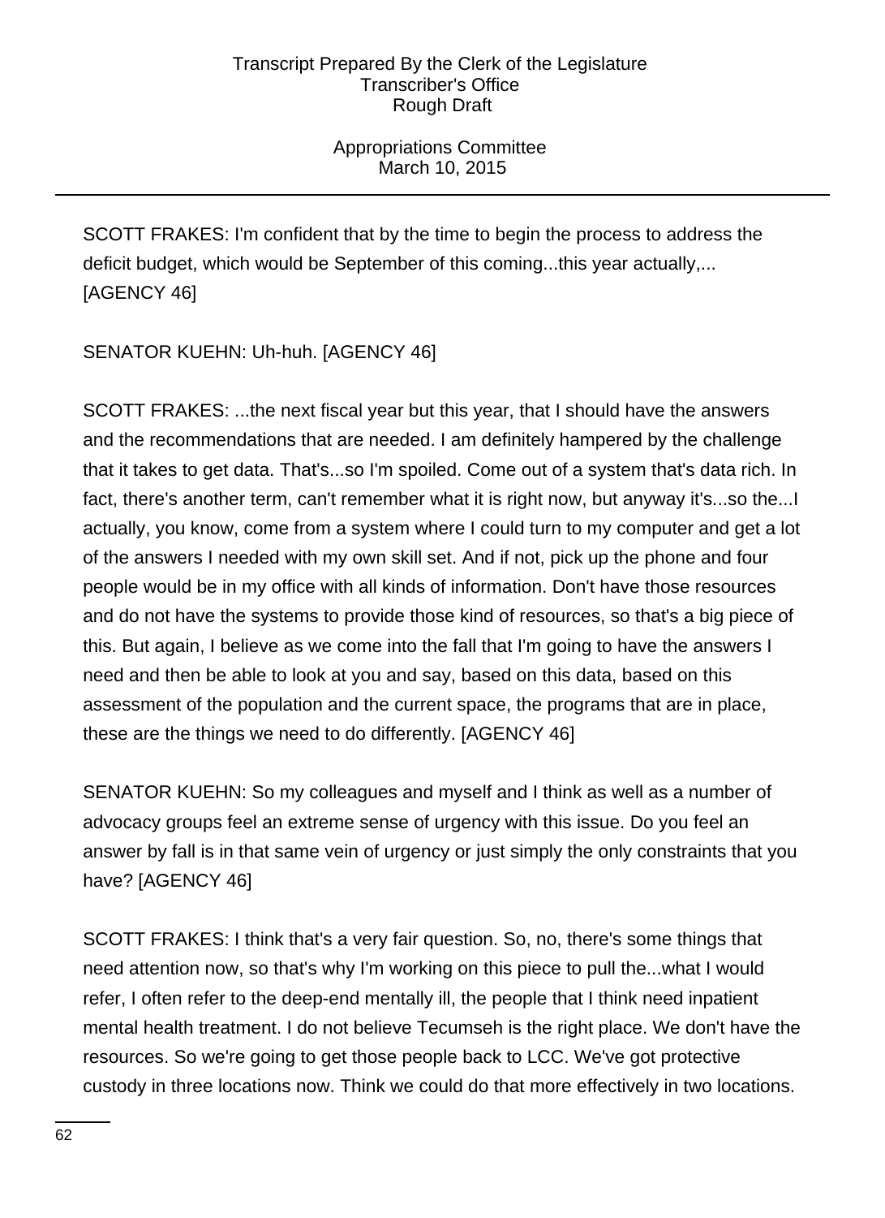SCOTT FRAKES: I'm confident that by the time to begin the process to address the deficit budget, which would be September of this coming...this year actually,... [AGENCY 46]

SENATOR KUEHN: Uh-huh. [AGENCY 46]

SCOTT FRAKES: ...the next fiscal year but this year, that I should have the answers and the recommendations that are needed. I am definitely hampered by the challenge that it takes to get data. That's...so I'm spoiled. Come out of a system that's data rich. In fact, there's another term, can't remember what it is right now, but anyway it's...so the...I actually, you know, come from a system where I could turn to my computer and get a lot of the answers I needed with my own skill set. And if not, pick up the phone and four people would be in my office with all kinds of information. Don't have those resources and do not have the systems to provide those kind of resources, so that's a big piece of this. But again, I believe as we come into the fall that I'm going to have the answers I need and then be able to look at you and say, based on this data, based on this assessment of the population and the current space, the programs that are in place, these are the things we need to do differently. [AGENCY 46]

SENATOR KUEHN: So my colleagues and myself and I think as well as a number of advocacy groups feel an extreme sense of urgency with this issue. Do you feel an answer by fall is in that same vein of urgency or just simply the only constraints that you have? [AGENCY 46]

SCOTT FRAKES: I think that's a very fair question. So, no, there's some things that need attention now, so that's why I'm working on this piece to pull the...what I would refer, I often refer to the deep-end mentally ill, the people that I think need inpatient mental health treatment. I do not believe Tecumseh is the right place. We don't have the resources. So we're going to get those people back to LCC. We've got protective custody in three locations now. Think we could do that more effectively in two locations.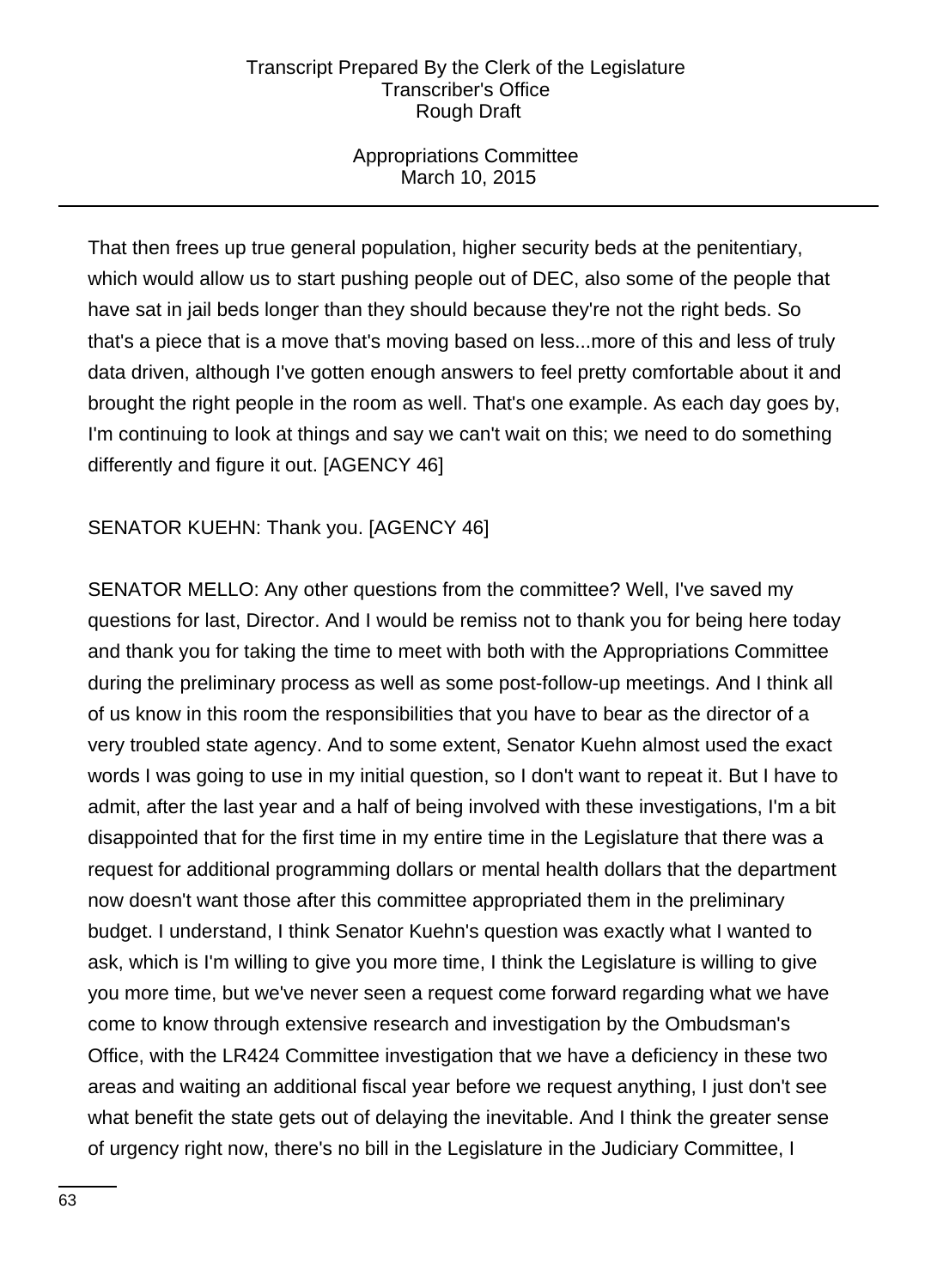That then frees up true general population, higher security beds at the penitentiary, which would allow us to start pushing people out of DEC, also some of the people that have sat in jail beds longer than they should because they're not the right beds. So that's a piece that is a move that's moving based on less...more of this and less of truly data driven, although I've gotten enough answers to feel pretty comfortable about it and brought the right people in the room as well. That's one example. As each day goes by, I'm continuing to look at things and say we can't wait on this; we need to do something differently and figure it out. [AGENCY 46]

SENATOR KUEHN: Thank you. [AGENCY 46]

SENATOR MELLO: Any other questions from the committee? Well, I've saved my questions for last, Director. And I would be remiss not to thank you for being here today and thank you for taking the time to meet with both with the Appropriations Committee during the preliminary process as well as some post-follow-up meetings. And I think all of us know in this room the responsibilities that you have to bear as the director of a very troubled state agency. And to some extent, Senator Kuehn almost used the exact words I was going to use in my initial question, so I don't want to repeat it. But I have to admit, after the last year and a half of being involved with these investigations, I'm a bit disappointed that for the first time in my entire time in the Legislature that there was a request for additional programming dollars or mental health dollars that the department now doesn't want those after this committee appropriated them in the preliminary budget. I understand, I think Senator Kuehn's question was exactly what I wanted to ask, which is I'm willing to give you more time, I think the Legislature is willing to give you more time, but we've never seen a request come forward regarding what we have come to know through extensive research and investigation by the Ombudsman's Office, with the LR424 Committee investigation that we have a deficiency in these two areas and waiting an additional fiscal year before we request anything, I just don't see what benefit the state gets out of delaying the inevitable. And I think the greater sense of urgency right now, there's no bill in the Legislature in the Judiciary Committee, I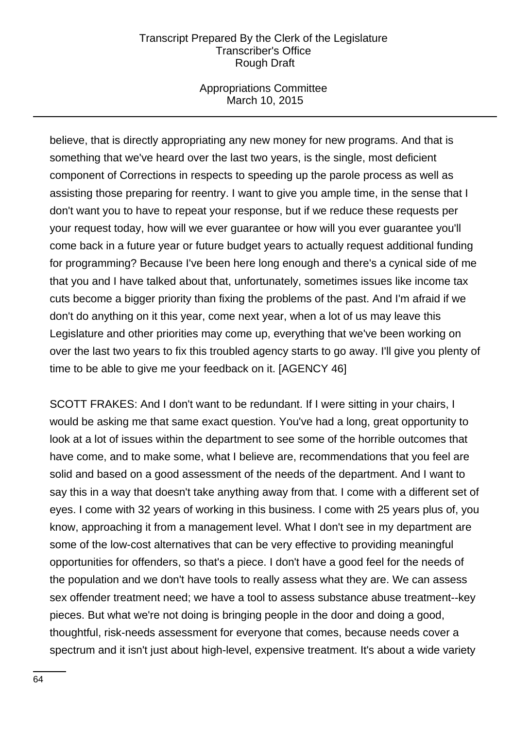believe, that is directly appropriating any new money for new programs. And that is something that we've heard over the last two years, is the single, most deficient component of Corrections in respects to speeding up the parole process as well as assisting those preparing for reentry. I want to give you ample time, in the sense that I don't want you to have to repeat your response, but if we reduce these requests per your request today, how will we ever guarantee or how will you ever guarantee you'll come back in a future year or future budget years to actually request additional funding for programming? Because I've been here long enough and there's a cynical side of me that you and I have talked about that, unfortunately, sometimes issues like income tax cuts become a bigger priority than fixing the problems of the past. And I'm afraid if we don't do anything on it this year, come next year, when a lot of us may leave this Legislature and other priorities may come up, everything that we've been working on over the last two years to fix this troubled agency starts to go away. I'll give you plenty of time to be able to give me your feedback on it. [AGENCY 46]

SCOTT FRAKES: And I don't want to be redundant. If I were sitting in your chairs, I would be asking me that same exact question. You've had a long, great opportunity to look at a lot of issues within the department to see some of the horrible outcomes that have come, and to make some, what I believe are, recommendations that you feel are solid and based on a good assessment of the needs of the department. And I want to say this in a way that doesn't take anything away from that. I come with a different set of eyes. I come with 32 years of working in this business. I come with 25 years plus of, you know, approaching it from a management level. What I don't see in my department are some of the low-cost alternatives that can be very effective to providing meaningful opportunities for offenders, so that's a piece. I don't have a good feel for the needs of the population and we don't have tools to really assess what they are. We can assess sex offender treatment need; we have a tool to assess substance abuse treatment--key pieces. But what we're not doing is bringing people in the door and doing a good, thoughtful, risk-needs assessment for everyone that comes, because needs cover a spectrum and it isn't just about high-level, expensive treatment. It's about a wide variety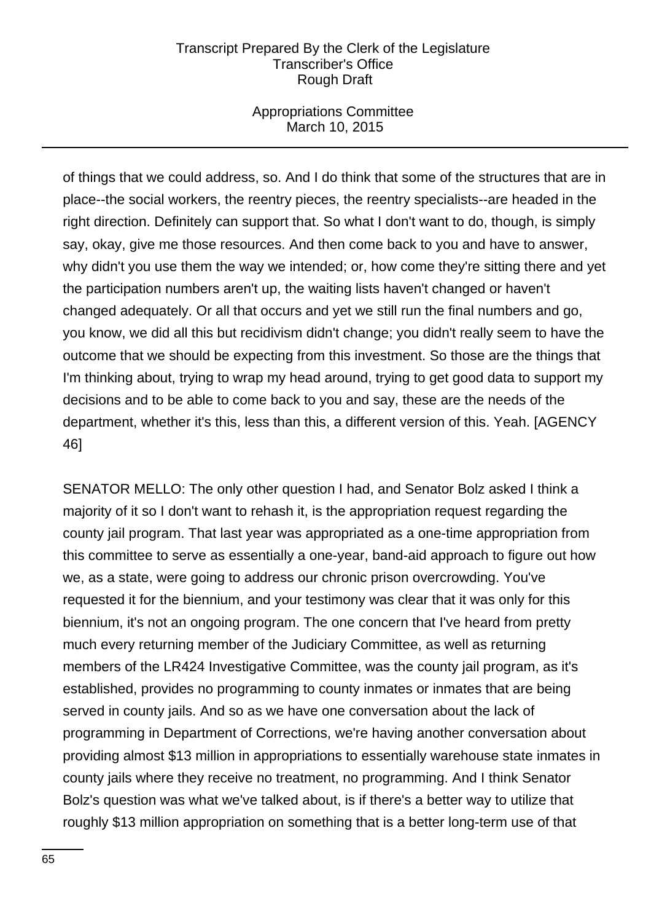of things that we could address, so. And I do think that some of the structures that are in place--the social workers, the reentry pieces, the reentry specialists--are headed in the right direction. Definitely can support that. So what I don't want to do, though, is simply say, okay, give me those resources. And then come back to you and have to answer, why didn't you use them the way we intended; or, how come they're sitting there and yet the participation numbers aren't up, the waiting lists haven't changed or haven't changed adequately. Or all that occurs and yet we still run the final numbers and go, you know, we did all this but recidivism didn't change; you didn't really seem to have the outcome that we should be expecting from this investment. So those are the things that I'm thinking about, trying to wrap my head around, trying to get good data to support my decisions and to be able to come back to you and say, these are the needs of the department, whether it's this, less than this, a different version of this. Yeah. [AGENCY 46]

SENATOR MELLO: The only other question I had, and Senator Bolz asked I think a majority of it so I don't want to rehash it, is the appropriation request regarding the county jail program. That last year was appropriated as a one-time appropriation from this committee to serve as essentially a one-year, band-aid approach to figure out how we, as a state, were going to address our chronic prison overcrowding. You've requested it for the biennium, and your testimony was clear that it was only for this biennium, it's not an ongoing program. The one concern that I've heard from pretty much every returning member of the Judiciary Committee, as well as returning members of the LR424 Investigative Committee, was the county jail program, as it's established, provides no programming to county inmates or inmates that are being served in county jails. And so as we have one conversation about the lack of programming in Department of Corrections, we're having another conversation about providing almost $13 million in appropriations to essentially warehouse state inmates in county jails where they receive no treatment, no programming. And I think Senator Bolz's question was what we've talked about, is if there's a better way to utilize that roughly $13 million appropriation on something that is a better long-term use of that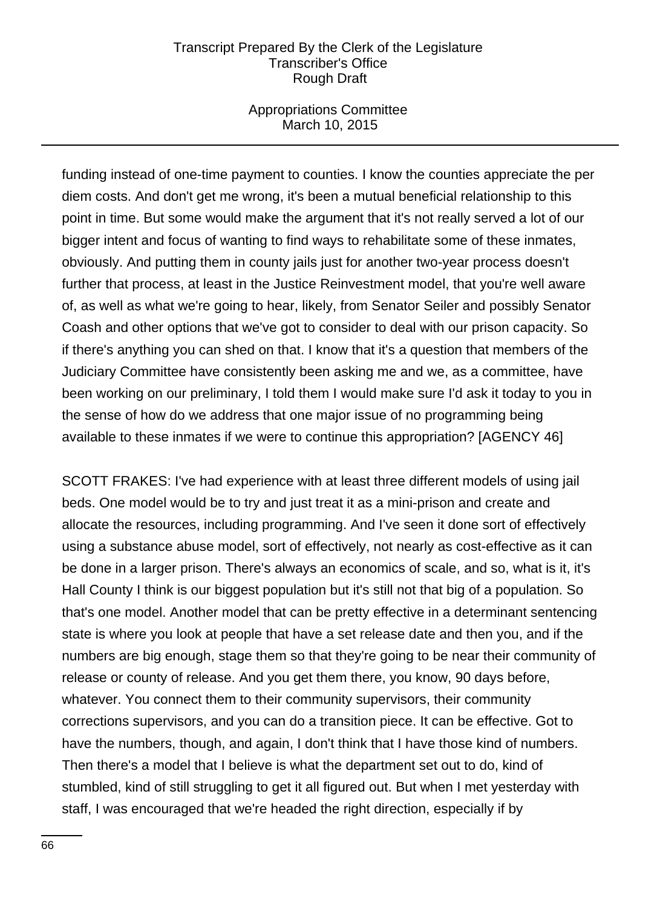funding instead of one-time payment to counties. I know the counties appreciate the per diem costs. And don't get me wrong, it's been a mutual beneficial relationship to this point in time. But some would make the argument that it's not really served a lot of our bigger intent and focus of wanting to find ways to rehabilitate some of these inmates, obviously. And putting them in county jails just for another two-year process doesn't further that process, at least in the Justice Reinvestment model, that you're well aware of, as well as what we're going to hear, likely, from Senator Seiler and possibly Senator Coash and other options that we've got to consider to deal with our prison capacity. So if there's anything you can shed on that. I know that it's a question that members of the Judiciary Committee have consistently been asking me and we, as a committee, have been working on our preliminary, I told them I would make sure I'd ask it today to you in the sense of how do we address that one major issue of no programming being available to these inmates if we were to continue this appropriation? [AGENCY 46]

SCOTT FRAKES: I've had experience with at least three different models of using jail beds. One model would be to try and just treat it as a mini-prison and create and allocate the resources, including programming. And I've seen it done sort of effectively using a substance abuse model, sort of effectively, not nearly as cost-effective as it can be done in a larger prison. There's always an economics of scale, and so, what is it, it's Hall County I think is our biggest population but it's still not that big of a population. So that's one model. Another model that can be pretty effective in a determinant sentencing state is where you look at people that have a set release date and then you, and if the numbers are big enough, stage them so that they're going to be near their community of release or county of release. And you get them there, you know, 90 days before, whatever. You connect them to their community supervisors, their community corrections supervisors, and you can do a transition piece. It can be effective. Got to have the numbers, though, and again, I don't think that I have those kind of numbers. Then there's a model that I believe is what the department set out to do, kind of stumbled, kind of still struggling to get it all figured out. But when I met yesterday with staff, I was encouraged that we're headed the right direction, especially if by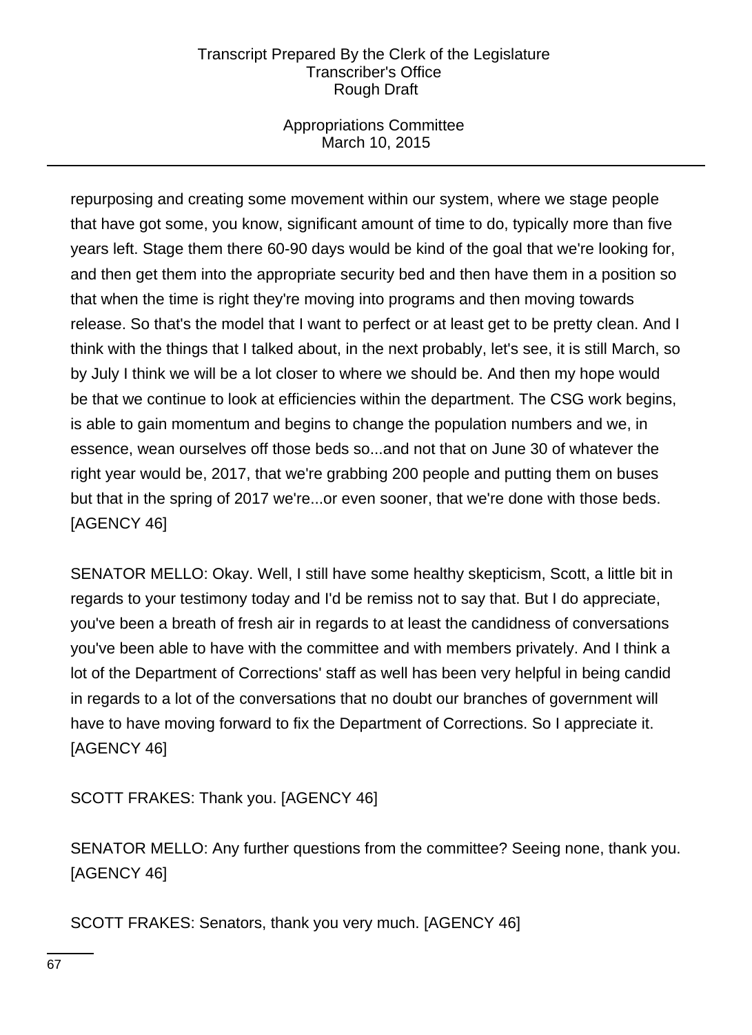repurposing and creating some movement within our system, where we stage people that have got some, you know, significant amount of time to do, typically more than five years left. Stage them there 60-90 days would be kind of the goal that we're looking for, and then get them into the appropriate security bed and then have them in a position so that when the time is right they're moving into programs and then moving towards release. So that's the model that I want to perfect or at least get to be pretty clean. And I think with the things that I talked about, in the next probably, let's see, it is still March, so by July I think we will be a lot closer to where we should be. And then my hope would be that we continue to look at efficiencies within the department. The CSG work begins, is able to gain momentum and begins to change the population numbers and we, in essence, wean ourselves off those beds so...and not that on June 30 of whatever the right year would be, 2017, that we're grabbing 200 people and putting them on buses but that in the spring of 2017 we're...or even sooner, that we're done with those beds. [AGENCY 46]

SENATOR MELLO: Okay. Well, I still have some healthy skepticism, Scott, a little bit in regards to your testimony today and I'd be remiss not to say that. But I do appreciate, you've been a breath of fresh air in regards to at least the candidness of conversations you've been able to have with the committee and with members privately. And I think a lot of the Department of Corrections' staff as well has been very helpful in being candid in regards to a lot of the conversations that no doubt our branches of government will have to have moving forward to fix the Department of Corrections. So I appreciate it. [AGENCY 46]

SCOTT FRAKES: Thank you. [AGENCY 46]

SENATOR MELLO: Any further questions from the committee? Seeing none, thank you. [AGENCY 46]

SCOTT FRAKES: Senators, thank you very much. [AGENCY 46]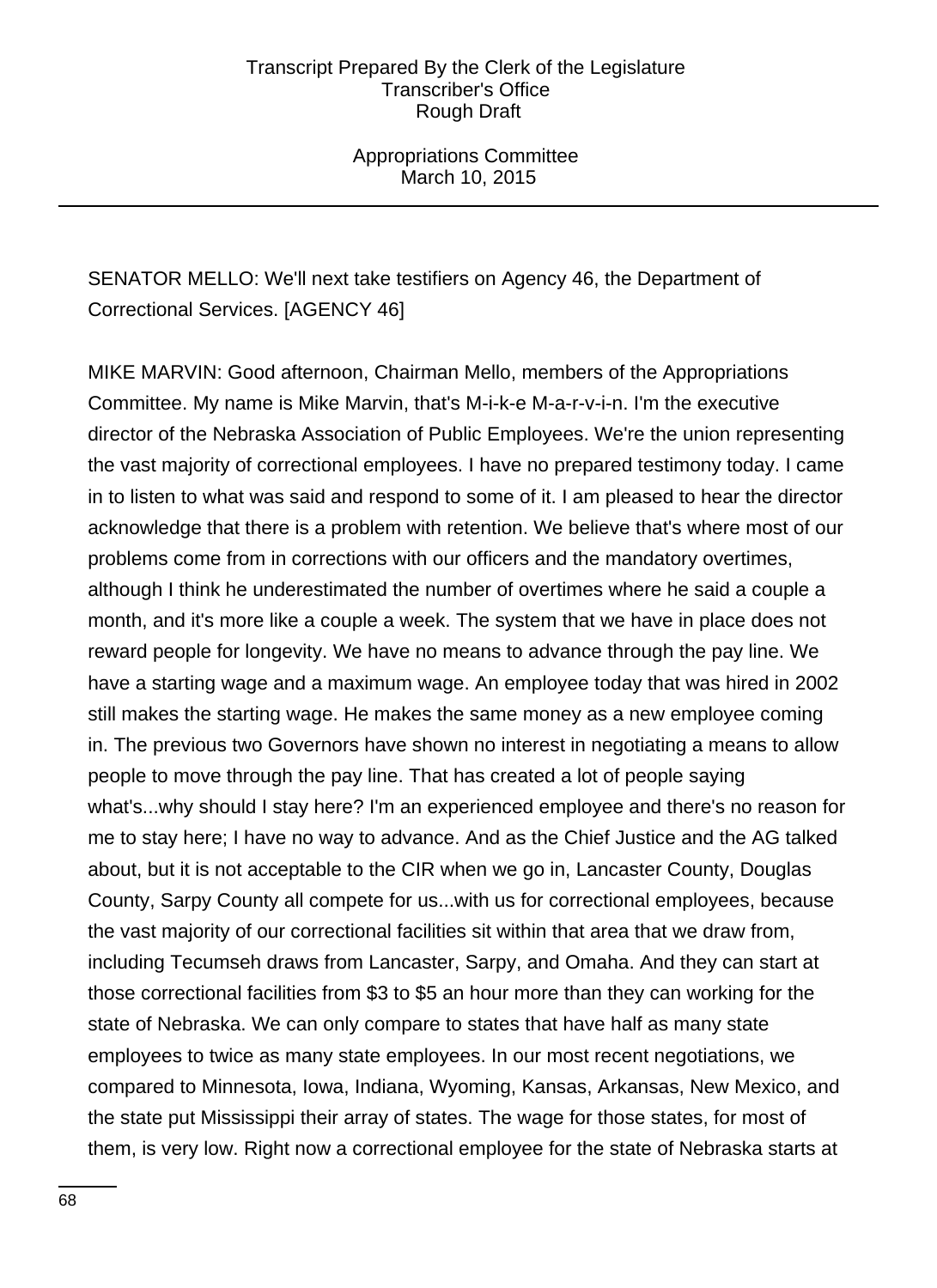SENATOR MELLO: We'll next take testifiers on Agency 46, the Department of Correctional Services. [AGENCY 46]

MIKE MARVIN: Good afternoon, Chairman Mello, members of the Appropriations Committee. My name is Mike Marvin, that's M-i-k-e M-a-r-v-i-n. I'm the executive director of the Nebraska Association of Public Employees. We're the union representing the vast majority of correctional employees. I have no prepared testimony today. I came in to listen to what was said and respond to some of it. I am pleased to hear the director acknowledge that there is a problem with retention. We believe that's where most of our problems come from in corrections with our officers and the mandatory overtimes, although I think he underestimated the number of overtimes where he said a couple a month, and it's more like a couple a week. The system that we have in place does not reward people for longevity. We have no means to advance through the pay line. We have a starting wage and a maximum wage. An employee today that was hired in 2002 still makes the starting wage. He makes the same money as a new employee coming in. The previous two Governors have shown no interest in negotiating a means to allow people to move through the pay line. That has created a lot of people saying what's...why should I stay here? I'm an experienced employee and there's no reason for me to stay here; I have no way to advance. And as the Chief Justice and the AG talked about, but it is not acceptable to the CIR when we go in, Lancaster County, Douglas County, Sarpy County all compete for us...with us for correctional employees, because the vast majority of our correctional facilities sit within that area that we draw from, including Tecumseh draws from Lancaster, Sarpy, and Omaha. And they can start at those correctional facilities from $3 to $5 an hour more than they can working for the state of Nebraska. We can only compare to states that have half as many state employees to twice as many state employees. In our most recent negotiations, we compared to Minnesota, Iowa, Indiana, Wyoming, Kansas, Arkansas, New Mexico, and the state put Mississippi their array of states. The wage for those states, for most of them, is very low. Right now a correctional employee for the state of Nebraska starts at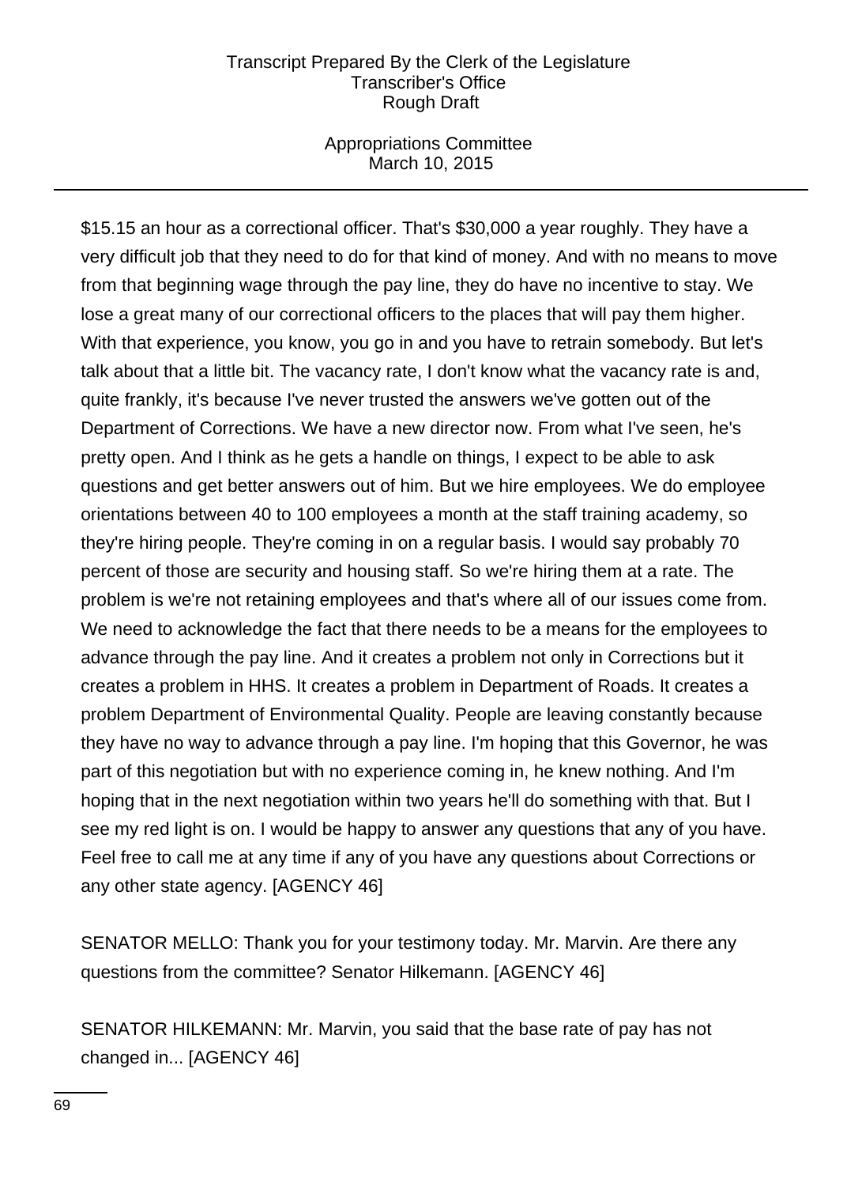$15.15 an hour as a correctional officer. That's $30,000 a year roughly. They have a very difficult job that they need to do for that kind of money. And with no means to move from that beginning wage through the pay line, they do have no incentive to stay. We lose a great many of our correctional officers to the places that will pay them higher. With that experience, you know, you go in and you have to retrain somebody. But let's talk about that a little bit. The vacancy rate, I don't know what the vacancy rate is and, quite frankly, it's because I've never trusted the answers we've gotten out of the Department of Corrections. We have a new director now. From what I've seen, he's pretty open. And I think as he gets a handle on things, I expect to be able to ask questions and get better answers out of him. But we hire employees. We do employee orientations between 40 to 100 employees a month at the staff training academy, so they're hiring people. They're coming in on a regular basis. I would say probably 70 percent of those are security and housing staff. So we're hiring them at a rate. The problem is we're not retaining employees and that's where all of our issues come from. We need to acknowledge the fact that there needs to be a means for the employees to advance through the pay line. And it creates a problem not only in Corrections but it creates a problem in HHS. It creates a problem in Department of Roads. It creates a problem Department of Environmental Quality. People are leaving constantly because they have no way to advance through a pay line. I'm hoping that this Governor, he was part of this negotiation but with no experience coming in, he knew nothing. And I'm hoping that in the next negotiation within two years he'll do something with that. But I see my red light is on. I would be happy to answer any questions that any of you have. Feel free to call me at any time if any of you have any questions about Corrections or any other state agency. [AGENCY 46]

SENATOR MELLO: Thank you for your testimony today. Mr. Marvin. Are there any questions from the committee? Senator Hilkemann. [AGENCY 46]

SENATOR HILKEMANN: Mr. Marvin, you said that the base rate of pay has not changed in... [AGENCY 46]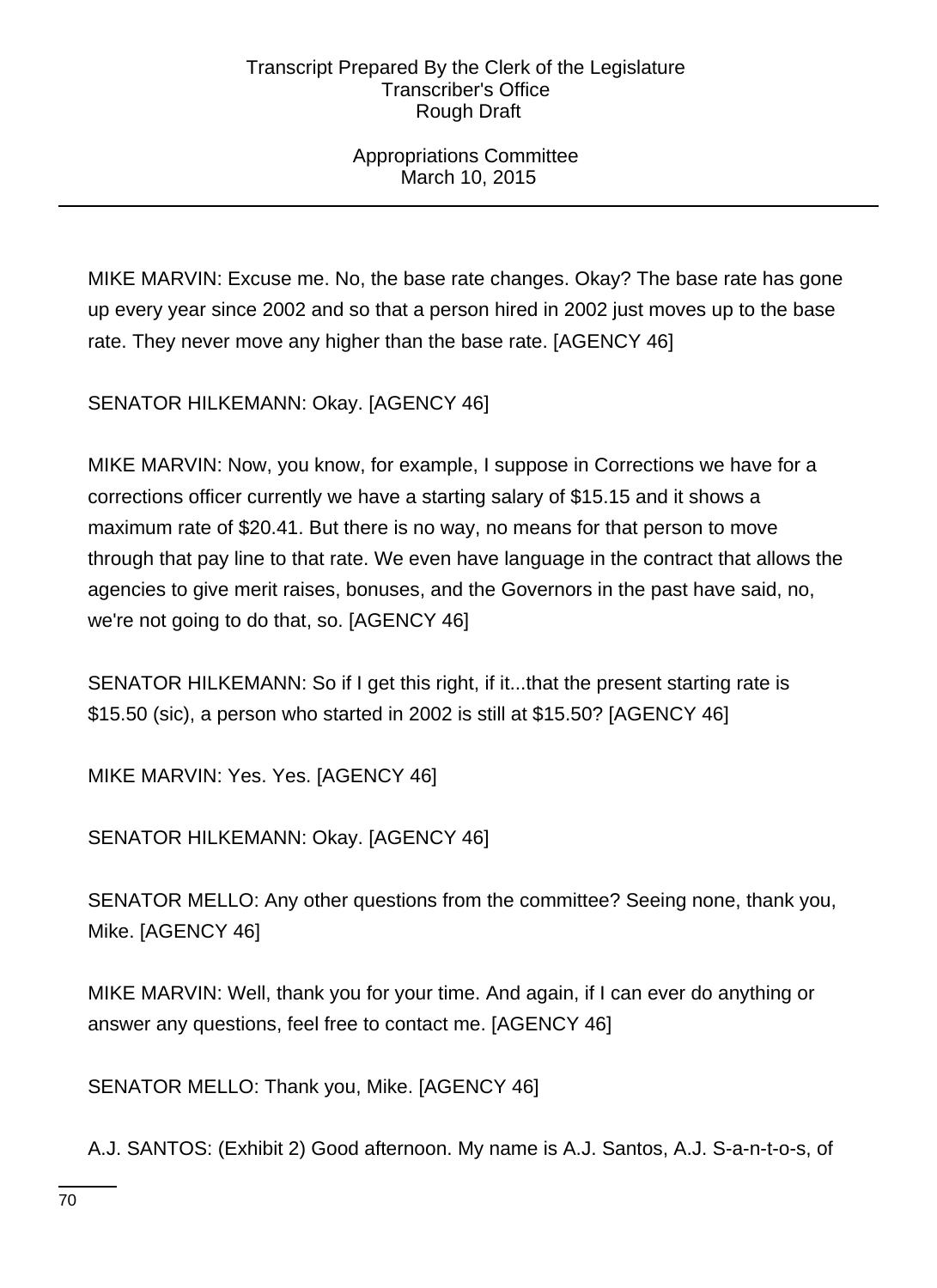MIKE MARVIN: Excuse me. No, the base rate changes. Okay? The base rate has gone up every year since 2002 and so that a person hired in 2002 just moves up to the base rate. They never move any higher than the base rate. [AGENCY 46]

SENATOR HILKEMANN: Okay. [AGENCY 46]

MIKE MARVIN: Now, you know, for example, I suppose in Corrections we have for a corrections officer currently we have a starting salary of $15.15 and it shows a maximum rate of $20.41. But there is no way, no means for that person to move through that pay line to that rate. We even have language in the contract that allows the agencies to give merit raises, bonuses, and the Governors in the past have said, no, we're not going to do that, so. [AGENCY 46]

SENATOR HILKEMANN: So if I get this right, if it...that the present starting rate is $15.50 (sic), a person who started in 2002 is still at $15.50? [AGENCY 46]

MIKE MARVIN: Yes. Yes. [AGENCY 46]

SENATOR HILKEMANN: Okay. [AGENCY 46]

SENATOR MELLO: Any other questions from the committee? Seeing none, thank you, Mike. [AGENCY 46]

MIKE MARVIN: Well, thank you for your time. And again, if I can ever do anything or answer any questions, feel free to contact me. [AGENCY 46]

SENATOR MELLO: Thank you, Mike. [AGENCY 46]

A.J. SANTOS: (Exhibit 2) Good afternoon. My name is A.J. Santos, A.J. S-a-n-t-o-s, of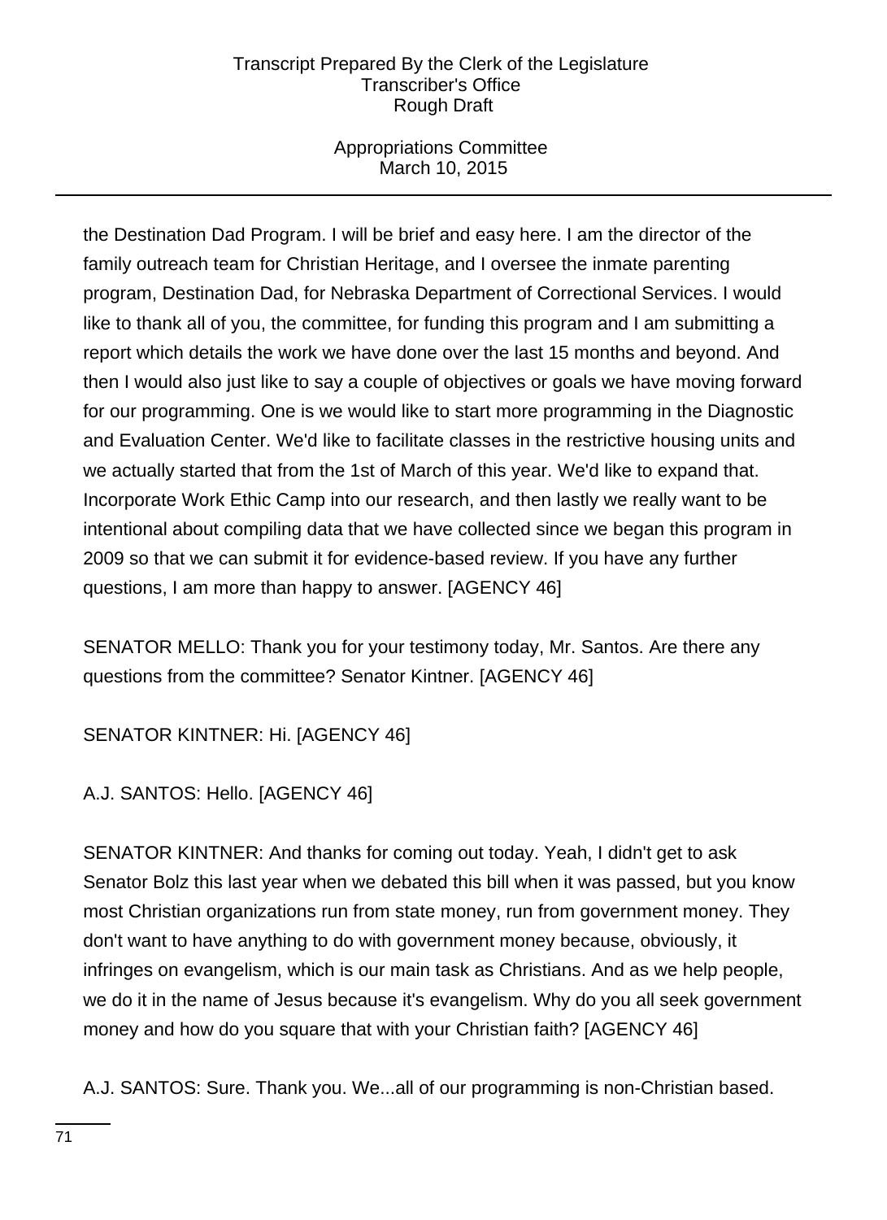the Destination Dad Program. I will be brief and easy here. I am the director of the family outreach team for Christian Heritage, and I oversee the inmate parenting program, Destination Dad, for Nebraska Department of Correctional Services. I would like to thank all of you, the committee, for funding this program and I am submitting a report which details the work we have done over the last 15 months and beyond. And then I would also just like to say a couple of objectives or goals we have moving forward for our programming. One is we would like to start more programming in the Diagnostic and Evaluation Center. We'd like to facilitate classes in the restrictive housing units and we actually started that from the 1st of March of this year. We'd like to expand that. Incorporate Work Ethic Camp into our research, and then lastly we really want to be intentional about compiling data that we have collected since we began this program in 2009 so that we can submit it for evidence-based review. If you have any further questions, I am more than happy to answer. [AGENCY 46]

SENATOR MELLO: Thank you for your testimony today, Mr. Santos. Are there any questions from the committee? Senator Kintner. [AGENCY 46]

SENATOR KINTNER: Hi. [AGENCY 46]

A.J. SANTOS: Hello. [AGENCY 46]

SENATOR KINTNER: And thanks for coming out today. Yeah, I didn't get to ask Senator Bolz this last year when we debated this bill when it was passed, but you know most Christian organizations run from state money, run from government money. They don't want to have anything to do with government money because, obviously, it infringes on evangelism, which is our main task as Christians. And as we help people, we do it in the name of Jesus because it's evangelism. Why do you all seek government money and how do you square that with your Christian faith? [AGENCY 46]

A.J. SANTOS: Sure. Thank you. We...all of our programming is non-Christian based.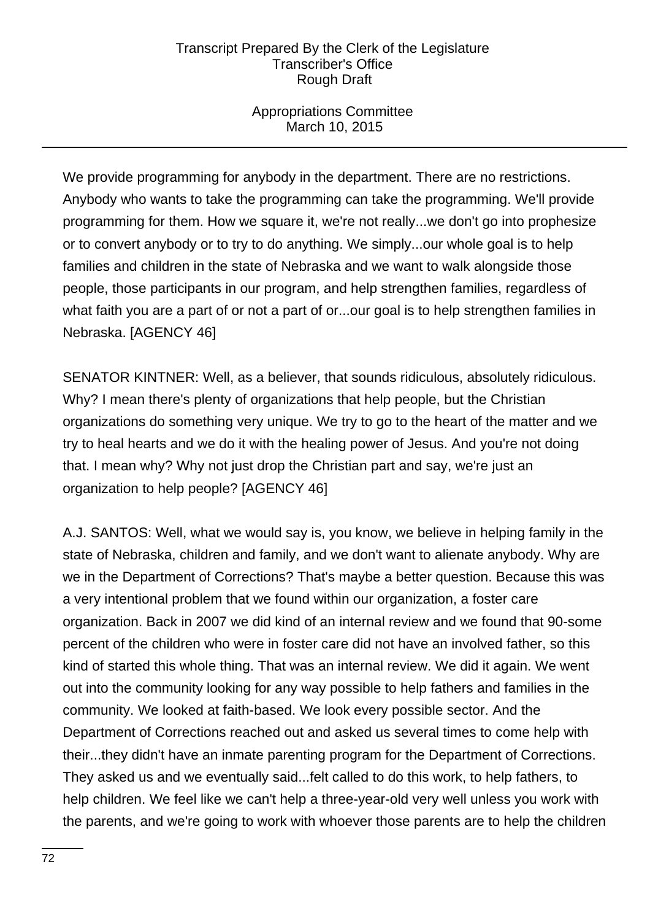We provide programming for anybody in the department. There are no restrictions. Anybody who wants to take the programming can take the programming. We'll provide programming for them. How we square it, we're not really...we don't go into prophesize or to convert anybody or to try to do anything. We simply...our whole goal is to help families and children in the state of Nebraska and we want to walk alongside those people, those participants in our program, and help strengthen families, regardless of what faith you are a part of or not a part of or...our goal is to help strengthen families in Nebraska. [AGENCY 46]

SENATOR KINTNER: Well, as a believer, that sounds ridiculous, absolutely ridiculous. Why? I mean there's plenty of organizations that help people, but the Christian organizations do something very unique. We try to go to the heart of the matter and we try to heal hearts and we do it with the healing power of Jesus. And you're not doing that. I mean why? Why not just drop the Christian part and say, we're just an organization to help people? [AGENCY 46]

A.J. SANTOS: Well, what we would say is, you know, we believe in helping family in the state of Nebraska, children and family, and we don't want to alienate anybody. Why are we in the Department of Corrections? That's maybe a better question. Because this was a very intentional problem that we found within our organization, a foster care organization. Back in 2007 we did kind of an internal review and we found that 90-some percent of the children who were in foster care did not have an involved father, so this kind of started this whole thing. That was an internal review. We did it again. We went out into the community looking for any way possible to help fathers and families in the community. We looked at faith-based. We look every possible sector. And the Department of Corrections reached out and asked us several times to come help with their...they didn't have an inmate parenting program for the Department of Corrections. They asked us and we eventually said...felt called to do this work, to help fathers, to help children. We feel like we can't help a three-year-old very well unless you work with the parents, and we're going to work with whoever those parents are to help the children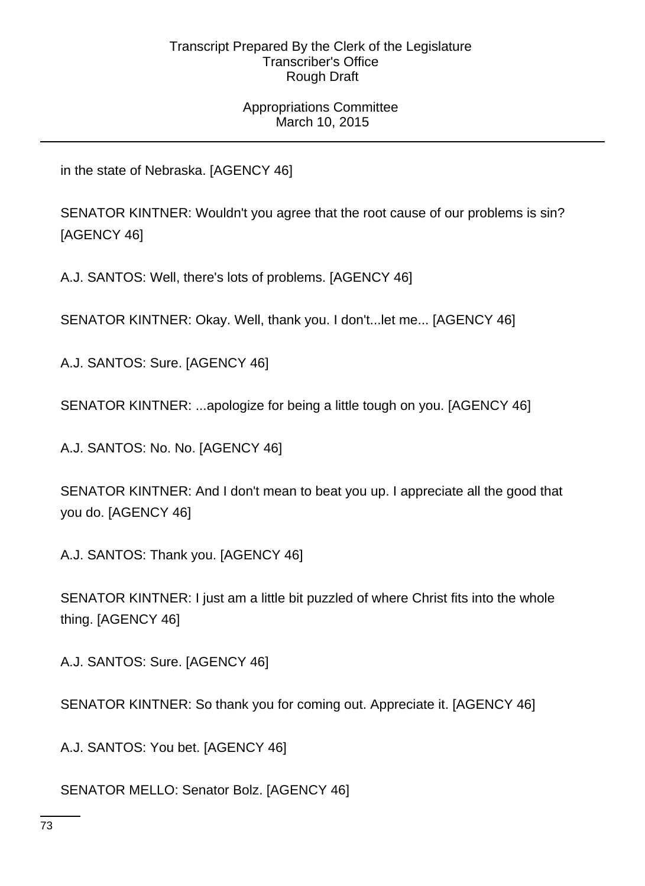in the state of Nebraska. [AGENCY 46]

SENATOR KINTNER: Wouldn't you agree that the root cause of our problems is sin? [AGENCY 46]

A.J. SANTOS: Well, there's lots of problems. [AGENCY 46]

SENATOR KINTNER: Okay. Well, thank you. I don't...let me... [AGENCY 46]

A.J. SANTOS: Sure. [AGENCY 46]

SENATOR KINTNER: ...apologize for being a little tough on you. [AGENCY 46]

A.J. SANTOS: No. No. [AGENCY 46]

SENATOR KINTNER: And I don't mean to beat you up. I appreciate all the good that you do. [AGENCY 46]

A.J. SANTOS: Thank you. [AGENCY 46]

SENATOR KINTNER: I just am a little bit puzzled of where Christ fits into the whole thing. [AGENCY 46]

A.J. SANTOS: Sure. [AGENCY 46]

SENATOR KINTNER: So thank you for coming out. Appreciate it. [AGENCY 46]

A.J. SANTOS: You bet. [AGENCY 46]

SENATOR MELLO: Senator Bolz. [AGENCY 46]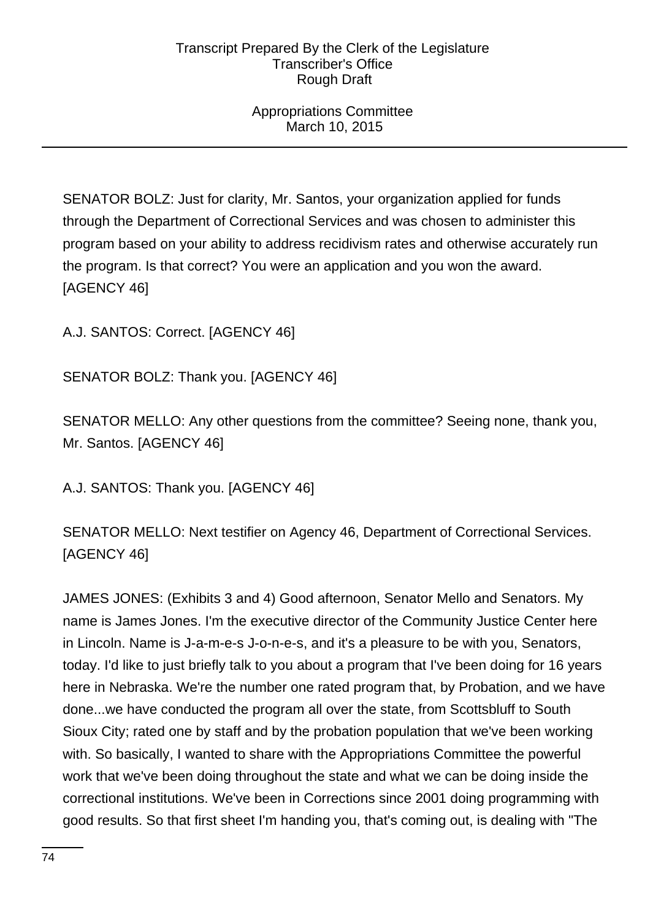SENATOR BOLZ: Just for clarity, Mr. Santos, your organization applied for funds through the Department of Correctional Services and was chosen to administer this program based on your ability to address recidivism rates and otherwise accurately run the program. Is that correct? You were an application and you won the award. [AGENCY 46]

A.J. SANTOS: Correct. [AGENCY 46]

SENATOR BOLZ: Thank you. [AGENCY 46]

SENATOR MELLO: Any other questions from the committee? Seeing none, thank you, Mr. Santos. [AGENCY 46]

A.J. SANTOS: Thank you. [AGENCY 46]

SENATOR MELLO: Next testifier on Agency 46, Department of Correctional Services. [AGENCY 46]

JAMES JONES: (Exhibits 3 and 4) Good afternoon, Senator Mello and Senators. My name is James Jones. I'm the executive director of the Community Justice Center here in Lincoln. Name is J-a-m-e-s J-o-n-e-s, and it's a pleasure to be with you, Senators, today. I'd like to just briefly talk to you about a program that I've been doing for 16 years here in Nebraska. We're the number one rated program that, by Probation, and we have done...we have conducted the program all over the state, from Scottsbluff to South Sioux City; rated one by staff and by the probation population that we've been working with. So basically, I wanted to share with the Appropriations Committee the powerful work that we've been doing throughout the state and what we can be doing inside the correctional institutions. We've been in Corrections since 2001 doing programming with good results. So that first sheet I'm handing you, that's coming out, is dealing with "The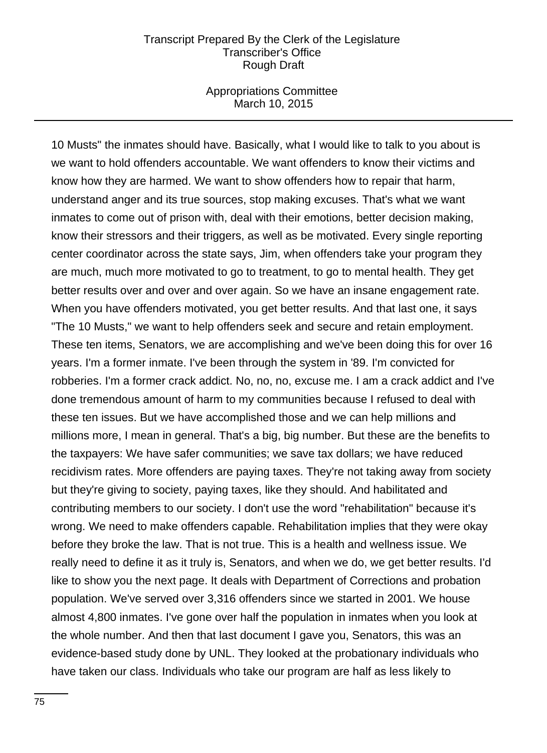10 Musts" the inmates should have. Basically, what I would like to talk to you about is we want to hold offenders accountable. We want offenders to know their victims and know how they are harmed. We want to show offenders how to repair that harm, understand anger and its true sources, stop making excuses. That's what we want inmates to come out of prison with, deal with their emotions, better decision making, know their stressors and their triggers, as well as be motivated. Every single reporting center coordinator across the state says, Jim, when offenders take your program they are much, much more motivated to go to treatment, to go to mental health. They get better results over and over and over again. So we have an insane engagement rate. When you have offenders motivated, you get better results. And that last one, it says "The 10 Musts," we want to help offenders seek and secure and retain employment. These ten items, Senators, we are accomplishing and we've been doing this for over 16 years. I'm a former inmate. I've been through the system in '89. I'm convicted for robberies. I'm a former crack addict. No, no, no, excuse me. I am a crack addict and I've done tremendous amount of harm to my communities because I refused to deal with these ten issues. But we have accomplished those and we can help millions and millions more, I mean in general. That's a big, big number. But these are the benefits to the taxpayers: We have safer communities; we save tax dollars; we have reduced recidivism rates. More offenders are paying taxes. They're not taking away from society but they're giving to society, paying taxes, like they should. And habilitated and contributing members to our society. I don't use the word "rehabilitation" because it's wrong. We need to make offenders capable. Rehabilitation implies that they were okay before they broke the law. That is not true. This is a health and wellness issue. We really need to define it as it truly is, Senators, and when we do, we get better results. I'd like to show you the next page. It deals with Department of Corrections and probation population. We've served over 3,316 offenders since we started in 2001. We house almost 4,800 inmates. I've gone over half the population in inmates when you look at the whole number. And then that last document I gave you, Senators, this was an evidence-based study done by UNL. They looked at the probationary individuals who have taken our class. Individuals who take our program are half as less likely to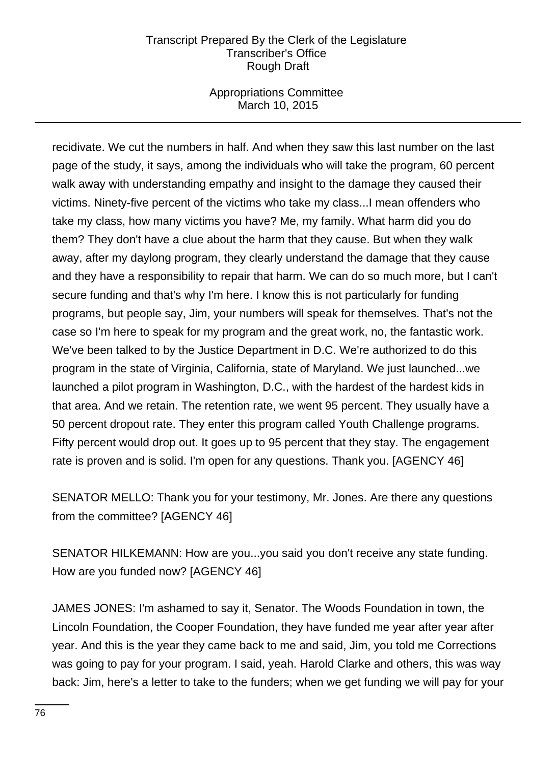recidivate. We cut the numbers in half. And when they saw this last number on the last page of the study, it says, among the individuals who will take the program, 60 percent walk away with understanding empathy and insight to the damage they caused their victims. Ninety-five percent of the victims who take my class...I mean offenders who take my class, how many victims you have? Me, my family. What harm did you do them? They don't have a clue about the harm that they cause. But when they walk away, after my daylong program, they clearly understand the damage that they cause and they have a responsibility to repair that harm. We can do so much more, but I can't secure funding and that's why I'm here. I know this is not particularly for funding programs, but people say, Jim, your numbers will speak for themselves. That's not the case so I'm here to speak for my program and the great work, no, the fantastic work. We've been talked to by the Justice Department in D.C. We're authorized to do this program in the state of Virginia, California, state of Maryland. We just launched...we launched a pilot program in Washington, D.C., with the hardest of the hardest kids in that area. And we retain. The retention rate, we went 95 percent. They usually have a 50 percent dropout rate. They enter this program called Youth Challenge programs. Fifty percent would drop out. It goes up to 95 percent that they stay. The engagement rate is proven and is solid. I'm open for any questions. Thank you. [AGENCY 46]

SENATOR MELLO: Thank you for your testimony, Mr. Jones. Are there any questions from the committee? [AGENCY 46]

SENATOR HILKEMANN: How are you...you said you don't receive any state funding. How are you funded now? [AGENCY 46]

JAMES JONES: I'm ashamed to say it, Senator. The Woods Foundation in town, the Lincoln Foundation, the Cooper Foundation, they have funded me year after year after year. And this is the year they came back to me and said, Jim, you told me Corrections was going to pay for your program. I said, yeah. Harold Clarke and others, this was way back: Jim, here's a letter to take to the funders; when we get funding we will pay for your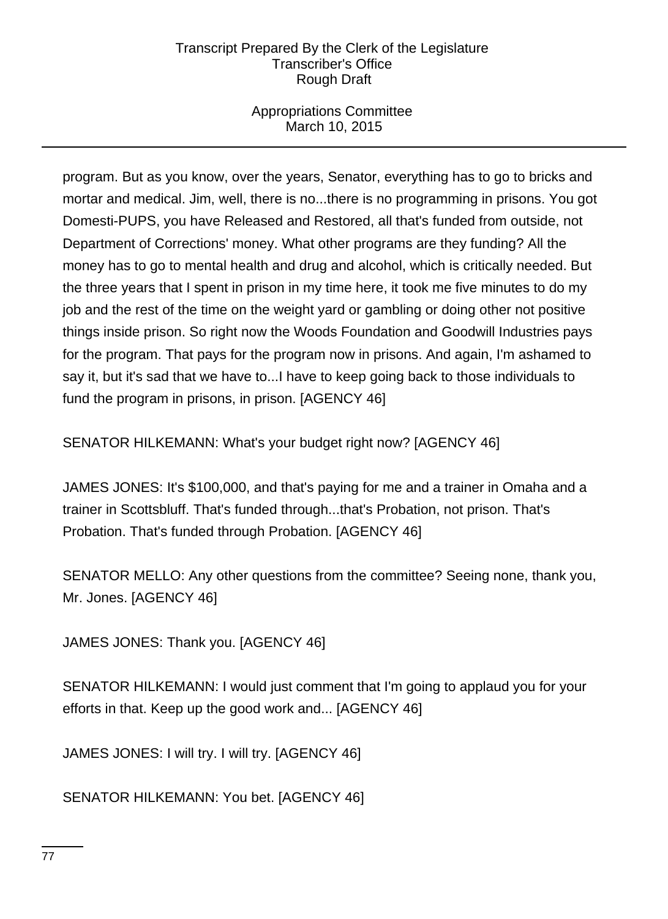program. But as you know, over the years, Senator, everything has to go to bricks and mortar and medical. Jim, well, there is no...there is no programming in prisons. You got Domesti-PUPS, you have Released and Restored, all that's funded from outside, not Department of Corrections' money. What other programs are they funding? All the money has to go to mental health and drug and alcohol, which is critically needed. But the three years that I spent in prison in my time here, it took me five minutes to do my job and the rest of the time on the weight yard or gambling or doing other not positive things inside prison. So right now the Woods Foundation and Goodwill Industries pays for the program. That pays for the program now in prisons. And again, I'm ashamed to say it, but it's sad that we have to...I have to keep going back to those individuals to fund the program in prisons, in prison. [AGENCY 46]

SENATOR HILKEMANN: What's your budget right now? [AGENCY 46]

JAMES JONES: It's $100,000, and that's paying for me and a trainer in Omaha and a trainer in Scottsbluff. That's funded through...that's Probation, not prison. That's Probation. That's funded through Probation. [AGENCY 46]

SENATOR MELLO: Any other questions from the committee? Seeing none, thank you, Mr. Jones. [AGENCY 46]

JAMES JONES: Thank you. [AGENCY 46]

SENATOR HILKEMANN: I would just comment that I'm going to applaud you for your efforts in that. Keep up the good work and... [AGENCY 46]

JAMES JONES: I will try. I will try. [AGENCY 46]

SENATOR HILKEMANN: You bet. [AGENCY 46]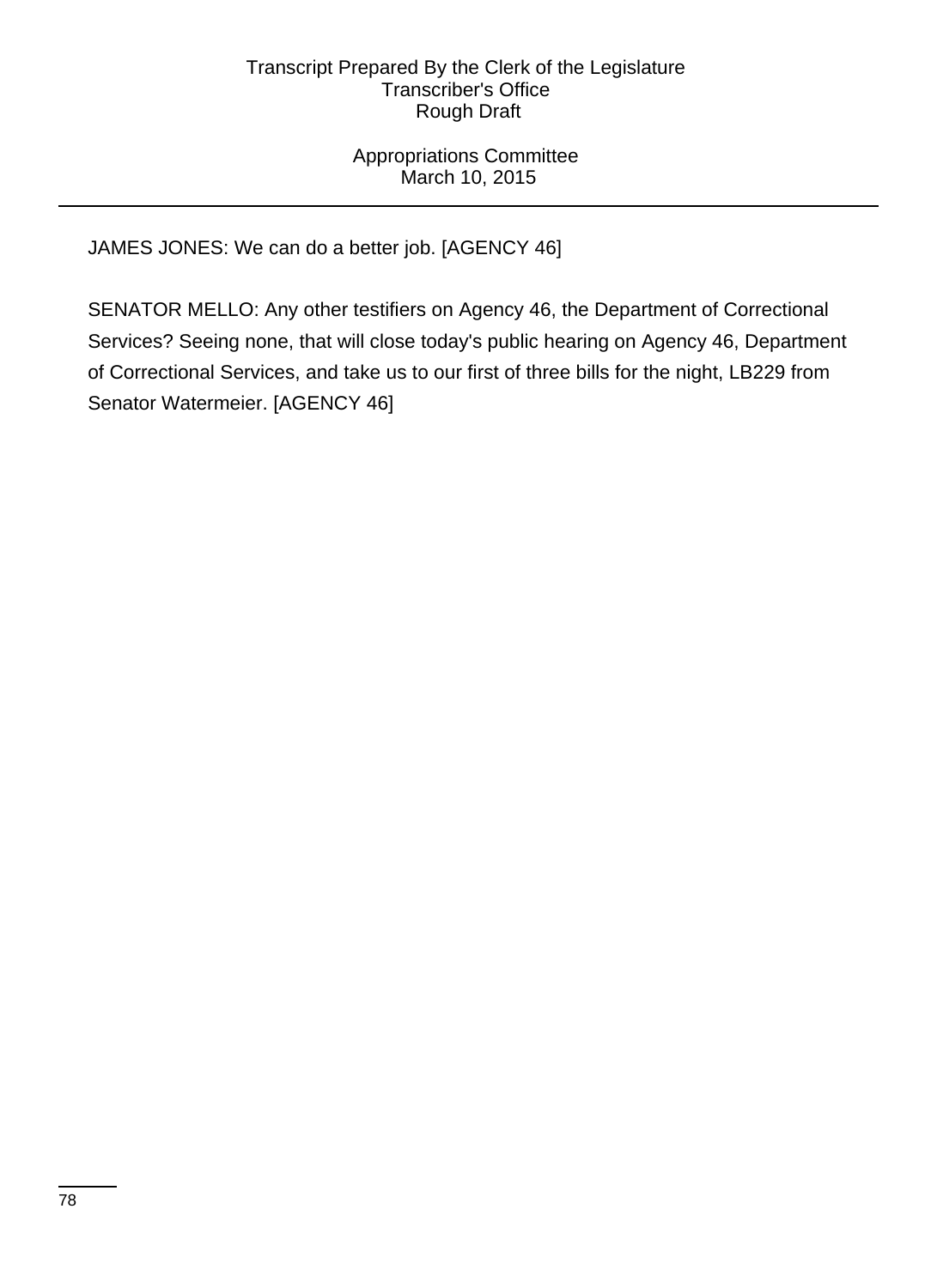JAMES JONES: We can do a better job. [AGENCY 46]

SENATOR MELLO: Any other testifiers on Agency 46, the Department of Correctional Services? Seeing none, that will close today's public hearing on Agency 46, Department of Correctional Services, and take us to our first of three bills for the night, LB229 from Senator Watermeier. [AGENCY 46]